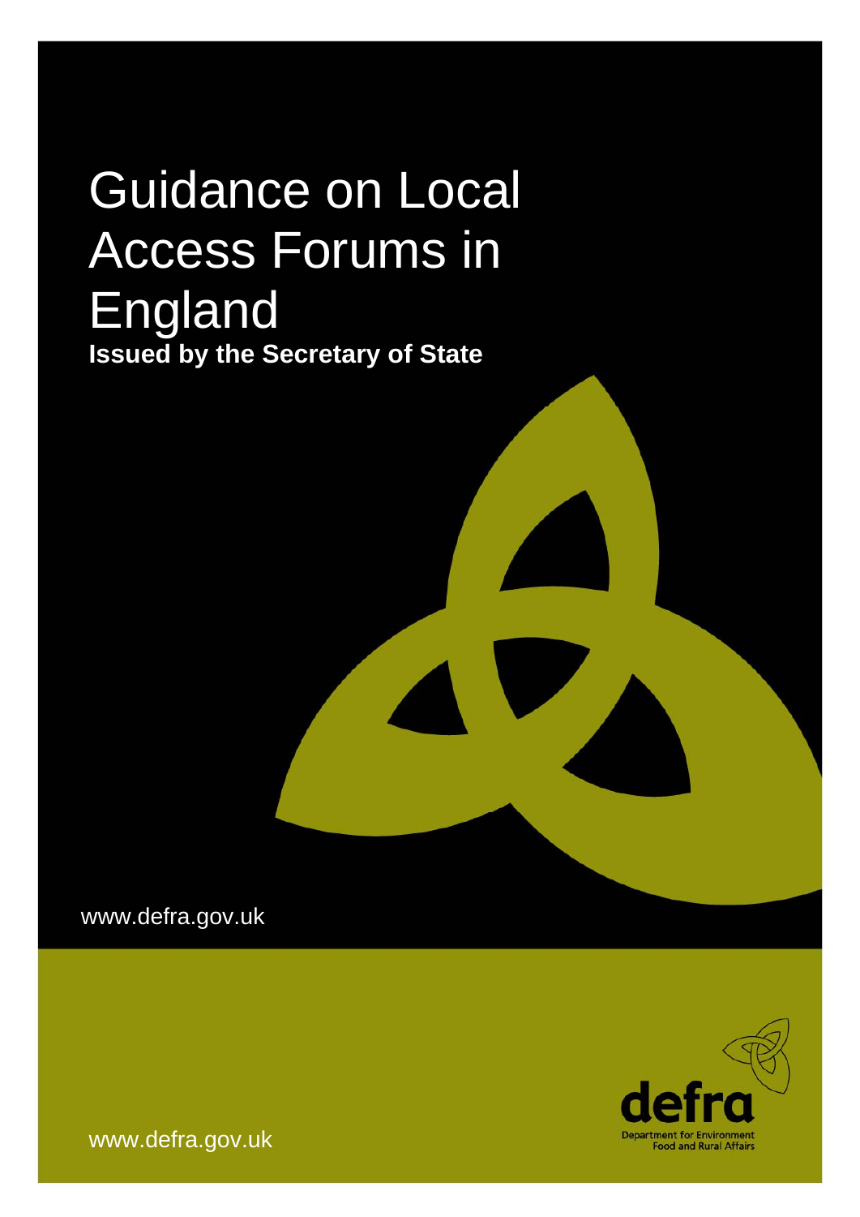# Guidance on Local Access Forums in England

**Issued by the Secretary of State**

www.defra.gov.uk

defra

Department for Environment Food and Rural Affairs

www.defra.gov.uk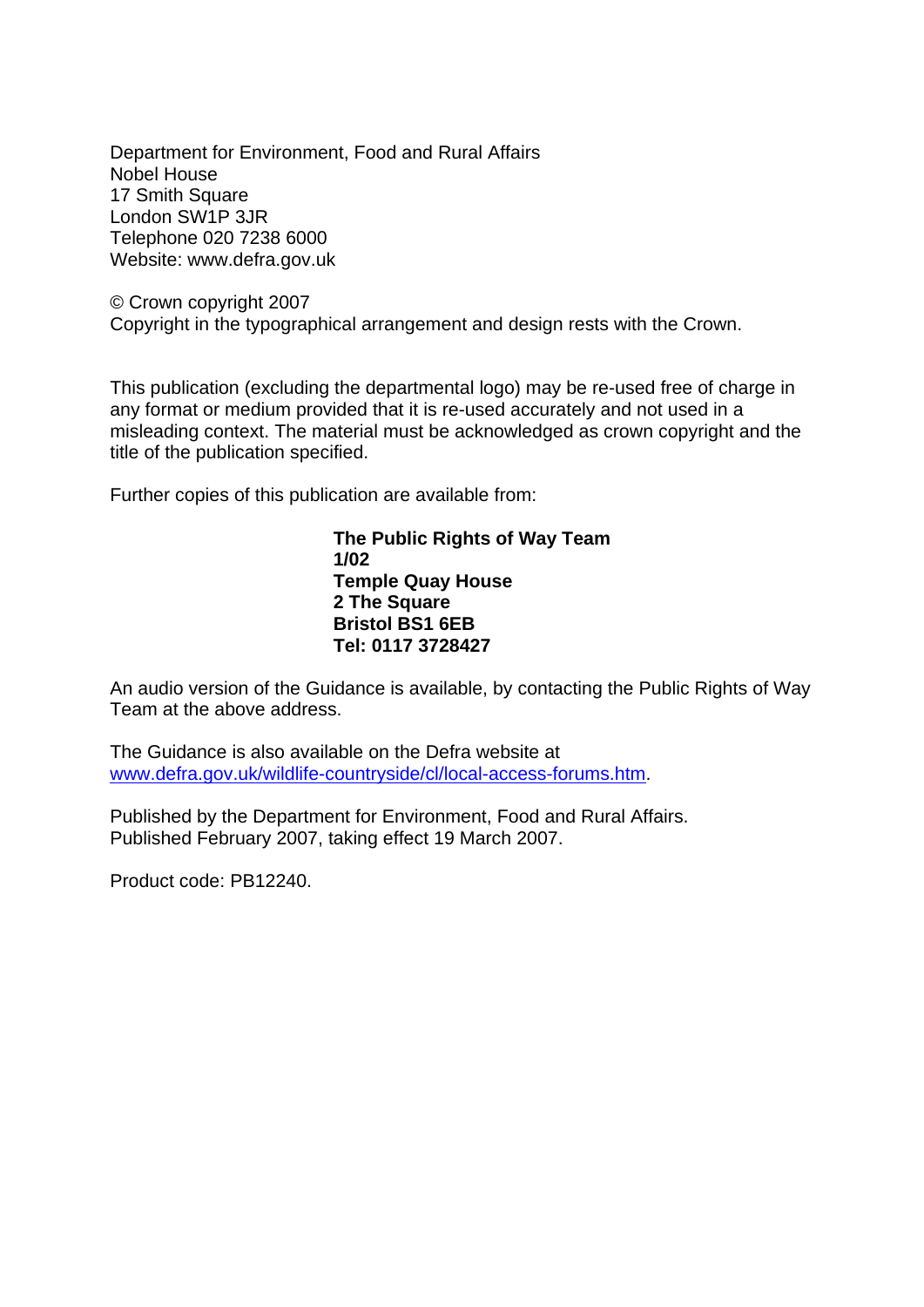Department for Environment, Food and Rural Affairs
Nobel House
17 Smith Square
London SW1P 3JR
Telephone 020 7238 6000
Website: www.defra.gov.uk

© Crown copyright 2007
Copyright in the typographical arrangement and design rests with the Crown.

This publication (excluding the departmental logo) may be re-used free of charge in any format or medium provided that it is re-used accurately and not used in a misleading context. The material must be acknowledged as crown copyright and the title of the publication specified.

Further copies of this publication are available from:

**The Public Rights of Way Team**
**1/02**
**Temple Quay House**
**2 The Square**
**Bristol BS1 6EB**
**Tel: 0117 3728427**

An audio version of the Guidance is available, by contacting the Public Rights of Way Team at the above address.

The Guidance is also available on the Defra website at
www.defra.gov.uk/wildlife-countryside/cl/local-access-forums.htm.

Published by the Department for Environment, Food and Rural Affairs.
Published February 2007, taking effect 19 March 2007.

Product code: PB12240.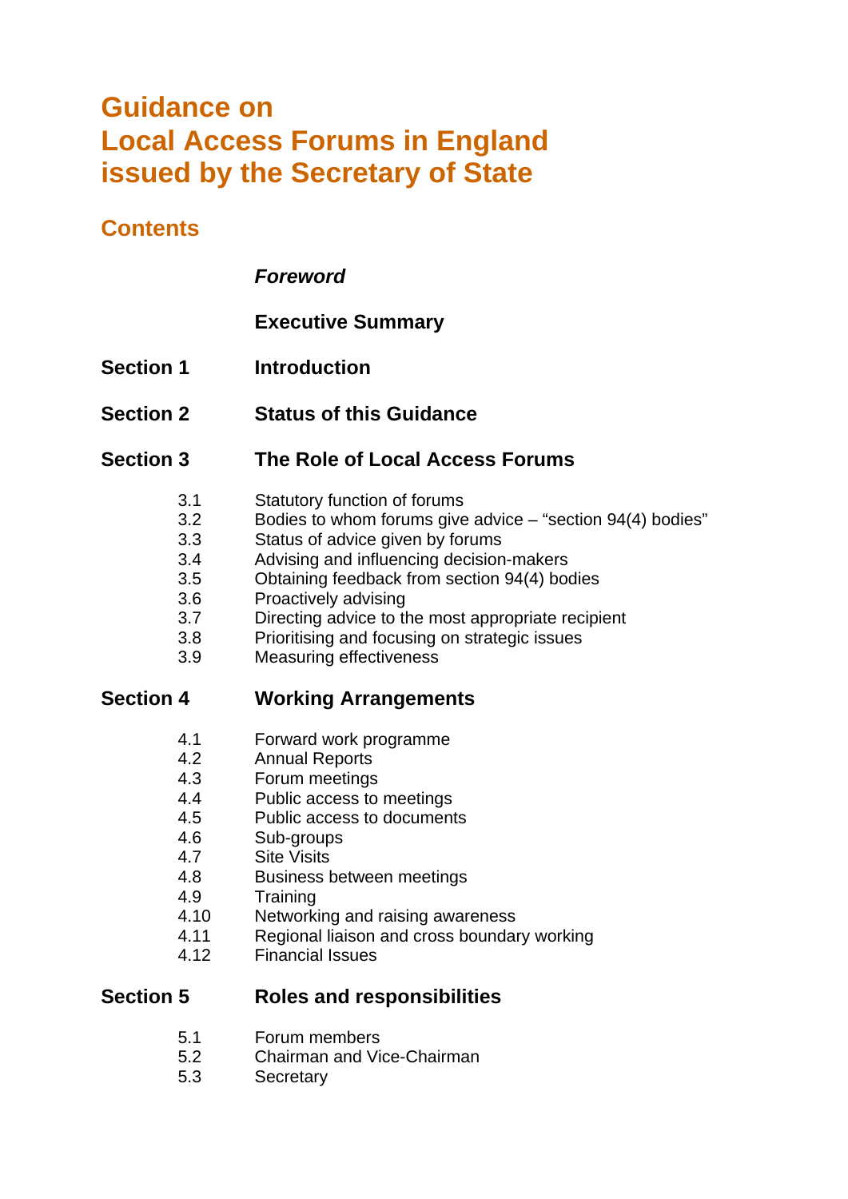# Guidance on Local Access Forums in England issued by the Secretary of State

## Contents

*Foreword*

**Executive Summary**

**Section 1 Introduction**

**Section 2 Status of this Guidance**

**Section 3 The Role of Local Access Forums**

- 3.1 Statutory function of forums
- 3.2 Bodies to whom forums give advice – “section 94(4) bodies”
- 3.3 Status of advice given by forums
- 3.4 Advising and influencing decision-makers
- 3.5 Obtaining feedback from section 94(4) bodies
- 3.6 Proactively advising
- 3.7 Directing advice to the most appropriate recipient
- 3.8 Prioritising and focusing on strategic issues
- 3.9 Measuring effectiveness

**Section 4 Working Arrangements**

- 4.1 Forward work programme
- 4.2 Annual Reports
- 4.3 Forum meetings
- 4.4 Public access to meetings
- 4.5 Public access to documents
- 4.6 Sub-groups
- 4.7 Site Visits
- 4.8 Business between meetings
- 4.9 Training
- 4.10 Networking and raising awareness
- 4.11 Regional liaison and cross boundary working
- 4.12 Financial Issues

**Section 5 Roles and responsibilities**

- 5.1 Forum members
- 5.2 Chairman and Vice-Chairman
- 5.3 Secretary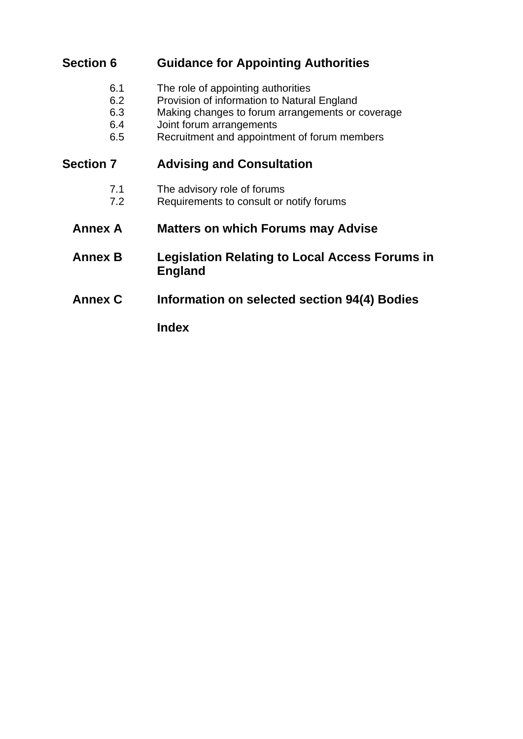**Section 6 Guidance for Appointing Authorities**

6.1 The role of appointing authorities
6.2 Provision of information to Natural England
6.3 Making changes to forum arrangements or coverage
6.4 Joint forum arrangements
6.5 Recruitment and appointment of forum members

**Section 7 Advising and Consultation**

7.1 The advisory role of forums
7.2 Requirements to consult or notify forums

**Annex A Matters on which Forums may Advise**

**Annex B Legislation Relating to Local Access Forums in England**

**Annex C Information on selected section 94(4) Bodies**

**Index**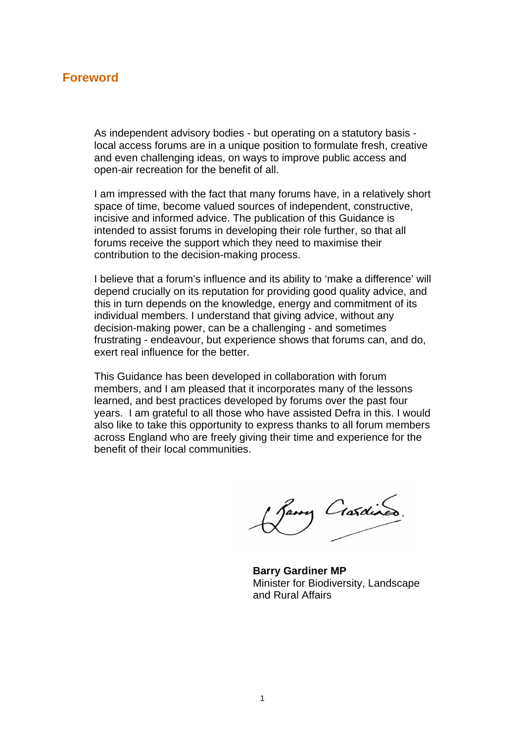# Foreword

As independent advisory bodies - but operating on a statutory basis - local access forums are in a unique position to formulate fresh, creative and even challenging ideas, on ways to improve public access and open-air recreation for the benefit of all.

I am impressed with the fact that many forums have, in a relatively short space of time, become valued sources of independent, constructive, incisive and informed advice. The publication of this Guidance is intended to assist forums in developing their role further, so that all forums receive the support which they need to maximise their contribution to the decision-making process.

I believe that a forum's influence and its ability to 'make a difference' will depend crucially on its reputation for providing good quality advice, and this in turn depends on the knowledge, energy and commitment of its individual members. I understand that giving advice, without any decision-making power, can be a challenging - and sometimes frustrating - endeavour, but experience shows that forums can, and do, exert real influence for the better.

This Guidance has been developed in collaboration with forum members, and I am pleased that it incorporates many of the lessons learned, and best practices developed by forums over the past four years. I am grateful to all those who have assisted Defra in this. I would also like to take this opportunity to express thanks to all forum members across England who are freely giving their time and experience for the benefit of their local communities.

**Barry Gardiner MP**
Minister for Biodiversity, Landscape and Rural Affairs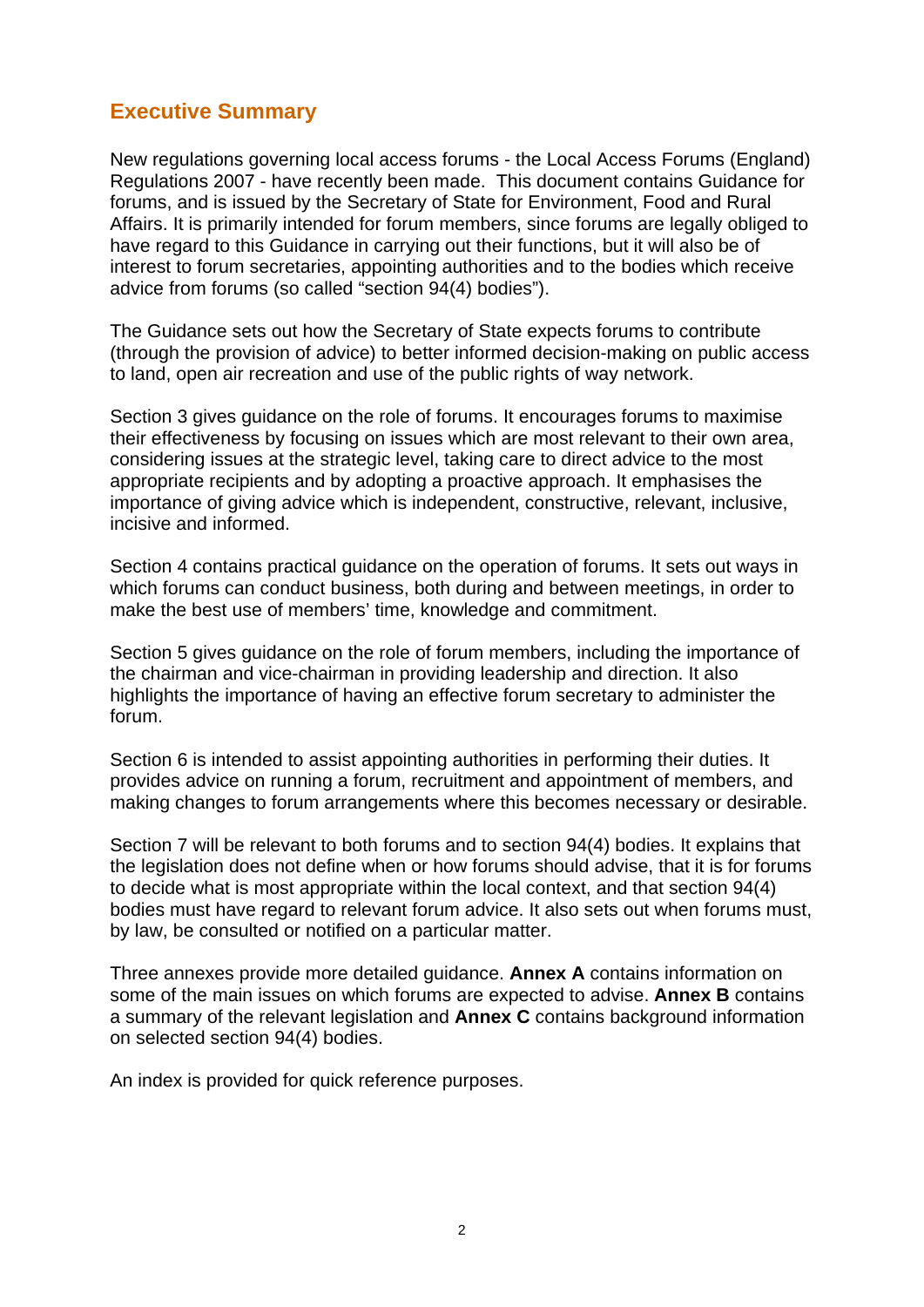## Executive Summary

New regulations governing local access forums - the Local Access Forums (England) Regulations 2007 - have recently been made. This document contains Guidance for forums, and is issued by the Secretary of State for Environment, Food and Rural Affairs. It is primarily intended for forum members, since forums are legally obliged to have regard to this Guidance in carrying out their functions, but it will also be of interest to forum secretaries, appointing authorities and to the bodies which receive advice from forums (so called "section 94(4) bodies").

The Guidance sets out how the Secretary of State expects forums to contribute (through the provision of advice) to better informed decision-making on public access to land, open air recreation and use of the public rights of way network.

Section 3 gives guidance on the role of forums. It encourages forums to maximise their effectiveness by focusing on issues which are most relevant to their own area, considering issues at the strategic level, taking care to direct advice to the most appropriate recipients and by adopting a proactive approach. It emphasises the importance of giving advice which is independent, constructive, relevant, inclusive, incisive and informed.

Section 4 contains practical guidance on the operation of forums. It sets out ways in which forums can conduct business, both during and between meetings, in order to make the best use of members' time, knowledge and commitment.

Section 5 gives guidance on the role of forum members, including the importance of the chairman and vice-chairman in providing leadership and direction. It also highlights the importance of having an effective forum secretary to administer the forum.

Section 6 is intended to assist appointing authorities in performing their duties. It provides advice on running a forum, recruitment and appointment of members, and making changes to forum arrangements where this becomes necessary or desirable.

Section 7 will be relevant to both forums and to section 94(4) bodies. It explains that the legislation does not define when or how forums should advise, that it is for forums to decide what is most appropriate within the local context, and that section 94(4) bodies must have regard to relevant forum advice. It also sets out when forums must, by law, be consulted or notified on a particular matter.

Three annexes provide more detailed guidance. **Annex A** contains information on some of the main issues on which forums are expected to advise. **Annex B** contains a summary of the relevant legislation and **Annex C** contains background information on selected section 94(4) bodies.

An index is provided for quick reference purposes.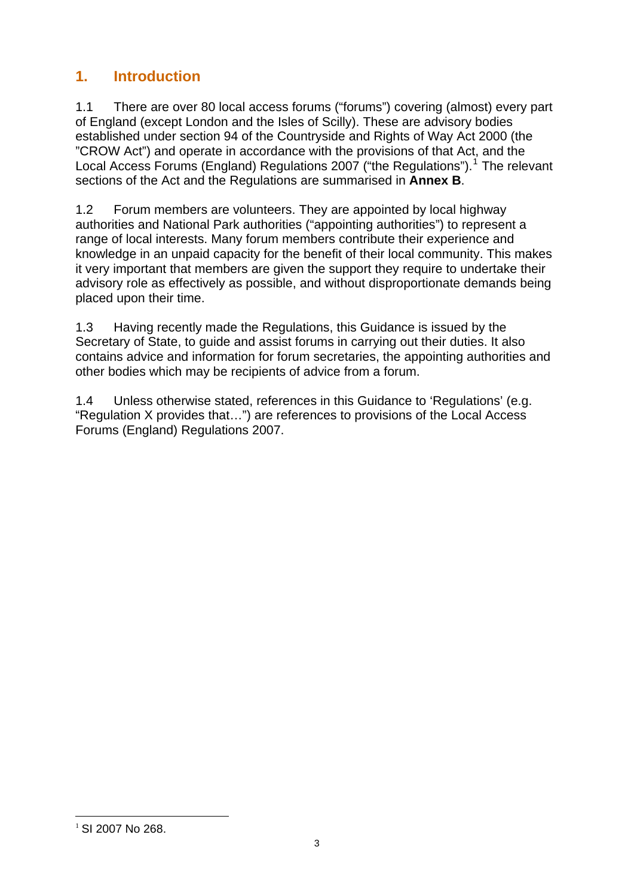## 1. Introduction

1.1 There are over 80 local access forums ("forums") covering (almost) every part of England (except London and the Isles of Scilly). These are advisory bodies established under section 94 of the Countryside and Rights of Way Act 2000 (the "CROW Act") and operate in accordance with the provisions of that Act, and the Local Access Forums (England) Regulations 2007 ("the Regulations").[1] The relevant sections of the Act and the Regulations are summarised in **Annex B**.

1.2 Forum members are volunteers. They are appointed by local highway authorities and National Park authorities ("appointing authorities") to represent a range of local interests. Many forum members contribute their experience and knowledge in an unpaid capacity for the benefit of their local community. This makes it very important that members are given the support they require to undertake their advisory role as effectively as possible, and without disproportionate demands being placed upon their time.

1.3 Having recently made the Regulations, this Guidance is issued by the Secretary of State, to guide and assist forums in carrying out their duties. It also contains advice and information for forum secretaries, the appointing authorities and other bodies which may be recipients of advice from a forum.

1.4 Unless otherwise stated, references in this Guidance to 'Regulations' (e.g. "Regulation X provides that…") are references to provisions of the Local Access Forums (England) Regulations 2007.

---

[1] SI 2007 No 268.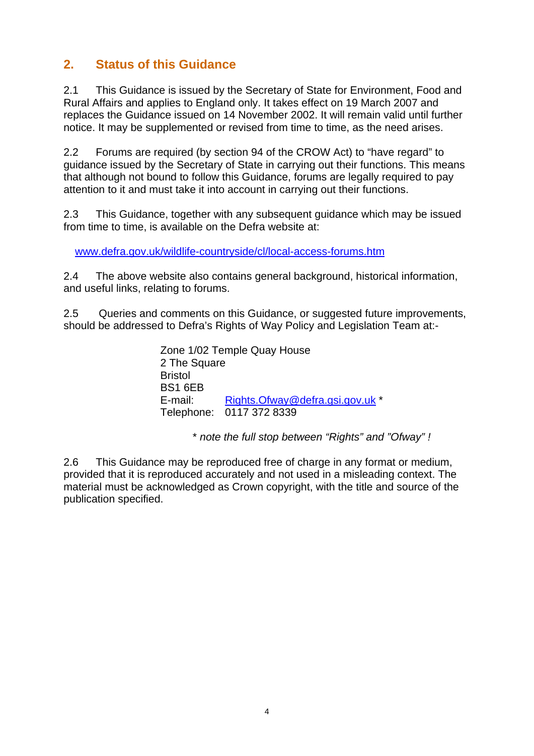## 2. Status of this Guidance

2.1 This Guidance is issued by the Secretary of State for Environment, Food and Rural Affairs and applies to England only. It takes effect on 19 March 2007 and replaces the Guidance issued on 14 November 2002. It will remain valid until further notice. It may be supplemented or revised from time to time, as the need arises.

2.2 Forums are required (by section 94 of the CROW Act) to "have regard" to guidance issued by the Secretary of State in carrying out their functions. This means that although not bound to follow this Guidance, forums are legally required to pay attention to it and must take it into account in carrying out their functions.

2.3 This Guidance, together with any subsequent guidance which may be issued from time to time, is available on the Defra website at:

www.defra.gov.uk/wildlife-countryside/cl/local-access-forums.htm

2.4 The above website also contains general background, historical information, and useful links, relating to forums.

2.5 Queries and comments on this Guidance, or suggested future improvements, should be addressed to Defra's Rights of Way Policy and Legislation Team at:-

Zone 1/02 Temple Quay House
2 The Square
Bristol
BS1 6EB
E-mail: Rights.Ofway@defra.gsi.gov.uk *
Telephone: 0117 372 8339

*\* note the full stop between "Rights" and "Ofway" !*

2.6 This Guidance may be reproduced free of charge in any format or medium, provided that it is reproduced accurately and not used in a misleading context. The material must be acknowledged as Crown copyright, with the title and source of the publication specified.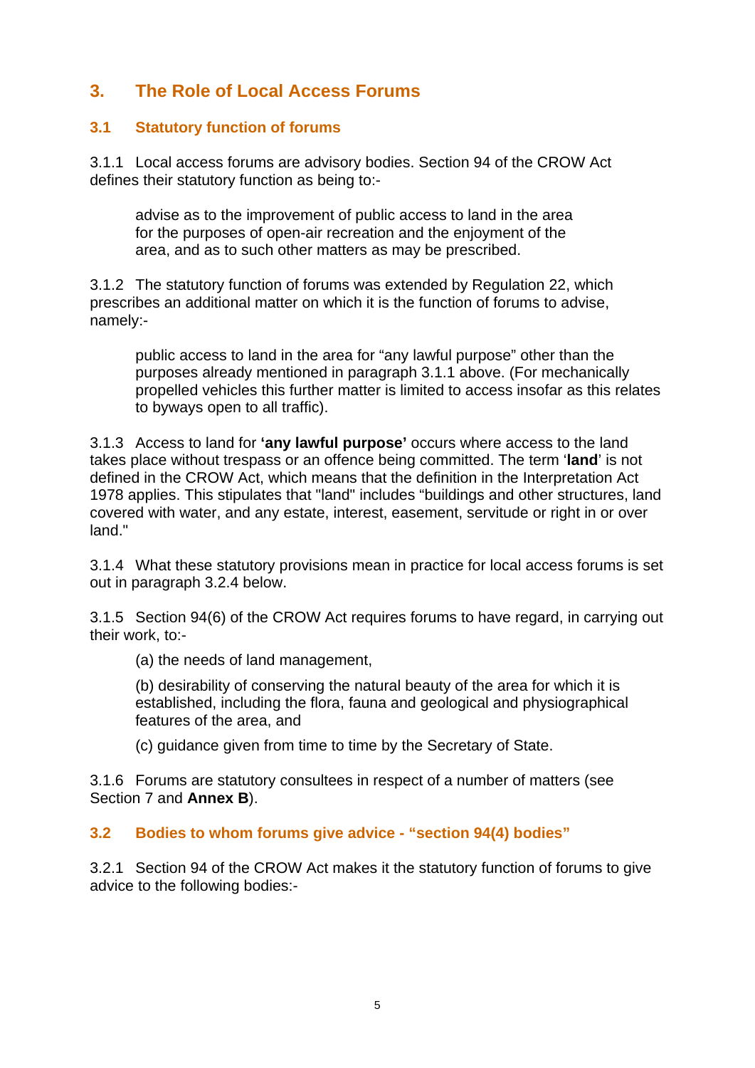## 3. The Role of Local Access Forums

### 3.1 Statutory function of forums

3.1.1 Local access forums are advisory bodies. Section 94 of the CROW Act defines their statutory function as being to:-

> advise as to the improvement of public access to land in the area for the purposes of open-air recreation and the enjoyment of the area, and as to such other matters as may be prescribed.

3.1.2 The statutory function of forums was extended by Regulation 22, which prescribes an additional matter on which it is the function of forums to advise, namely:-

> public access to land in the area for "any lawful purpose" other than the purposes already mentioned in paragraph 3.1.1 above. (For mechanically propelled vehicles this further matter is limited to access insofar as this relates to byways open to all traffic).

3.1.3 Access to land for **'any lawful purpose'** occurs where access to the land takes place without trespass or an offence being committed. The term '**land**' is not defined in the CROW Act, which means that the definition in the Interpretation Act 1978 applies. This stipulates that "land" includes "buildings and other structures, land covered with water, and any estate, interest, easement, servitude or right in or over land."

3.1.4 What these statutory provisions mean in practice for local access forums is set out in paragraph 3.2.4 below.

3.1.5 Section 94(6) of the CROW Act requires forums to have regard, in carrying out their work, to:-

> (a) the needs of land management,
>
> (b) desirability of conserving the natural beauty of the area for which it is established, including the flora, fauna and geological and physiographical features of the area, and
>
> (c) guidance given from time to time by the Secretary of State.

3.1.6 Forums are statutory consultees in respect of a number of matters (see Section 7 and **Annex B**).

### 3.2 Bodies to whom forums give advice - "section 94(4) bodies"

3.2.1 Section 94 of the CROW Act makes it the statutory function of forums to give advice to the following bodies:-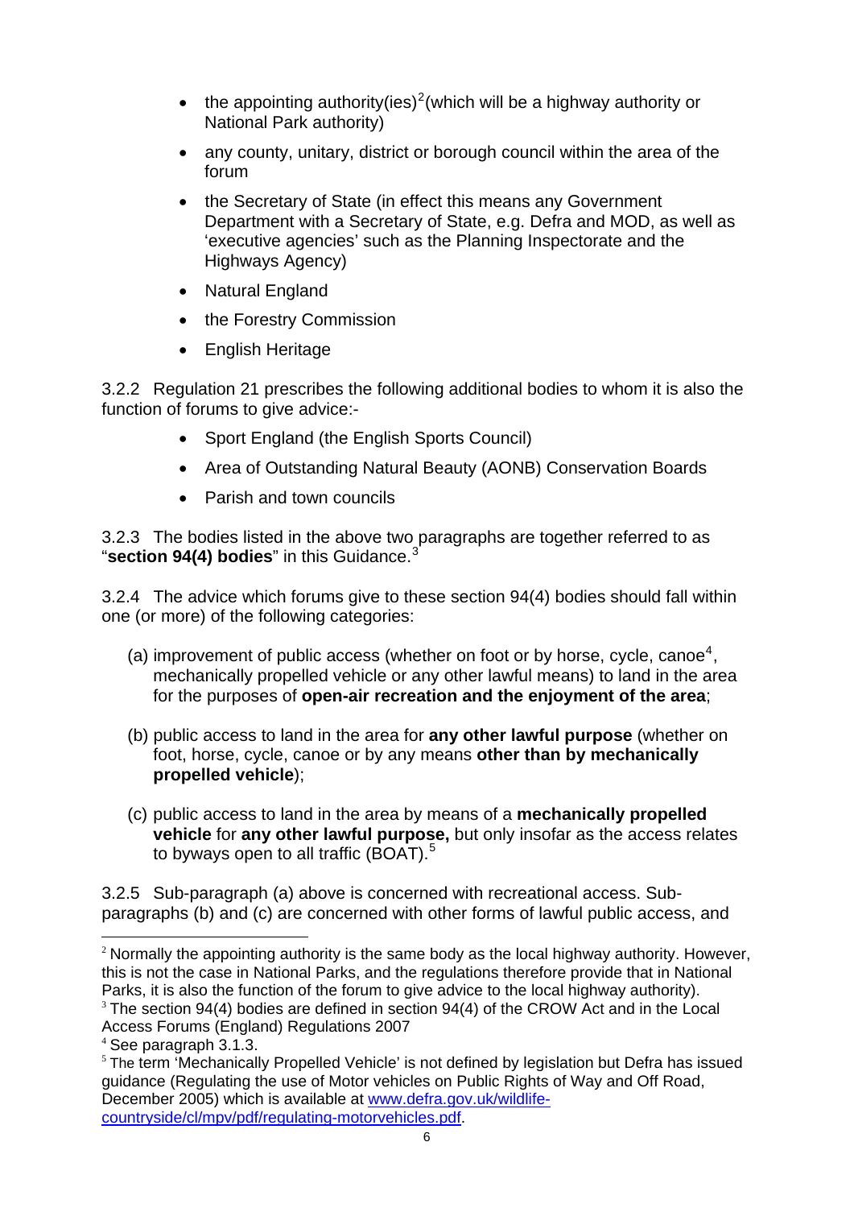- the appointing authority(ies)[2](which will be a highway authority or National Park authority)
- any county, unitary, district or borough council within the area of the forum
- the Secretary of State (in effect this means any Government Department with a Secretary of State, e.g. Defra and MOD, as well as 'executive agencies' such as the Planning Inspectorate and the Highways Agency)
- Natural England
- the Forestry Commission
- English Heritage

3.2.2 Regulation 21 prescribes the following additional bodies to whom it is also the function of forums to give advice:-

- Sport England (the English Sports Council)
- Area of Outstanding Natural Beauty (AONB) Conservation Boards
- Parish and town councils

3.2.3 The bodies listed in the above two paragraphs are together referred to as "**section 94(4) bodies**" in this Guidance.[3]

3.2.4 The advice which forums give to these section 94(4) bodies should fall within one (or more) of the following categories:

(a) improvement of public access (whether on foot or by horse, cycle, canoe[4], mechanically propelled vehicle or any other lawful means) to land in the area for the purposes of **open-air recreation and the enjoyment of the area**;

(b) public access to land in the area for **any other lawful purpose** (whether on foot, horse, cycle, canoe or by any means **other than by mechanically propelled vehicle**);

(c) public access to land in the area by means of a **mechanically propelled vehicle** for **any other lawful purpose,** but only insofar as the access relates to byways open to all traffic (BOAT).[5]

3.2.5 Sub-paragraph (a) above is concerned with recreational access. Sub-paragraphs (b) and (c) are concerned with other forms of lawful public access, and

---

[2] Normally the appointing authority is the same body as the local highway authority. However, this is not the case in National Parks, and the regulations therefore provide that in National Parks, it is also the function of the forum to give advice to the local highway authority).

[3] The section 94(4) bodies are defined in section 94(4) of the CROW Act and in the Local Access Forums (England) Regulations 2007

[4] See paragraph 3.1.3.

[5] The term 'Mechanically Propelled Vehicle' is not defined by legislation but Defra has issued guidance (Regulating the use of Motor vehicles on Public Rights of Way and Off Road, December 2005) which is available at www.defra.gov.uk/wildlife-countryside/cl/mpv/pdf/regulating-motorvehicles.pdf.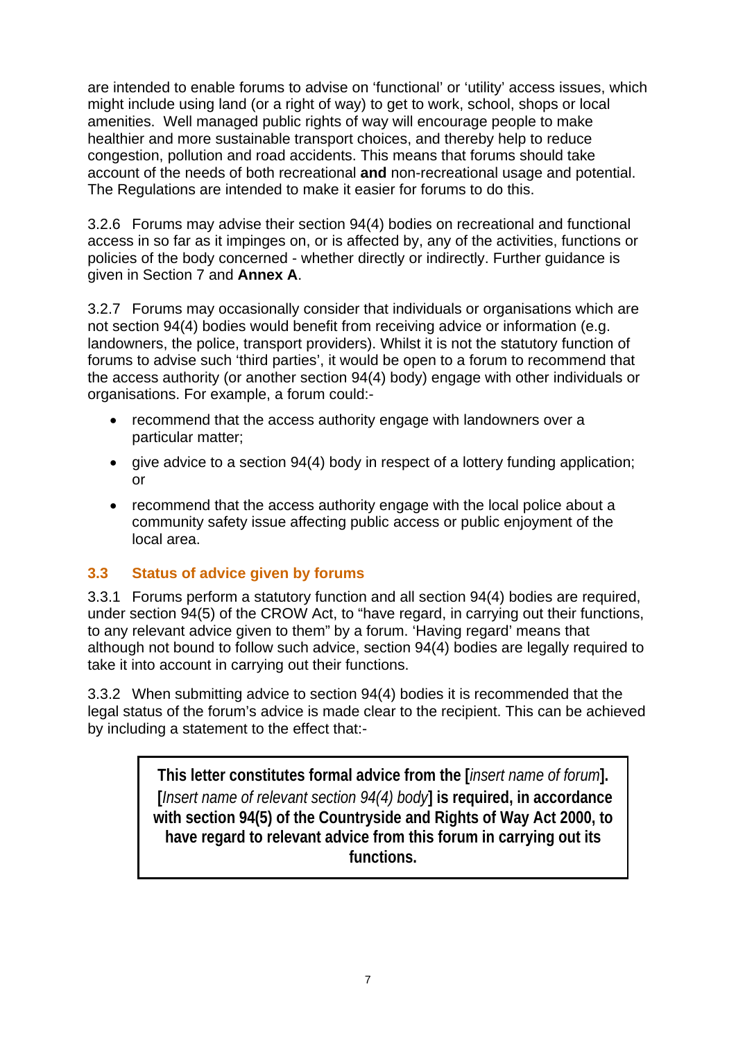are intended to enable forums to advise on 'functional' or 'utility' access issues, which might include using land (or a right of way) to get to work, school, shops or local amenities. Well managed public rights of way will encourage people to make healthier and more sustainable transport choices, and thereby help to reduce congestion, pollution and road accidents. This means that forums should take account of the needs of both recreational **and** non-recreational usage and potential. The Regulations are intended to make it easier for forums to do this.

3.2.6 Forums may advise their section 94(4) bodies on recreational and functional access in so far as it impinges on, or is affected by, any of the activities, functions or policies of the body concerned - whether directly or indirectly. Further guidance is given in Section 7 and **Annex A**.

3.2.7 Forums may occasionally consider that individuals or organisations which are not section 94(4) bodies would benefit from receiving advice or information (e.g. landowners, the police, transport providers). Whilst it is not the statutory function of forums to advise such 'third parties', it would be open to a forum to recommend that the access authority (or another section 94(4) body) engage with other individuals or organisations. For example, a forum could:-

- recommend that the access authority engage with landowners over a particular matter;
- give advice to a section 94(4) body in respect of a lottery funding application; or
- recommend that the access authority engage with the local police about a community safety issue affecting public access or public enjoyment of the local area.

### 3.3 Status of advice given by forums

3.3.1 Forums perform a statutory function and all section 94(4) bodies are required, under section 94(5) of the CROW Act, to "have regard, in carrying out their functions, to any relevant advice given to them" by a forum. 'Having regard' means that although not bound to follow such advice, section 94(4) bodies are legally required to take it into account in carrying out their functions.

3.3.2 When submitting advice to section 94(4) bodies it is recommended that the legal status of the forum's advice is made clear to the recipient. This can be achieved by including a statement to the effect that:-

> **This letter constitutes formal advice from the [*insert name of forum*]. [*Insert name of relevant section 94(4) body*] is required, in accordance with section 94(5) of the Countryside and Rights of Way Act 2000, to have regard to relevant advice from this forum in carrying out its functions.**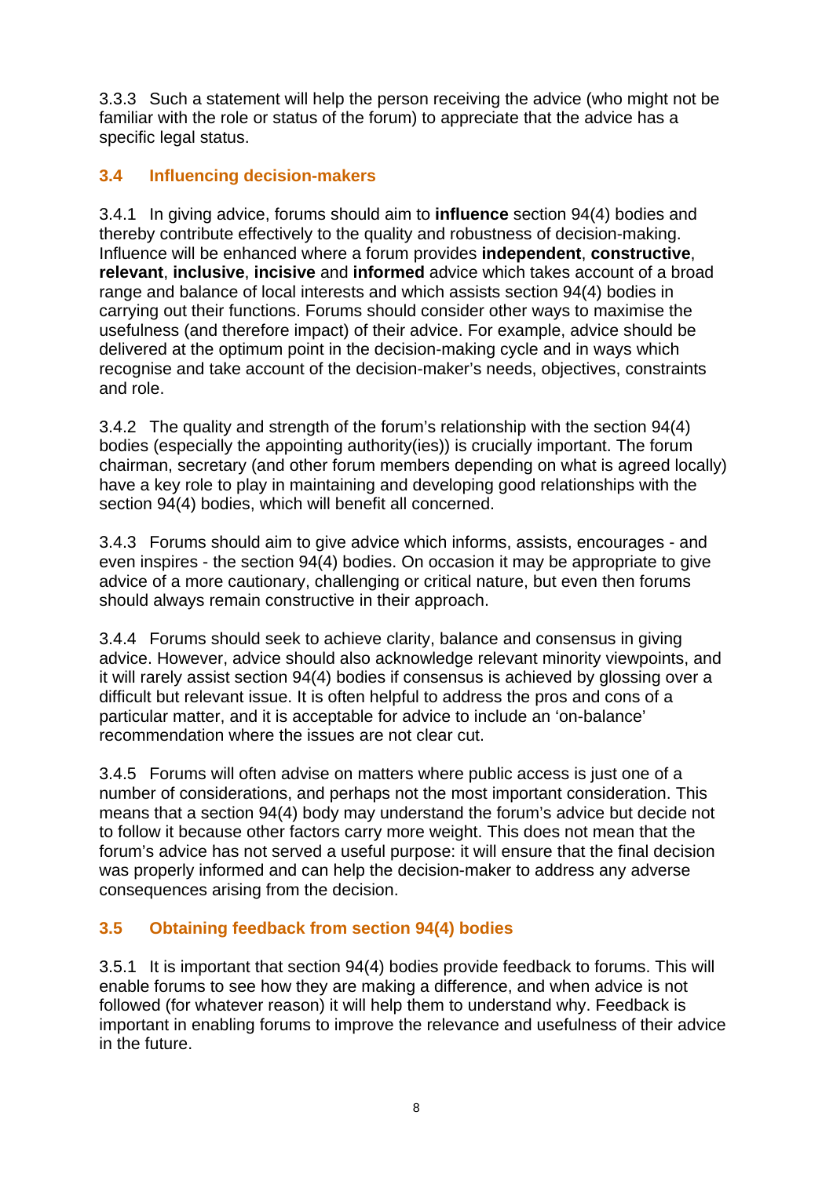3.3.3 Such a statement will help the person receiving the advice (who might not be familiar with the role or status of the forum) to appreciate that the advice has a specific legal status.

### 3.4 Influencing decision-makers

3.4.1 In giving advice, forums should aim to **influence** section 94(4) bodies and thereby contribute effectively to the quality and robustness of decision-making. Influence will be enhanced where a forum provides **independent**, **constructive**, **relevant**, **inclusive**, **incisive** and **informed** advice which takes account of a broad range and balance of local interests and which assists section 94(4) bodies in carrying out their functions. Forums should consider other ways to maximise the usefulness (and therefore impact) of their advice. For example, advice should be delivered at the optimum point in the decision-making cycle and in ways which recognise and take account of the decision-maker's needs, objectives, constraints and role.

3.4.2 The quality and strength of the forum's relationship with the section 94(4) bodies (especially the appointing authority(ies)) is crucially important. The forum chairman, secretary (and other forum members depending on what is agreed locally) have a key role to play in maintaining and developing good relationships with the section 94(4) bodies, which will benefit all concerned.

3.4.3 Forums should aim to give advice which informs, assists, encourages - and even inspires - the section 94(4) bodies. On occasion it may be appropriate to give advice of a more cautionary, challenging or critical nature, but even then forums should always remain constructive in their approach.

3.4.4 Forums should seek to achieve clarity, balance and consensus in giving advice. However, advice should also acknowledge relevant minority viewpoints, and it will rarely assist section 94(4) bodies if consensus is achieved by glossing over a difficult but relevant issue. It is often helpful to address the pros and cons of a particular matter, and it is acceptable for advice to include an 'on-balance' recommendation where the issues are not clear cut.

3.4.5 Forums will often advise on matters where public access is just one of a number of considerations, and perhaps not the most important consideration. This means that a section 94(4) body may understand the forum's advice but decide not to follow it because other factors carry more weight. This does not mean that the forum's advice has not served a useful purpose: it will ensure that the final decision was properly informed and can help the decision-maker to address any adverse consequences arising from the decision.

### 3.5 Obtaining feedback from section 94(4) bodies

3.5.1 It is important that section 94(4) bodies provide feedback to forums. This will enable forums to see how they are making a difference, and when advice is not followed (for whatever reason) it will help them to understand why. Feedback is important in enabling forums to improve the relevance and usefulness of their advice in the future.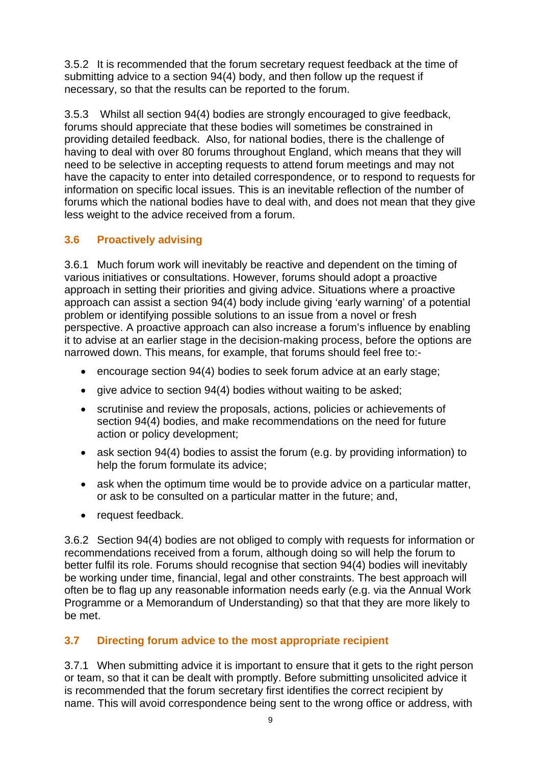3.5.2 It is recommended that the forum secretary request feedback at the time of submitting advice to a section 94(4) body, and then follow up the request if necessary, so that the results can be reported to the forum.

3.5.3 Whilst all section 94(4) bodies are strongly encouraged to give feedback, forums should appreciate that these bodies will sometimes be constrained in providing detailed feedback. Also, for national bodies, there is the challenge of having to deal with over 80 forums throughout England, which means that they will need to be selective in accepting requests to attend forum meetings and may not have the capacity to enter into detailed correspondence, or to respond to requests for information on specific local issues. This is an inevitable reflection of the number of forums which the national bodies have to deal with, and does not mean that they give less weight to the advice received from a forum.

### 3.6 Proactively advising

3.6.1 Much forum work will inevitably be reactive and dependent on the timing of various initiatives or consultations. However, forums should adopt a proactive approach in setting their priorities and giving advice. Situations where a proactive approach can assist a section 94(4) body include giving 'early warning' of a potential problem or identifying possible solutions to an issue from a novel or fresh perspective. A proactive approach can also increase a forum's influence by enabling it to advise at an earlier stage in the decision-making process, before the options are narrowed down. This means, for example, that forums should feel free to:-

- encourage section 94(4) bodies to seek forum advice at an early stage;
- give advice to section 94(4) bodies without waiting to be asked;
- scrutinise and review the proposals, actions, policies or achievements of section 94(4) bodies, and make recommendations on the need for future action or policy development;
- ask section 94(4) bodies to assist the forum (e.g. by providing information) to help the forum formulate its advice;
- ask when the optimum time would be to provide advice on a particular matter, or ask to be consulted on a particular matter in the future; and,
- request feedback.

3.6.2 Section 94(4) bodies are not obliged to comply with requests for information or recommendations received from a forum, although doing so will help the forum to better fulfil its role. Forums should recognise that section 94(4) bodies will inevitably be working under time, financial, legal and other constraints. The best approach will often be to flag up any reasonable information needs early (e.g. via the Annual Work Programme or a Memorandum of Understanding) so that that they are more likely to be met.

### 3.7 Directing forum advice to the most appropriate recipient

3.7.1 When submitting advice it is important to ensure that it gets to the right person or team, so that it can be dealt with promptly. Before submitting unsolicited advice it is recommended that the forum secretary first identifies the correct recipient by name. This will avoid correspondence being sent to the wrong office or address, with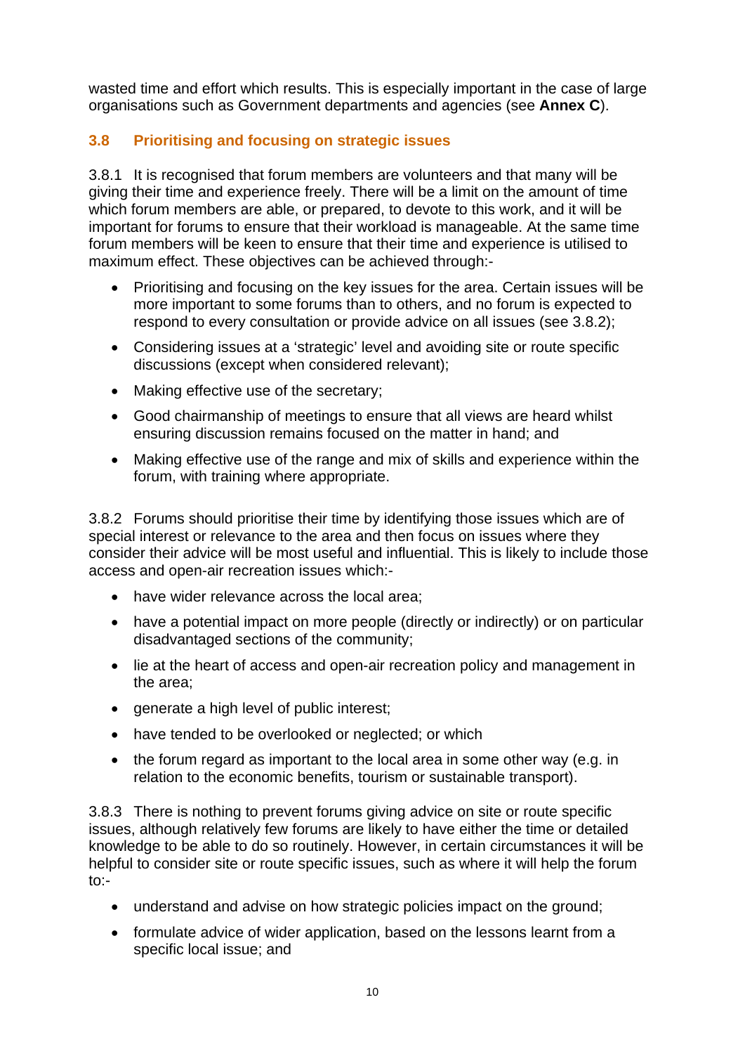wasted time and effort which results. This is especially important in the case of large organisations such as Government departments and agencies (see **Annex C**).

### 3.8 Prioritising and focusing on strategic issues

3.8.1 It is recognised that forum members are volunteers and that many will be giving their time and experience freely. There will be a limit on the amount of time which forum members are able, or prepared, to devote to this work, and it will be important for forums to ensure that their workload is manageable. At the same time forum members will be keen to ensure that their time and experience is utilised to maximum effect. These objectives can be achieved through:-

- Prioritising and focusing on the key issues for the area. Certain issues will be more important to some forums than to others, and no forum is expected to respond to every consultation or provide advice on all issues (see 3.8.2);
- Considering issues at a 'strategic' level and avoiding site or route specific discussions (except when considered relevant);
- Making effective use of the secretary;
- Good chairmanship of meetings to ensure that all views are heard whilst ensuring discussion remains focused on the matter in hand; and
- Making effective use of the range and mix of skills and experience within the forum, with training where appropriate.

3.8.2 Forums should prioritise their time by identifying those issues which are of special interest or relevance to the area and then focus on issues where they consider their advice will be most useful and influential. This is likely to include those access and open-air recreation issues which:-

- have wider relevance across the local area;
- have a potential impact on more people (directly or indirectly) or on particular disadvantaged sections of the community;
- lie at the heart of access and open-air recreation policy and management in the area;
- generate a high level of public interest;
- have tended to be overlooked or neglected; or which
- the forum regard as important to the local area in some other way (e.g. in relation to the economic benefits, tourism or sustainable transport).

3.8.3 There is nothing to prevent forums giving advice on site or route specific issues, although relatively few forums are likely to have either the time or detailed knowledge to be able to do so routinely. However, in certain circumstances it will be helpful to consider site or route specific issues, such as where it will help the forum to:-

- understand and advise on how strategic policies impact on the ground;
- formulate advice of wider application, based on the lessons learnt from a specific local issue; and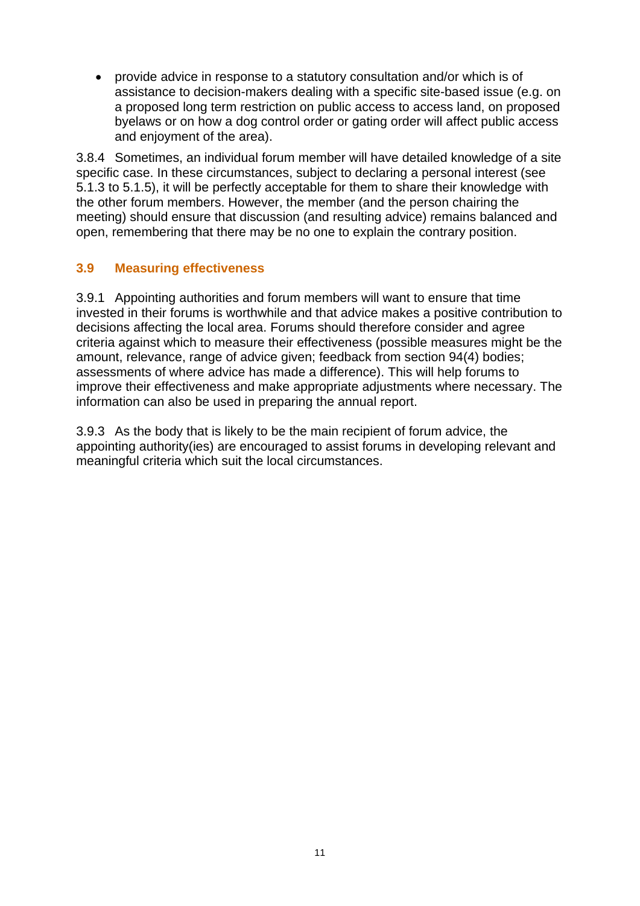- provide advice in response to a statutory consultation and/or which is of assistance to decision-makers dealing with a specific site-based issue (e.g. on a proposed long term restriction on public access to access land, on proposed byelaws or on how a dog control order or gating order will affect public access and enjoyment of the area).

3.8.4 Sometimes, an individual forum member will have detailed knowledge of a site specific case. In these circumstances, subject to declaring a personal interest (see 5.1.3 to 5.1.5), it will be perfectly acceptable for them to share their knowledge with the other forum members. However, the member (and the person chairing the meeting) should ensure that discussion (and resulting advice) remains balanced and open, remembering that there may be no one to explain the contrary position.

### 3.9 Measuring effectiveness

3.9.1 Appointing authorities and forum members will want to ensure that time invested in their forums is worthwhile and that advice makes a positive contribution to decisions affecting the local area. Forums should therefore consider and agree criteria against which to measure their effectiveness (possible measures might be the amount, relevance, range of advice given; feedback from section 94(4) bodies; assessments of where advice has made a difference). This will help forums to improve their effectiveness and make appropriate adjustments where necessary. The information can also be used in preparing the annual report.

3.9.3 As the body that is likely to be the main recipient of forum advice, the appointing authority(ies) are encouraged to assist forums in developing relevant and meaningful criteria which suit the local circumstances.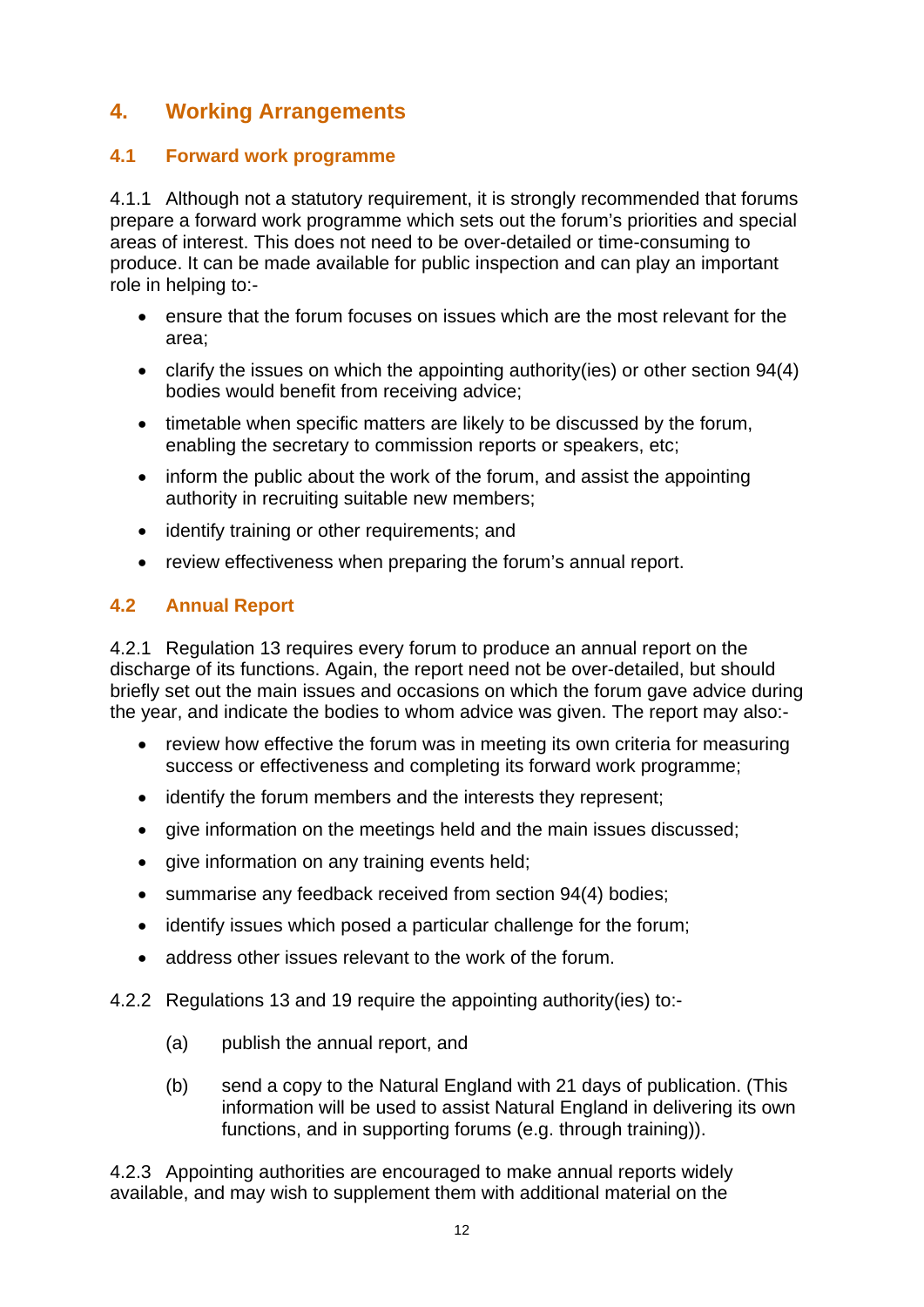## 4. Working Arrangements

### 4.1 Forward work programme

4.1.1 Although not a statutory requirement, it is strongly recommended that forums prepare a forward work programme which sets out the forum's priorities and special areas of interest. This does not need to be over-detailed or time-consuming to produce. It can be made available for public inspection and can play an important role in helping to:-

- ensure that the forum focuses on issues which are the most relevant for the area;
- clarify the issues on which the appointing authority(ies) or other section 94(4) bodies would benefit from receiving advice;
- timetable when specific matters are likely to be discussed by the forum, enabling the secretary to commission reports or speakers, etc;
- inform the public about the work of the forum, and assist the appointing authority in recruiting suitable new members;
- identify training or other requirements; and
- review effectiveness when preparing the forum's annual report.

### 4.2 Annual Report

4.2.1 Regulation 13 requires every forum to produce an annual report on the discharge of its functions. Again, the report need not be over-detailed, but should briefly set out the main issues and occasions on which the forum gave advice during the year, and indicate the bodies to whom advice was given. The report may also:-

- review how effective the forum was in meeting its own criteria for measuring success or effectiveness and completing its forward work programme;
- identify the forum members and the interests they represent;
- give information on the meetings held and the main issues discussed;
- give information on any training events held;
- summarise any feedback received from section 94(4) bodies;
- identify issues which posed a particular challenge for the forum;
- address other issues relevant to the work of the forum.

4.2.2 Regulations 13 and 19 require the appointing authority(ies) to:-

(a) publish the annual report, and

(b) send a copy to the Natural England with 21 days of publication. (This information will be used to assist Natural England in delivering its own functions, and in supporting forums (e.g. through training)).

4.2.3 Appointing authorities are encouraged to make annual reports widely available, and may wish to supplement them with additional material on the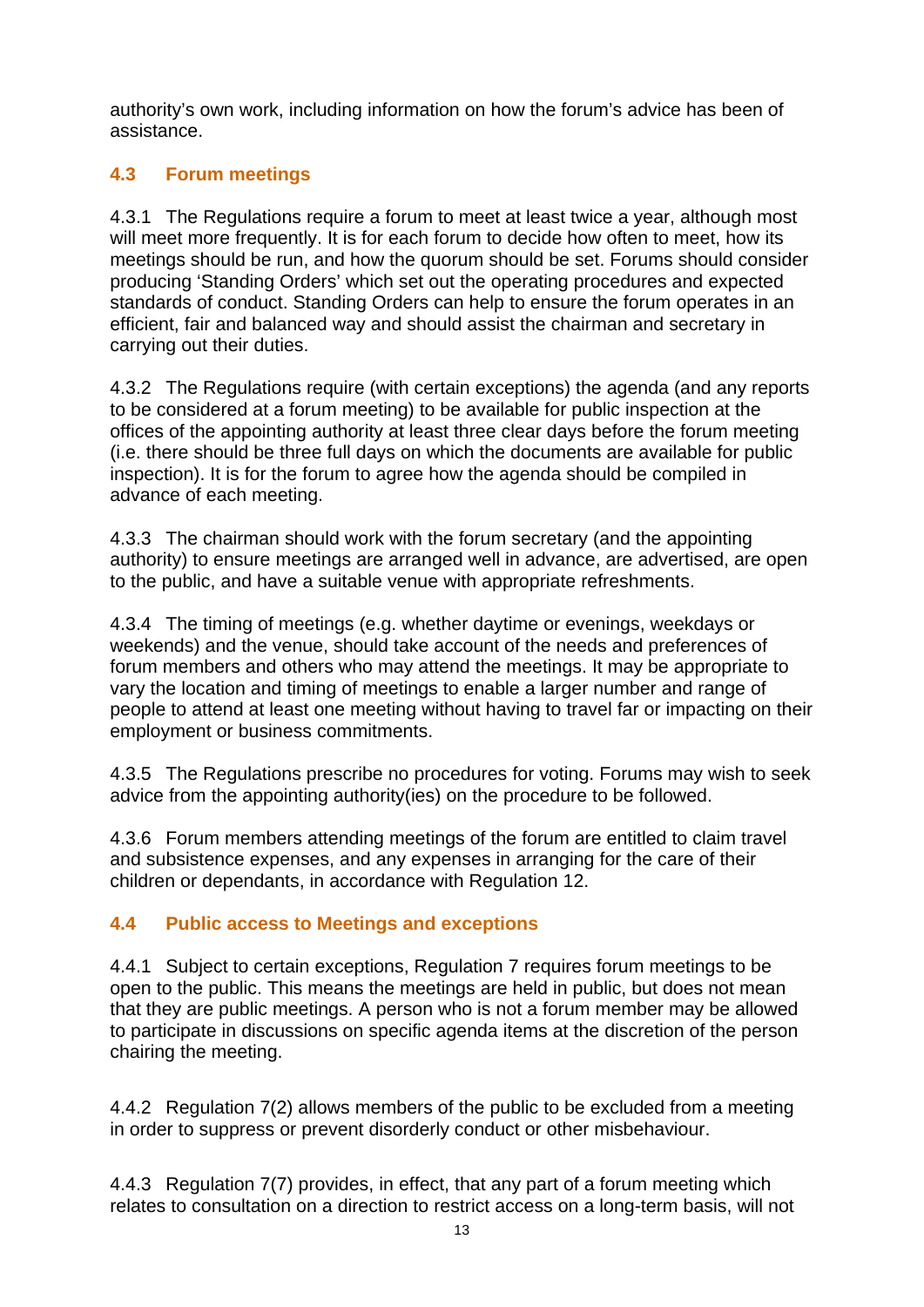authority's own work, including information on how the forum's advice has been of assistance.

### 4.3 Forum meetings

4.3.1 The Regulations require a forum to meet at least twice a year, although most will meet more frequently. It is for each forum to decide how often to meet, how its meetings should be run, and how the quorum should be set. Forums should consider producing 'Standing Orders' which set out the operating procedures and expected standards of conduct. Standing Orders can help to ensure the forum operates in an efficient, fair and balanced way and should assist the chairman and secretary in carrying out their duties.

4.3.2 The Regulations require (with certain exceptions) the agenda (and any reports to be considered at a forum meeting) to be available for public inspection at the offices of the appointing authority at least three clear days before the forum meeting (i.e. there should be three full days on which the documents are available for public inspection). It is for the forum to agree how the agenda should be compiled in advance of each meeting.

4.3.3 The chairman should work with the forum secretary (and the appointing authority) to ensure meetings are arranged well in advance, are advertised, are open to the public, and have a suitable venue with appropriate refreshments.

4.3.4 The timing of meetings (e.g. whether daytime or evenings, weekdays or weekends) and the venue, should take account of the needs and preferences of forum members and others who may attend the meetings. It may be appropriate to vary the location and timing of meetings to enable a larger number and range of people to attend at least one meeting without having to travel far or impacting on their employment or business commitments.

4.3.5 The Regulations prescribe no procedures for voting. Forums may wish to seek advice from the appointing authority(ies) on the procedure to be followed.

4.3.6 Forum members attending meetings of the forum are entitled to claim travel and subsistence expenses, and any expenses in arranging for the care of their children or dependants, in accordance with Regulation 12.

### 4.4 Public access to Meetings and exceptions

4.4.1 Subject to certain exceptions, Regulation 7 requires forum meetings to be open to the public. This means the meetings are held in public, but does not mean that they are public meetings. A person who is not a forum member may be allowed to participate in discussions on specific agenda items at the discretion of the person chairing the meeting.

4.4.2 Regulation 7(2) allows members of the public to be excluded from a meeting in order to suppress or prevent disorderly conduct or other misbehaviour.

4.4.3 Regulation 7(7) provides, in effect, that any part of a forum meeting which relates to consultation on a direction to restrict access on a long-term basis, will not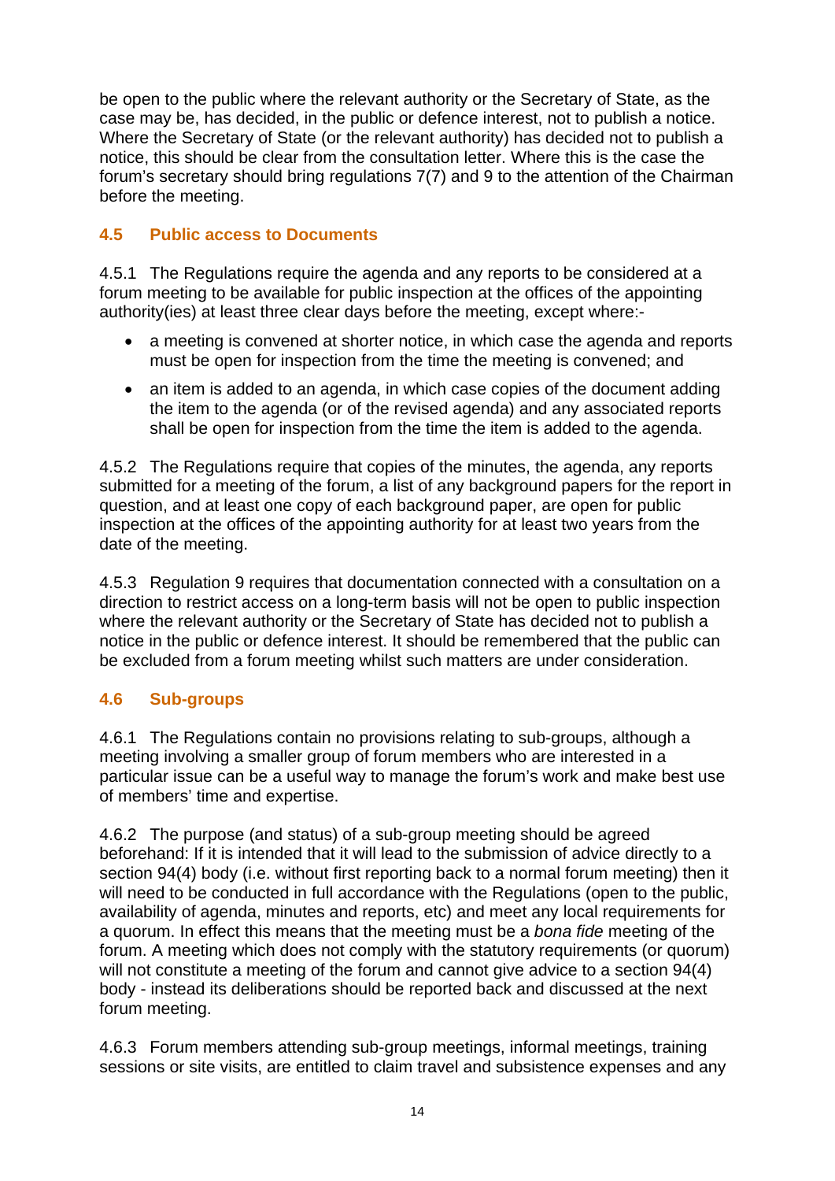be open to the public where the relevant authority or the Secretary of State, as the case may be, has decided, in the public or defence interest, not to publish a notice. Where the Secretary of State (or the relevant authority) has decided not to publish a notice, this should be clear from the consultation letter. Where this is the case the forum's secretary should bring regulations 7(7) and 9 to the attention of the Chairman before the meeting.

## 4.5 Public access to Documents

4.5.1 The Regulations require the agenda and any reports to be considered at a forum meeting to be available for public inspection at the offices of the appointing authority(ies) at least three clear days before the meeting, except where:-

- a meeting is convened at shorter notice, in which case the agenda and reports must be open for inspection from the time the meeting is convened; and
- an item is added to an agenda, in which case copies of the document adding the item to the agenda (or of the revised agenda) and any associated reports shall be open for inspection from the time the item is added to the agenda.

4.5.2 The Regulations require that copies of the minutes, the agenda, any reports submitted for a meeting of the forum, a list of any background papers for the report in question, and at least one copy of each background paper, are open for public inspection at the offices of the appointing authority for at least two years from the date of the meeting.

4.5.3 Regulation 9 requires that documentation connected with a consultation on a direction to restrict access on a long-term basis will not be open to public inspection where the relevant authority or the Secretary of State has decided not to publish a notice in the public or defence interest. It should be remembered that the public can be excluded from a forum meeting whilst such matters are under consideration.

## 4.6 Sub-groups

4.6.1 The Regulations contain no provisions relating to sub-groups, although a meeting involving a smaller group of forum members who are interested in a particular issue can be a useful way to manage the forum's work and make best use of members' time and expertise.

4.6.2 The purpose (and status) of a sub-group meeting should be agreed beforehand: If it is intended that it will lead to the submission of advice directly to a section 94(4) body (i.e. without first reporting back to a normal forum meeting) then it will need to be conducted in full accordance with the Regulations (open to the public, availability of agenda, minutes and reports, etc) and meet any local requirements for a quorum. In effect this means that the meeting must be a *bona fide* meeting of the forum. A meeting which does not comply with the statutory requirements (or quorum) will not constitute a meeting of the forum and cannot give advice to a section 94(4) body - instead its deliberations should be reported back and discussed at the next forum meeting.

4.6.3 Forum members attending sub-group meetings, informal meetings, training sessions or site visits, are entitled to claim travel and subsistence expenses and any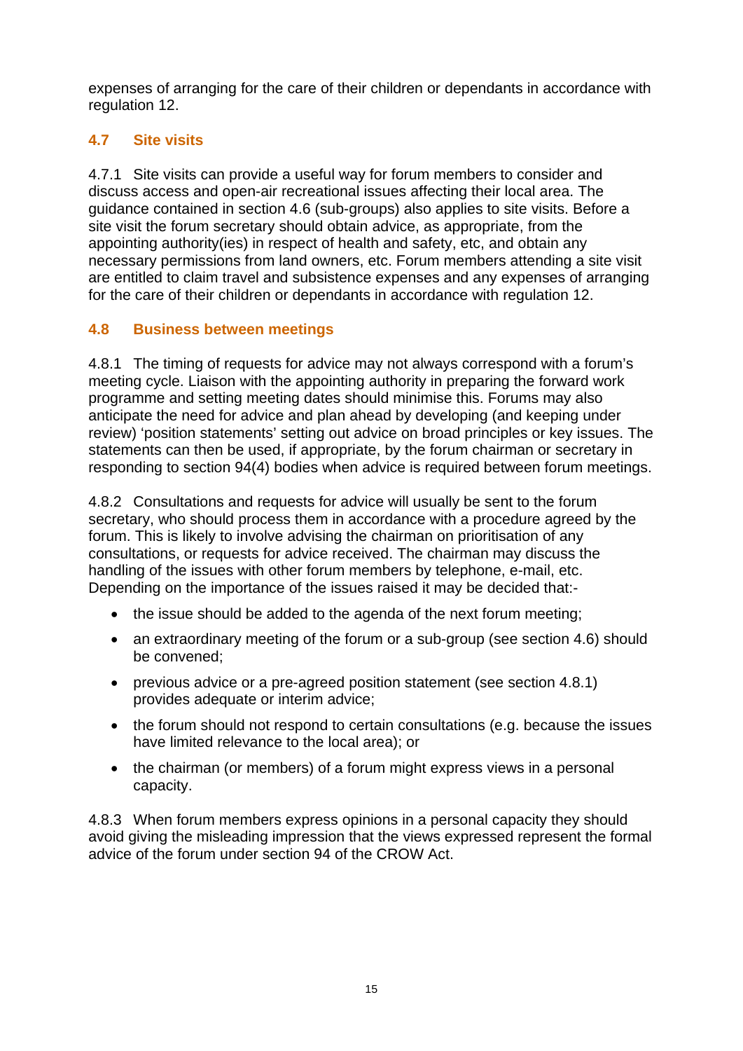expenses of arranging for the care of their children or dependants in accordance with regulation 12.

## 4.7 Site visits

4.7.1 Site visits can provide a useful way for forum members to consider and discuss access and open-air recreational issues affecting their local area. The guidance contained in section 4.6 (sub-groups) also applies to site visits. Before a site visit the forum secretary should obtain advice, as appropriate, from the appointing authority(ies) in respect of health and safety, etc, and obtain any necessary permissions from land owners, etc. Forum members attending a site visit are entitled to claim travel and subsistence expenses and any expenses of arranging for the care of their children or dependants in accordance with regulation 12.

## 4.8 Business between meetings

4.8.1 The timing of requests for advice may not always correspond with a forum's meeting cycle. Liaison with the appointing authority in preparing the forward work programme and setting meeting dates should minimise this. Forums may also anticipate the need for advice and plan ahead by developing (and keeping under review) 'position statements' setting out advice on broad principles or key issues. The statements can then be used, if appropriate, by the forum chairman or secretary in responding to section 94(4) bodies when advice is required between forum meetings.

4.8.2 Consultations and requests for advice will usually be sent to the forum secretary, who should process them in accordance with a procedure agreed by the forum. This is likely to involve advising the chairman on prioritisation of any consultations, or requests for advice received. The chairman may discuss the handling of the issues with other forum members by telephone, e-mail, etc. Depending on the importance of the issues raised it may be decided that:-

- the issue should be added to the agenda of the next forum meeting;
- an extraordinary meeting of the forum or a sub-group (see section 4.6) should be convened;
- previous advice or a pre-agreed position statement (see section 4.8.1) provides adequate or interim advice;
- the forum should not respond to certain consultations (e.g. because the issues have limited relevance to the local area); or
- the chairman (or members) of a forum might express views in a personal capacity.

4.8.3 When forum members express opinions in a personal capacity they should avoid giving the misleading impression that the views expressed represent the formal advice of the forum under section 94 of the CROW Act.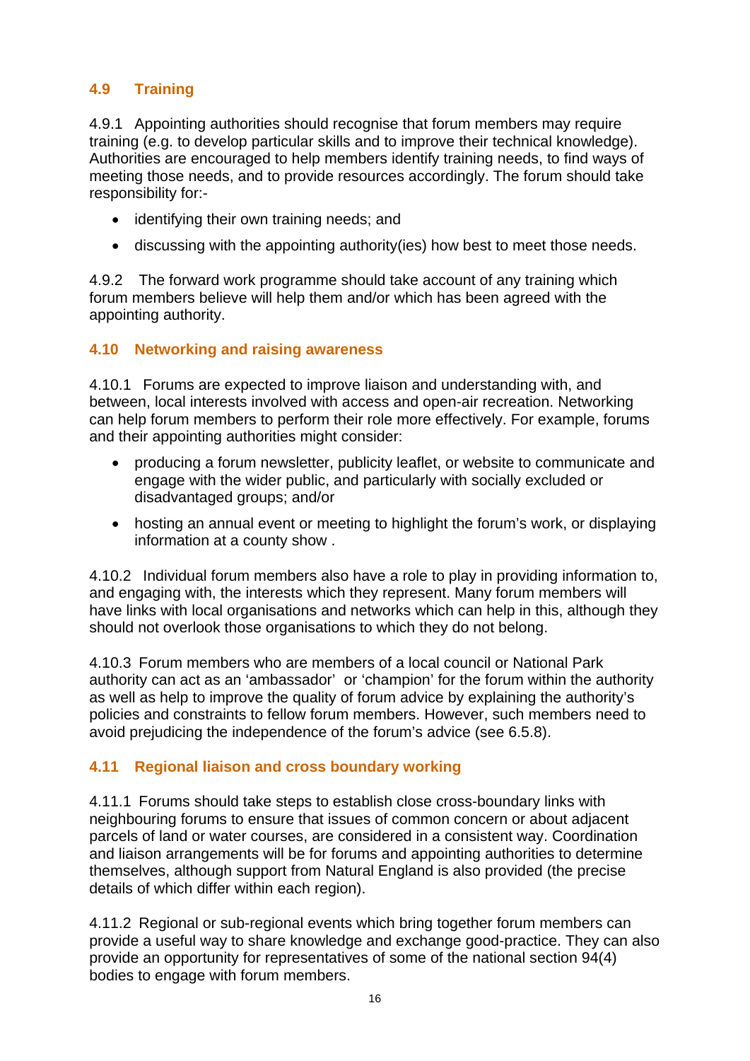## 4.9 Training

4.9.1 Appointing authorities should recognise that forum members may require training (e.g. to develop particular skills and to improve their technical knowledge). Authorities are encouraged to help members identify training needs, to find ways of meeting those needs, and to provide resources accordingly. The forum should take responsibility for:-

- identifying their own training needs; and
- discussing with the appointing authority(ies) how best to meet those needs.

4.9.2 The forward work programme should take account of any training which forum members believe will help them and/or which has been agreed with the appointing authority.

## 4.10 Networking and raising awareness

4.10.1 Forums are expected to improve liaison and understanding with, and between, local interests involved with access and open-air recreation. Networking can help forum members to perform their role more effectively. For example, forums and their appointing authorities might consider:

- producing a forum newsletter, publicity leaflet, or website to communicate and engage with the wider public, and particularly with socially excluded or disadvantaged groups; and/or
- hosting an annual event or meeting to highlight the forum's work, or displaying information at a county show .

4.10.2 Individual forum members also have a role to play in providing information to, and engaging with, the interests which they represent. Many forum members will have links with local organisations and networks which can help in this, although they should not overlook those organisations to which they do not belong.

4.10.3 Forum members who are members of a local council or National Park authority can act as an 'ambassador' or 'champion' for the forum within the authority as well as help to improve the quality of forum advice by explaining the authority's policies and constraints to fellow forum members. However, such members need to avoid prejudicing the independence of the forum's advice (see 6.5.8).

## 4.11 Regional liaison and cross boundary working

4.11.1 Forums should take steps to establish close cross-boundary links with neighbouring forums to ensure that issues of common concern or about adjacent parcels of land or water courses, are considered in a consistent way. Coordination and liaison arrangements will be for forums and appointing authorities to determine themselves, although support from Natural England is also provided (the precise details of which differ within each region).

4.11.2 Regional or sub-regional events which bring together forum members can provide a useful way to share knowledge and exchange good-practice. They can also provide an opportunity for representatives of some of the national section 94(4) bodies to engage with forum members.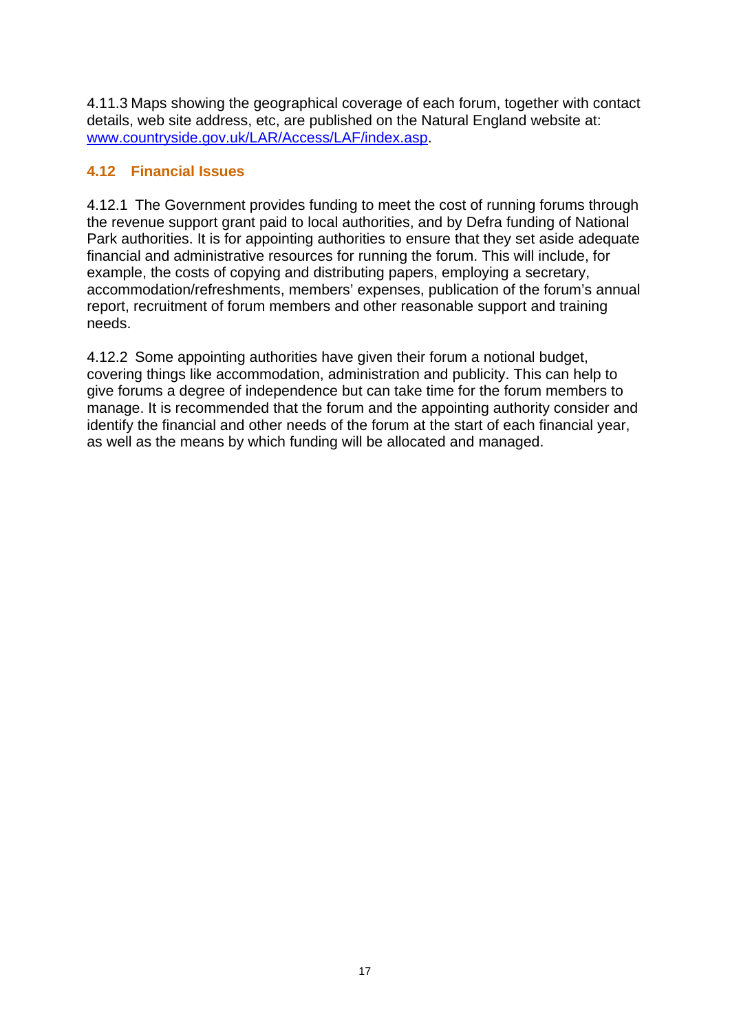4.11.3 Maps showing the geographical coverage of each forum, together with contact details, web site address, etc, are published on the Natural England website at: [www.countryside.gov.uk/LAR/Access/LAF/index.asp](www.countryside.gov.uk/LAR/Access/LAF/index.asp).

### 4.12 Financial Issues

4.12.1 The Government provides funding to meet the cost of running forums through the revenue support grant paid to local authorities, and by Defra funding of National Park authorities. It is for appointing authorities to ensure that they set aside adequate financial and administrative resources for running the forum. This will include, for example, the costs of copying and distributing papers, employing a secretary, accommodation/refreshments, members' expenses, publication of the forum's annual report, recruitment of forum members and other reasonable support and training needs.

4.12.2 Some appointing authorities have given their forum a notional budget, covering things like accommodation, administration and publicity. This can help to give forums a degree of independence but can take time for the forum members to manage. It is recommended that the forum and the appointing authority consider and identify the financial and other needs of the forum at the start of each financial year, as well as the means by which funding will be allocated and managed.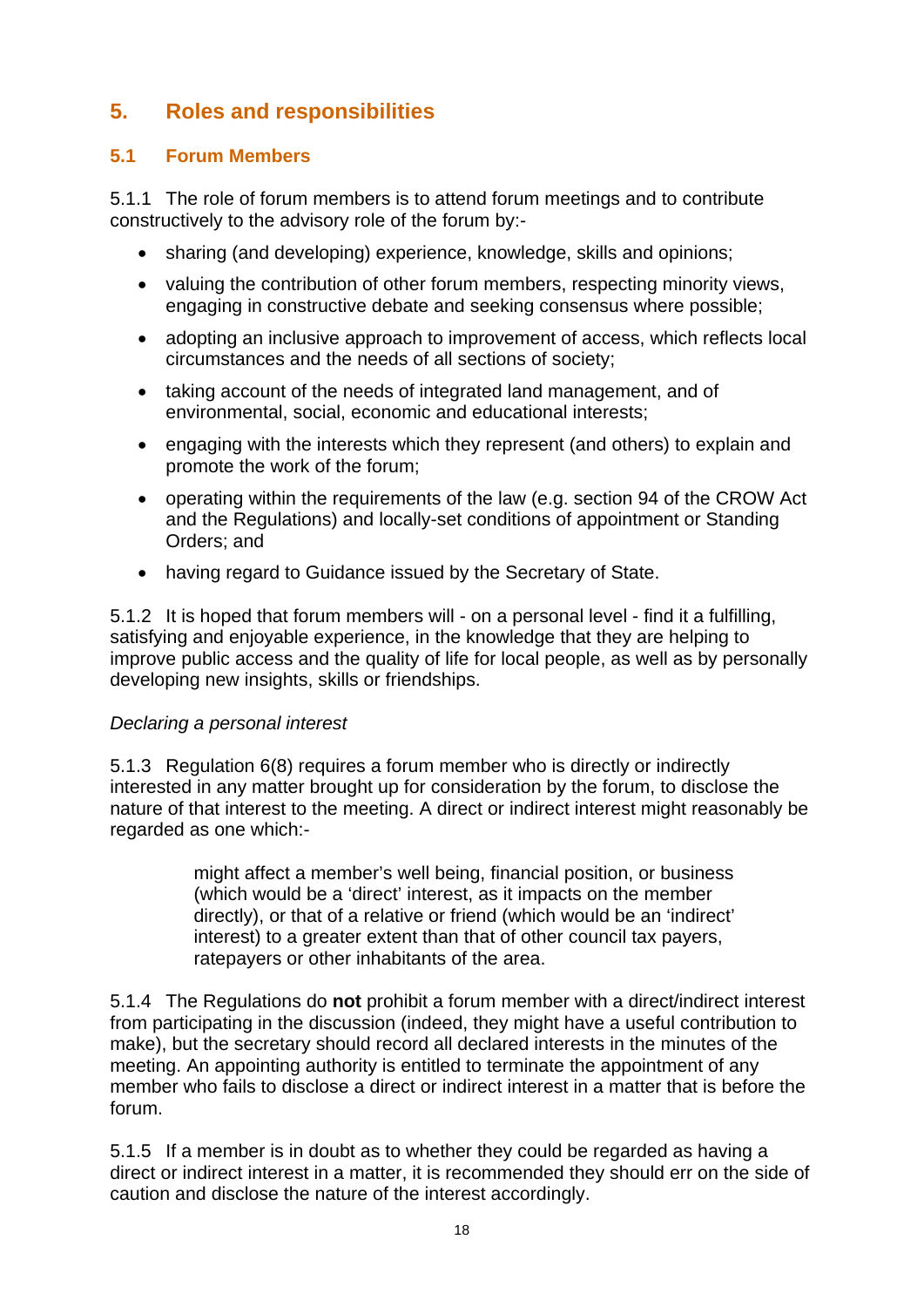## 5. Roles and responsibilities

### 5.1 Forum Members

5.1.1 The role of forum members is to attend forum meetings and to contribute constructively to the advisory role of the forum by:-

- sharing (and developing) experience, knowledge, skills and opinions;
- valuing the contribution of other forum members, respecting minority views, engaging in constructive debate and seeking consensus where possible;
- adopting an inclusive approach to improvement of access, which reflects local circumstances and the needs of all sections of society;
- taking account of the needs of integrated land management, and of environmental, social, economic and educational interests;
- engaging with the interests which they represent (and others) to explain and promote the work of the forum;
- operating within the requirements of the law (e.g. section 94 of the CROW Act and the Regulations) and locally-set conditions of appointment or Standing Orders; and
- having regard to Guidance issued by the Secretary of State.

5.1.2 It is hoped that forum members will - on a personal level - find it a fulfilling, satisfying and enjoyable experience, in the knowledge that they are helping to improve public access and the quality of life for local people, as well as by personally developing new insights, skills or friendships.

*Declaring a personal interest*

5.1.3 Regulation 6(8) requires a forum member who is directly or indirectly interested in any matter brought up for consideration by the forum, to disclose the nature of that interest to the meeting. A direct or indirect interest might reasonably be regarded as one which:-

> might affect a member's well being, financial position, or business (which would be a 'direct' interest, as it impacts on the member directly), or that of a relative or friend (which would be an 'indirect' interest) to a greater extent than that of other council tax payers, ratepayers or other inhabitants of the area.

5.1.4 The Regulations do **not** prohibit a forum member with a direct/indirect interest from participating in the discussion (indeed, they might have a useful contribution to make), but the secretary should record all declared interests in the minutes of the meeting. An appointing authority is entitled to terminate the appointment of any member who fails to disclose a direct or indirect interest in a matter that is before the forum.

5.1.5 If a member is in doubt as to whether they could be regarded as having a direct or indirect interest in a matter, it is recommended they should err on the side of caution and disclose the nature of the interest accordingly.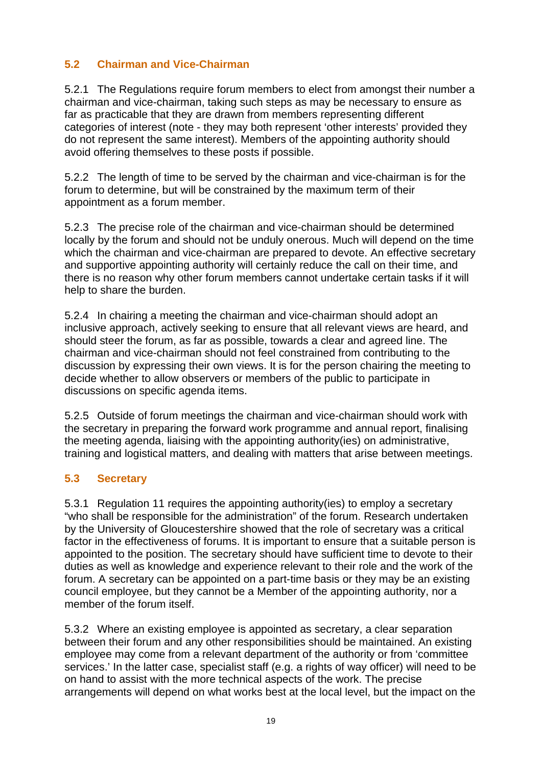## 5.2 Chairman and Vice-Chairman

5.2.1 The Regulations require forum members to elect from amongst their number a chairman and vice-chairman, taking such steps as may be necessary to ensure as far as practicable that they are drawn from members representing different categories of interest (note - they may both represent 'other interests' provided they do not represent the same interest). Members of the appointing authority should avoid offering themselves to these posts if possible.

5.2.2 The length of time to be served by the chairman and vice-chairman is for the forum to determine, but will be constrained by the maximum term of their appointment as a forum member.

5.2.3 The precise role of the chairman and vice-chairman should be determined locally by the forum and should not be unduly onerous. Much will depend on the time which the chairman and vice-chairman are prepared to devote. An effective secretary and supportive appointing authority will certainly reduce the call on their time, and there is no reason why other forum members cannot undertake certain tasks if it will help to share the burden.

5.2.4 In chairing a meeting the chairman and vice-chairman should adopt an inclusive approach, actively seeking to ensure that all relevant views are heard, and should steer the forum, as far as possible, towards a clear and agreed line. The chairman and vice-chairman should not feel constrained from contributing to the discussion by expressing their own views. It is for the person chairing the meeting to decide whether to allow observers or members of the public to participate in discussions on specific agenda items.

5.2.5 Outside of forum meetings the chairman and vice-chairman should work with the secretary in preparing the forward work programme and annual report, finalising the meeting agenda, liaising with the appointing authority(ies) on administrative, training and logistical matters, and dealing with matters that arise between meetings.

## 5.3 Secretary

5.3.1 Regulation 11 requires the appointing authority(ies) to employ a secretary "who shall be responsible for the administration" of the forum. Research undertaken by the University of Gloucestershire showed that the role of secretary was a critical factor in the effectiveness of forums. It is important to ensure that a suitable person is appointed to the position. The secretary should have sufficient time to devote to their duties as well as knowledge and experience relevant to their role and the work of the forum. A secretary can be appointed on a part-time basis or they may be an existing council employee, but they cannot be a Member of the appointing authority, nor a member of the forum itself.

5.3.2 Where an existing employee is appointed as secretary, a clear separation between their forum and any other responsibilities should be maintained. An existing employee may come from a relevant department of the authority or from 'committee services.' In the latter case, specialist staff (e.g. a rights of way officer) will need to be on hand to assist with the more technical aspects of the work. The precise arrangements will depend on what works best at the local level, but the impact on the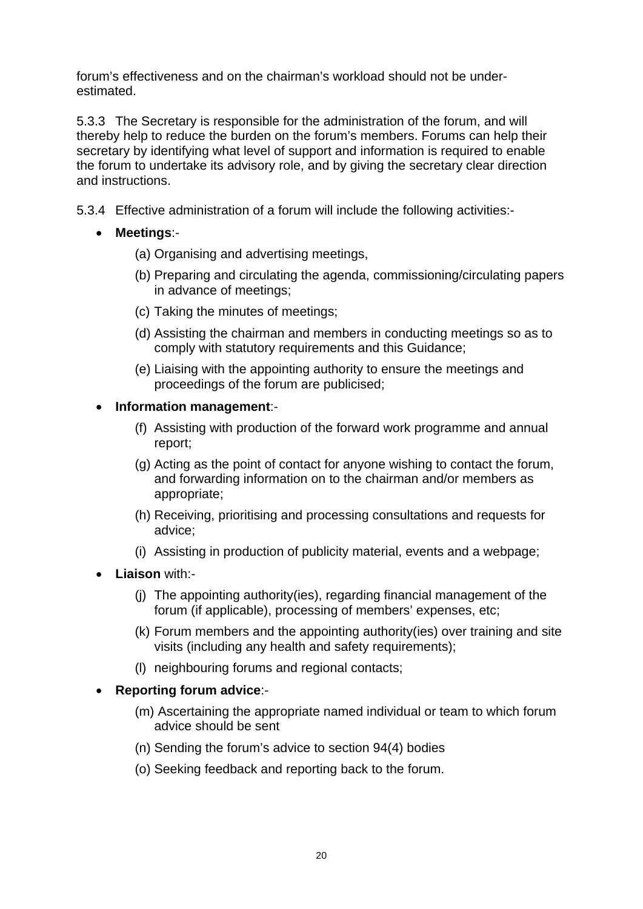forum's effectiveness and on the chairman's workload should not be under-estimated.

5.3.3 The Secretary is responsible for the administration of the forum, and will thereby help to reduce the burden on the forum's members. Forums can help their secretary by identifying what level of support and information is required to enable the forum to undertake its advisory role, and by giving the secretary clear direction and instructions.

5.3.4 Effective administration of a forum will include the following activities:-

- **Meetings**:-
  - (a) Organising and advertising meetings,
  - (b) Preparing and circulating the agenda, commissioning/circulating papers in advance of meetings;
  - (c) Taking the minutes of meetings;
  - (d) Assisting the chairman and members in conducting meetings so as to comply with statutory requirements and this Guidance;
  - (e) Liaising with the appointing authority to ensure the meetings and proceedings of the forum are publicised;
- **Information management**:-
  - (f) Assisting with production of the forward work programme and annual report;
  - (g) Acting as the point of contact for anyone wishing to contact the forum, and forwarding information on to the chairman and/or members as appropriate;
  - (h) Receiving, prioritising and processing consultations and requests for advice;
  - (i) Assisting in production of publicity material, events and a webpage;
- **Liaison** with:-
  - (j) The appointing authority(ies), regarding financial management of the forum (if applicable), processing of members' expenses, etc;
  - (k) Forum members and the appointing authority(ies) over training and site visits (including any health and safety requirements);
  - (l) neighbouring forums and regional contacts;
- **Reporting forum advice**:-
  - (m) Ascertaining the appropriate named individual or team to which forum advice should be sent
  - (n) Sending the forum's advice to section 94(4) bodies
  - (o) Seeking feedback and reporting back to the forum.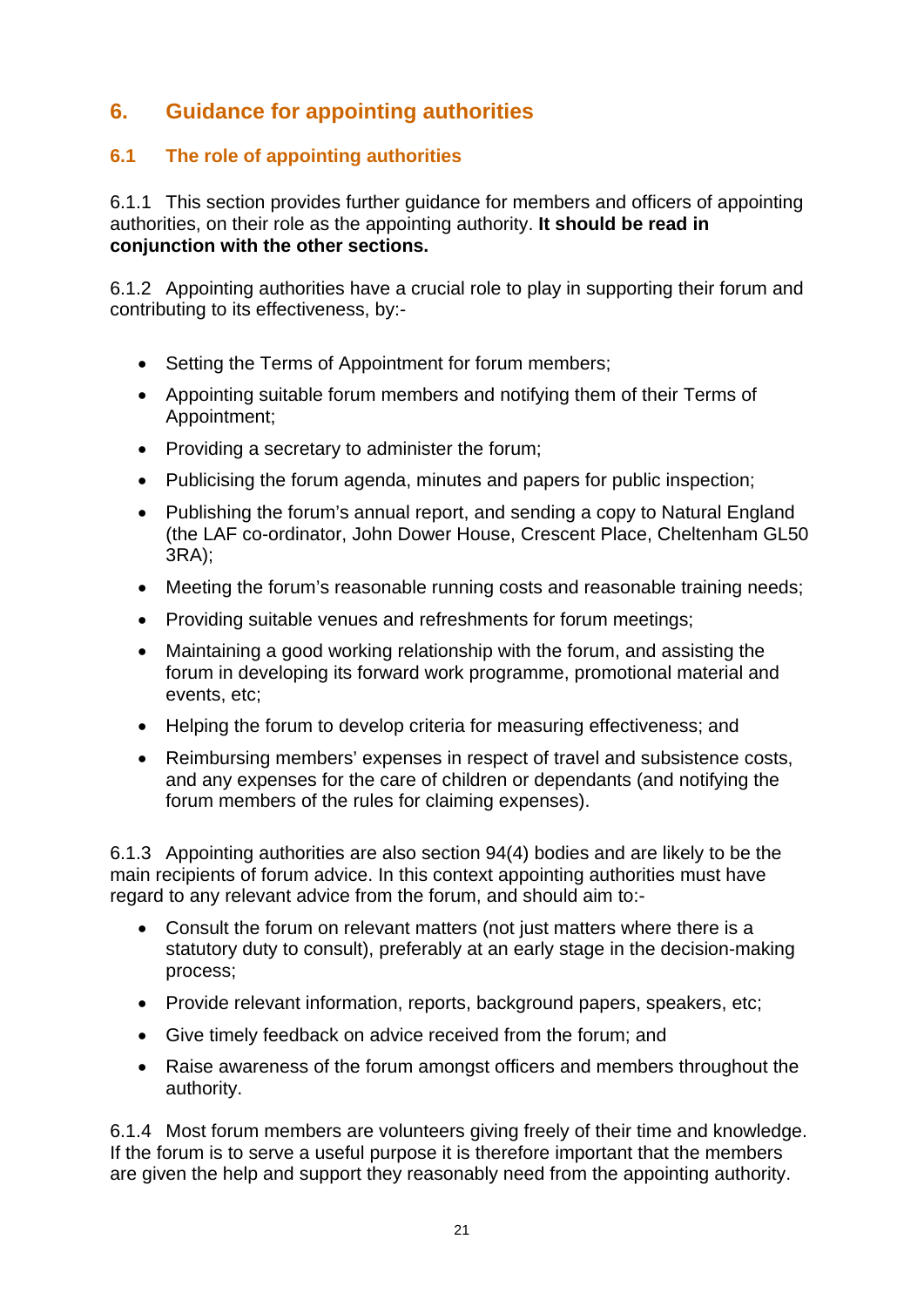# 6. Guidance for appointing authorities

## 6.1 The role of appointing authorities

6.1.1 This section provides further guidance for members and officers of appointing authorities, on their role as the appointing authority. **It should be read in conjunction with the other sections.**

6.1.2 Appointing authorities have a crucial role to play in supporting their forum and contributing to its effectiveness, by:-

- Setting the Terms of Appointment for forum members;
- Appointing suitable forum members and notifying them of their Terms of Appointment;
- Providing a secretary to administer the forum;
- Publicising the forum agenda, minutes and papers for public inspection;
- Publishing the forum's annual report, and sending a copy to Natural England (the LAF co-ordinator, John Dower House, Crescent Place, Cheltenham GL50 3RA);
- Meeting the forum's reasonable running costs and reasonable training needs;
- Providing suitable venues and refreshments for forum meetings;
- Maintaining a good working relationship with the forum, and assisting the forum in developing its forward work programme, promotional material and events, etc;
- Helping the forum to develop criteria for measuring effectiveness; and
- Reimbursing members' expenses in respect of travel and subsistence costs, and any expenses for the care of children or dependants (and notifying the forum members of the rules for claiming expenses).

6.1.3 Appointing authorities are also section 94(4) bodies and are likely to be the main recipients of forum advice. In this context appointing authorities must have regard to any relevant advice from the forum, and should aim to:-

- Consult the forum on relevant matters (not just matters where there is a statutory duty to consult), preferably at an early stage in the decision-making process;
- Provide relevant information, reports, background papers, speakers, etc;
- Give timely feedback on advice received from the forum; and
- Raise awareness of the forum amongst officers and members throughout the authority.

6.1.4 Most forum members are volunteers giving freely of their time and knowledge. If the forum is to serve a useful purpose it is therefore important that the members are given the help and support they reasonably need from the appointing authority.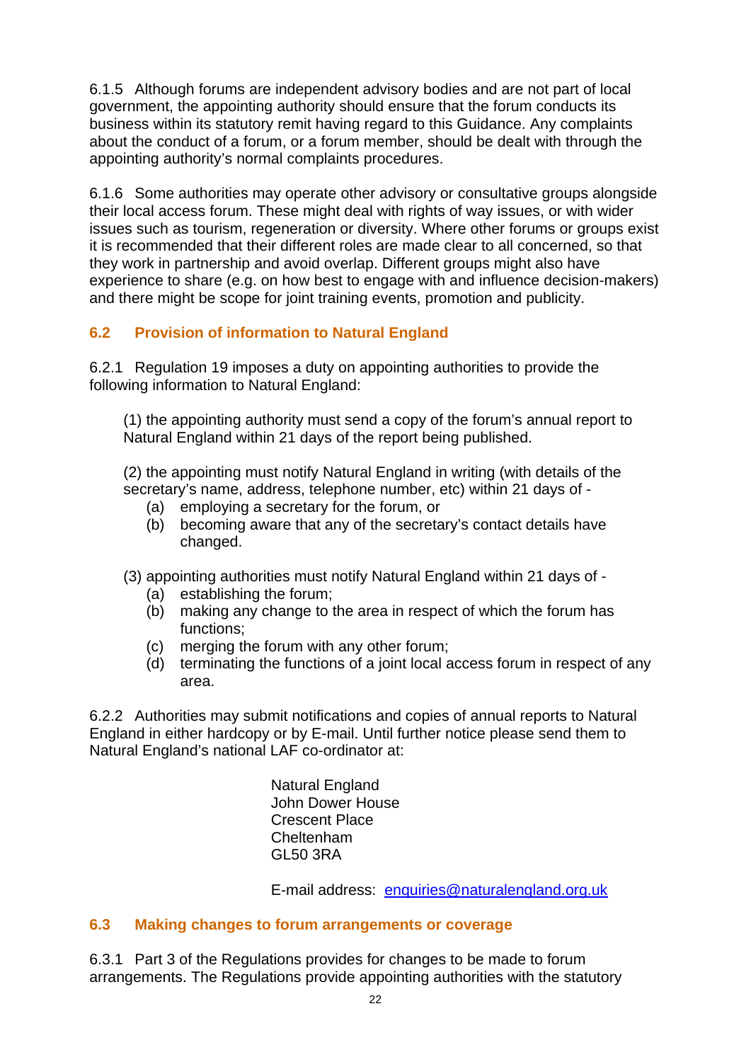6.1.5 Although forums are independent advisory bodies and are not part of local government, the appointing authority should ensure that the forum conducts its business within its statutory remit having regard to this Guidance. Any complaints about the conduct of a forum, or a forum member, should be dealt with through the appointing authority's normal complaints procedures.

6.1.6 Some authorities may operate other advisory or consultative groups alongside their local access forum. These might deal with rights of way issues, or with wider issues such as tourism, regeneration or diversity. Where other forums or groups exist it is recommended that their different roles are made clear to all concerned, so that they work in partnership and avoid overlap. Different groups might also have experience to share (e.g. on how best to engage with and influence decision-makers) and there might be scope for joint training events, promotion and publicity.

## 6.2 Provision of information to Natural England

6.2.1 Regulation 19 imposes a duty on appointing authorities to provide the following information to Natural England:

(1) the appointing authority must send a copy of the forum's annual report to Natural England within 21 days of the report being published.

(2) the appointing must notify Natural England in writing (with details of the secretary's name, address, telephone number, etc) within 21 days of -

- (a) employing a secretary for the forum, or
- (b) becoming aware that any of the secretary's contact details have changed.

(3) appointing authorities must notify Natural England within 21 days of -

- (a) establishing the forum;
- (b) making any change to the area in respect of which the forum has functions;
- (c) merging the forum with any other forum;
- (d) terminating the functions of a joint local access forum in respect of any area.

6.2.2 Authorities may submit notifications and copies of annual reports to Natural England in either hardcopy or by E-mail. Until further notice please send them to Natural England's national LAF co-ordinator at:

Natural England
John Dower House
Crescent Place
Cheltenham
GL50 3RA

E-mail address: enquiries@naturalengland.org.uk

## 6.3 Making changes to forum arrangements or coverage

6.3.1 Part 3 of the Regulations provides for changes to be made to forum arrangements. The Regulations provide appointing authorities with the statutory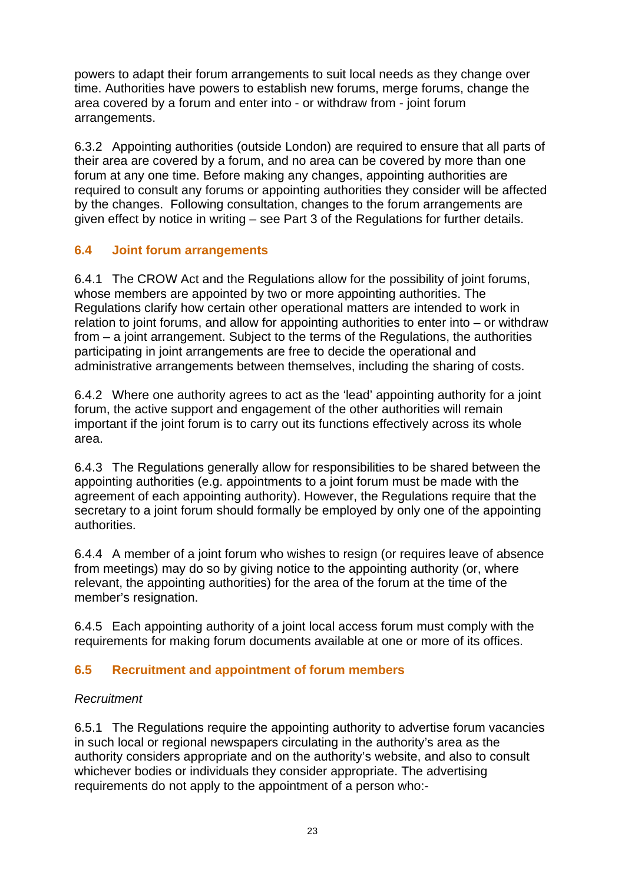powers to adapt their forum arrangements to suit local needs as they change over time. Authorities have powers to establish new forums, merge forums, change the area covered by a forum and enter into - or withdraw from - joint forum arrangements.

6.3.2 Appointing authorities (outside London) are required to ensure that all parts of their area are covered by a forum, and no area can be covered by more than one forum at any one time. Before making any changes, appointing authorities are required to consult any forums or appointing authorities they consider will be affected by the changes. Following consultation, changes to the forum arrangements are given effect by notice in writing – see Part 3 of the Regulations for further details.

## 6.4 Joint forum arrangements

6.4.1 The CROW Act and the Regulations allow for the possibility of joint forums, whose members are appointed by two or more appointing authorities. The Regulations clarify how certain other operational matters are intended to work in relation to joint forums, and allow for appointing authorities to enter into – or withdraw from – a joint arrangement. Subject to the terms of the Regulations, the authorities participating in joint arrangements are free to decide the operational and administrative arrangements between themselves, including the sharing of costs.

6.4.2 Where one authority agrees to act as the 'lead' appointing authority for a joint forum, the active support and engagement of the other authorities will remain important if the joint forum is to carry out its functions effectively across its whole area.

6.4.3 The Regulations generally allow for responsibilities to be shared between the appointing authorities (e.g. appointments to a joint forum must be made with the agreement of each appointing authority). However, the Regulations require that the secretary to a joint forum should formally be employed by only one of the appointing authorities.

6.4.4 A member of a joint forum who wishes to resign (or requires leave of absence from meetings) may do so by giving notice to the appointing authority (or, where relevant, the appointing authorities) for the area of the forum at the time of the member's resignation.

6.4.5 Each appointing authority of a joint local access forum must comply with the requirements for making forum documents available at one or more of its offices.

## 6.5 Recruitment and appointment of forum members

*Recruitment*

6.5.1 The Regulations require the appointing authority to advertise forum vacancies in such local or regional newspapers circulating in the authority's area as the authority considers appropriate and on the authority's website, and also to consult whichever bodies or individuals they consider appropriate. The advertising requirements do not apply to the appointment of a person who:-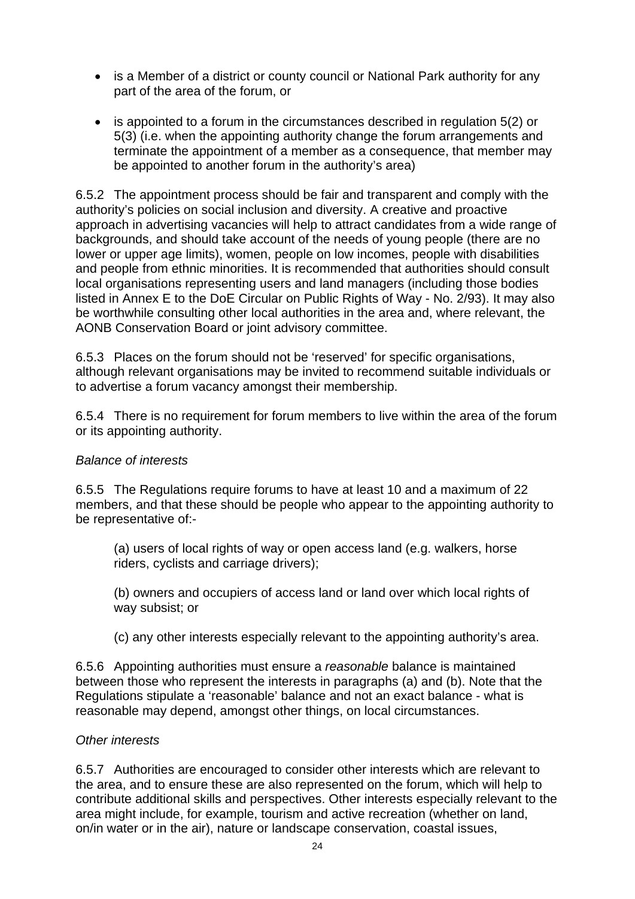- is a Member of a district or county council or National Park authority for any part of the area of the forum, or

- is appointed to a forum in the circumstances described in regulation 5(2) or 5(3) (i.e. when the appointing authority change the forum arrangements and terminate the appointment of a member as a consequence, that member may be appointed to another forum in the authority's area)

6.5.2 The appointment process should be fair and transparent and comply with the authority's policies on social inclusion and diversity. A creative and proactive approach in advertising vacancies will help to attract candidates from a wide range of backgrounds, and should take account of the needs of young people (there are no lower or upper age limits), women, people on low incomes, people with disabilities and people from ethnic minorities. It is recommended that authorities should consult local organisations representing users and land managers (including those bodies listed in Annex E to the DoE Circular on Public Rights of Way - No. 2/93). It may also be worthwhile consulting other local authorities in the area and, where relevant, the AONB Conservation Board or joint advisory committee.

6.5.3 Places on the forum should not be 'reserved' for specific organisations, although relevant organisations may be invited to recommend suitable individuals or to advertise a forum vacancy amongst their membership.

6.5.4 There is no requirement for forum members to live within the area of the forum or its appointing authority.

*Balance of interests*

6.5.5 The Regulations require forums to have at least 10 and a maximum of 22 members, and that these should be people who appear to the appointing authority to be representative of:-

(a) users of local rights of way or open access land (e.g. walkers, horse riders, cyclists and carriage drivers);

(b) owners and occupiers of access land or land over which local rights of way subsist; or

(c) any other interests especially relevant to the appointing authority's area.

6.5.6 Appointing authorities must ensure a *reasonable* balance is maintained between those who represent the interests in paragraphs (a) and (b). Note that the Regulations stipulate a 'reasonable' balance and not an exact balance - what is reasonable may depend, amongst other things, on local circumstances.

*Other interests*

6.5.7 Authorities are encouraged to consider other interests which are relevant to the area, and to ensure these are also represented on the forum, which will help to contribute additional skills and perspectives. Other interests especially relevant to the area might include, for example, tourism and active recreation (whether on land, on/in water or in the air), nature or landscape conservation, coastal issues,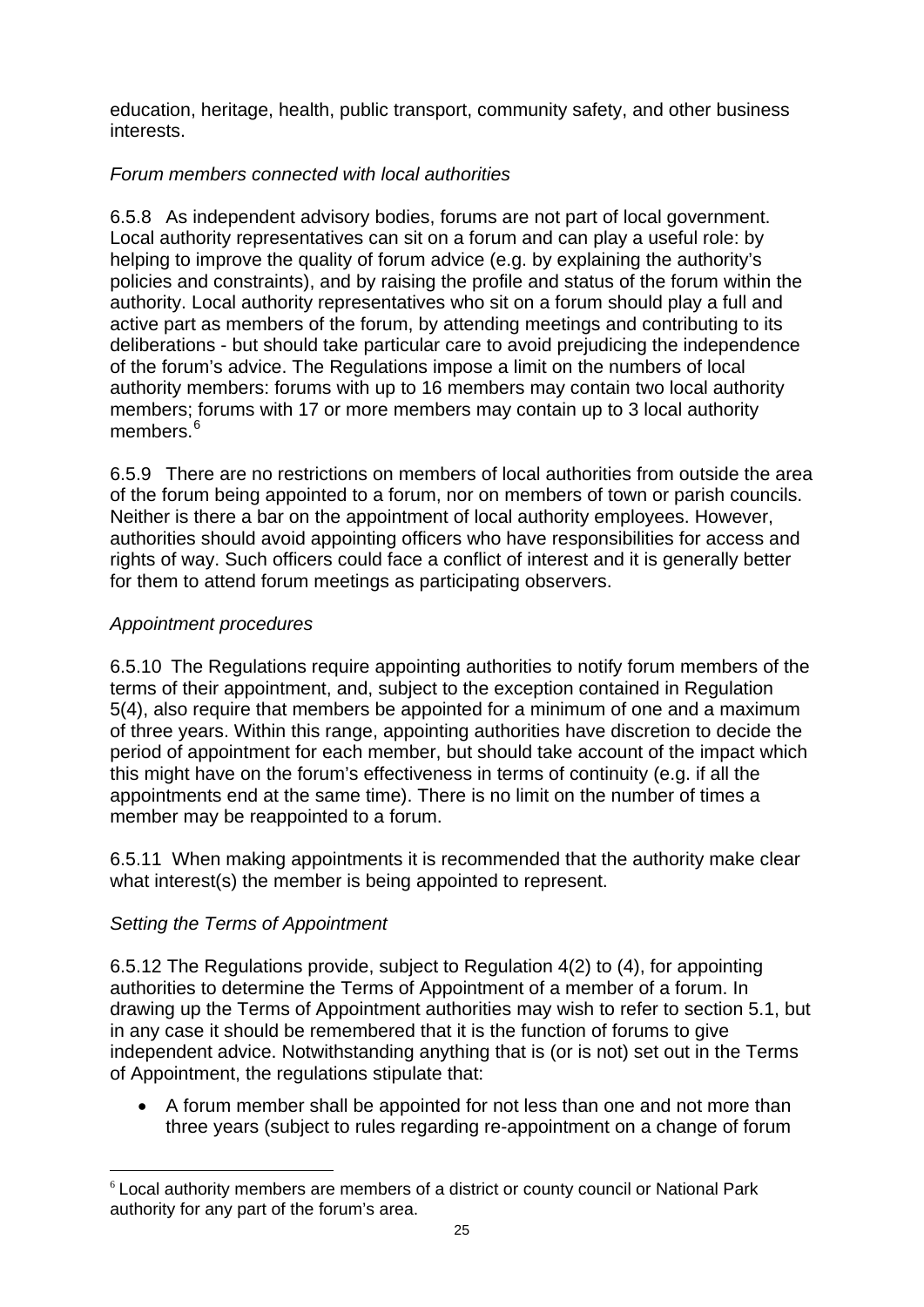education, heritage, health, public transport, community safety, and other business interests.

*Forum members connected with local authorities*

6.5.8 As independent advisory bodies, forums are not part of local government. Local authority representatives can sit on a forum and can play a useful role: by helping to improve the quality of forum advice (e.g. by explaining the authority's policies and constraints), and by raising the profile and status of the forum within the authority. Local authority representatives who sit on a forum should play a full and active part as members of the forum, by attending meetings and contributing to its deliberations - but should take particular care to avoid prejudicing the independence of the forum's advice. The Regulations impose a limit on the numbers of local authority members: forums with up to 16 members may contain two local authority members; forums with 17 or more members may contain up to 3 local authority members.[6]

6.5.9 There are no restrictions on members of local authorities from outside the area of the forum being appointed to a forum, nor on members of town or parish councils. Neither is there a bar on the appointment of local authority employees. However, authorities should avoid appointing officers who have responsibilities for access and rights of way. Such officers could face a conflict of interest and it is generally better for them to attend forum meetings as participating observers.

*Appointment procedures*

6.5.10 The Regulations require appointing authorities to notify forum members of the terms of their appointment, and, subject to the exception contained in Regulation 5(4), also require that members be appointed for a minimum of one and a maximum of three years. Within this range, appointing authorities have discretion to decide the period of appointment for each member, but should take account of the impact which this might have on the forum's effectiveness in terms of continuity (e.g. if all the appointments end at the same time). There is no limit on the number of times a member may be reappointed to a forum.

6.5.11 When making appointments it is recommended that the authority make clear what interest(s) the member is being appointed to represent.

*Setting the Terms of Appointment*

6.5.12 The Regulations provide, subject to Regulation 4(2) to (4), for appointing authorities to determine the Terms of Appointment of a member of a forum. In drawing up the Terms of Appointment authorities may wish to refer to section 5.1, but in any case it should be remembered that it is the function of forums to give independent advice. Notwithstanding anything that is (or is not) set out in the Terms of Appointment, the regulations stipulate that:

- A forum member shall be appointed for not less than one and not more than three years (subject to rules regarding re-appointment on a change of forum

[6] Local authority members are members of a district or county council or National Park authority for any part of the forum's area.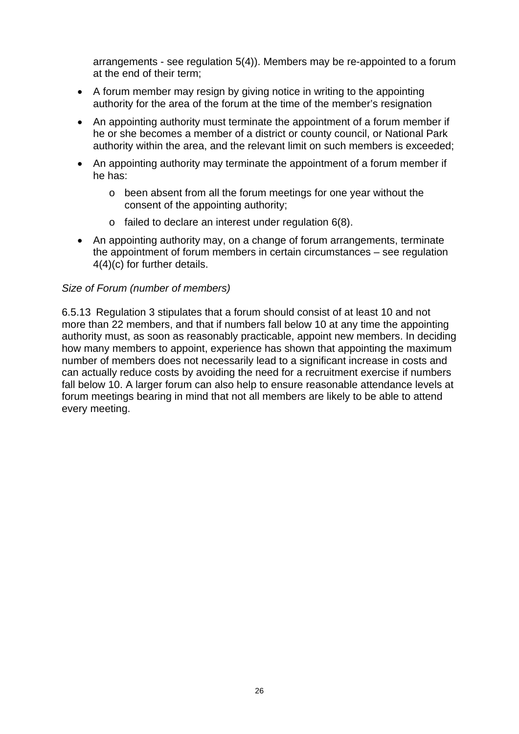arrangements - see regulation 5(4)). Members may be re-appointed to a forum at the end of their term;

- A forum member may resign by giving notice in writing to the appointing authority for the area of the forum at the time of the member's resignation
- An appointing authority must terminate the appointment of a forum member if he or she becomes a member of a district or county council, or National Park authority within the area, and the relevant limit on such members is exceeded;
- An appointing authority may terminate the appointment of a forum member if he has:
  - been absent from all the forum meetings for one year without the consent of the appointing authority;
  - failed to declare an interest under regulation 6(8).
- An appointing authority may, on a change of forum arrangements, terminate the appointment of forum members in certain circumstances – see regulation 4(4)(c) for further details.

*Size of Forum (number of members)*

6.5.13 Regulation 3 stipulates that a forum should consist of at least 10 and not more than 22 members, and that if numbers fall below 10 at any time the appointing authority must, as soon as reasonably practicable, appoint new members. In deciding how many members to appoint, experience has shown that appointing the maximum number of members does not necessarily lead to a significant increase in costs and can actually reduce costs by avoiding the need for a recruitment exercise if numbers fall below 10. A larger forum can also help to ensure reasonable attendance levels at forum meetings bearing in mind that not all members are likely to be able to attend every meeting.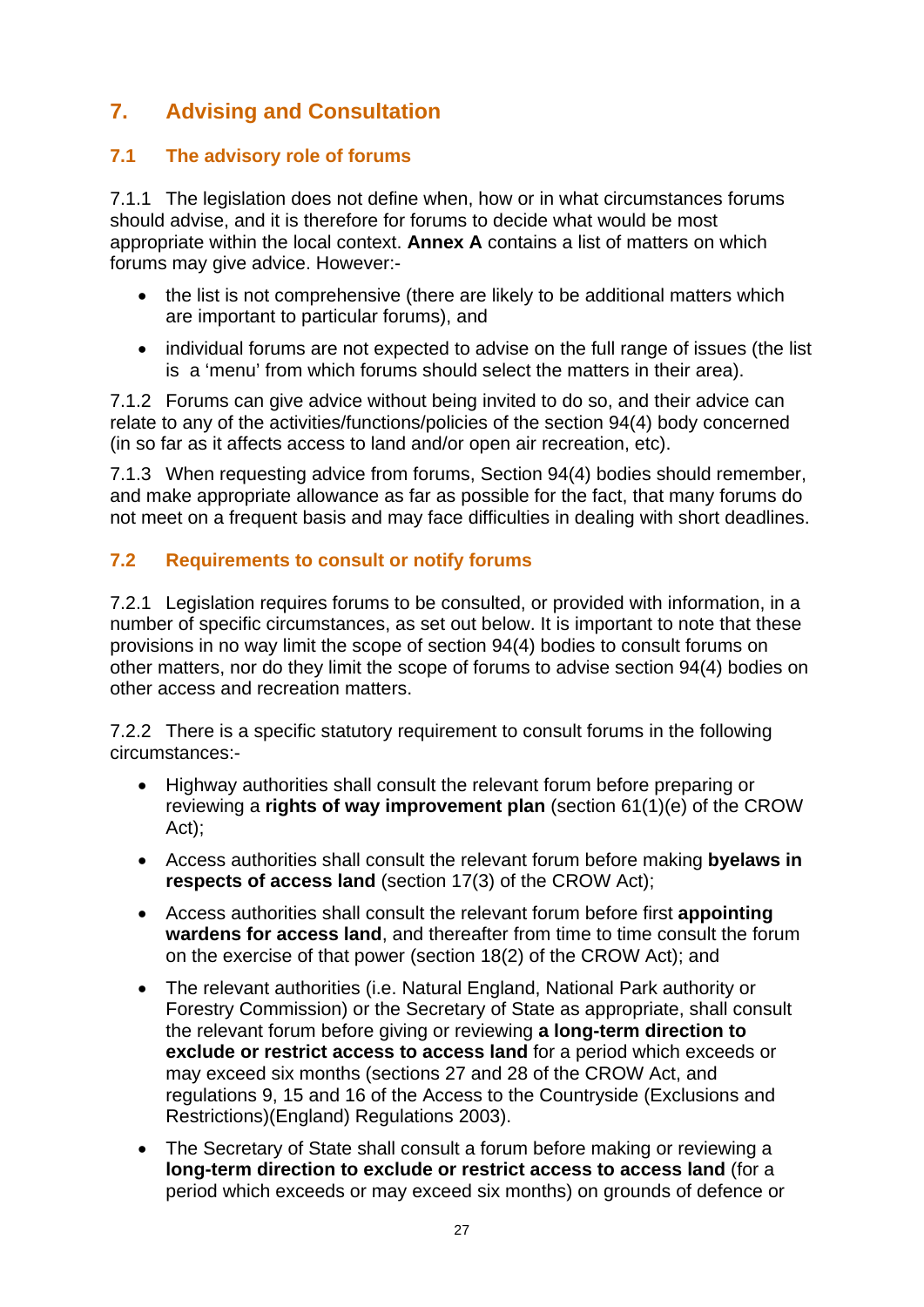## 7. Advising and Consultation

### 7.1 The advisory role of forums

7.1.1 The legislation does not define when, how or in what circumstances forums should advise, and it is therefore for forums to decide what would be most appropriate within the local context. **Annex A** contains a list of matters on which forums may give advice. However:-

- the list is not comprehensive (there are likely to be additional matters which are important to particular forums), and
- individual forums are not expected to advise on the full range of issues (the list is a 'menu' from which forums should select the matters in their area).

7.1.2 Forums can give advice without being invited to do so, and their advice can relate to any of the activities/functions/policies of the section 94(4) body concerned (in so far as it affects access to land and/or open air recreation, etc).

7.1.3 When requesting advice from forums, Section 94(4) bodies should remember, and make appropriate allowance as far as possible for the fact, that many forums do not meet on a frequent basis and may face difficulties in dealing with short deadlines.

### 7.2 Requirements to consult or notify forums

7.2.1 Legislation requires forums to be consulted, or provided with information, in a number of specific circumstances, as set out below. It is important to note that these provisions in no way limit the scope of section 94(4) bodies to consult forums on other matters, nor do they limit the scope of forums to advise section 94(4) bodies on other access and recreation matters.

7.2.2 There is a specific statutory requirement to consult forums in the following circumstances:-

- Highway authorities shall consult the relevant forum before preparing or reviewing a **rights of way improvement plan** (section 61(1)(e) of the CROW Act);
- Access authorities shall consult the relevant forum before making **byelaws in respects of access land** (section 17(3) of the CROW Act);
- Access authorities shall consult the relevant forum before first **appointing wardens for access land**, and thereafter from time to time consult the forum on the exercise of that power (section 18(2) of the CROW Act); and
- The relevant authorities (i.e. Natural England, National Park authority or Forestry Commission) or the Secretary of State as appropriate, shall consult the relevant forum before giving or reviewing **a long-term direction to exclude or restrict access to access land** for a period which exceeds or may exceed six months (sections 27 and 28 of the CROW Act, and regulations 9, 15 and 16 of the Access to the Countryside (Exclusions and Restrictions)(England) Regulations 2003).
- The Secretary of State shall consult a forum before making or reviewing a **long-term direction to exclude or restrict access to access land** (for a period which exceeds or may exceed six months) on grounds of defence or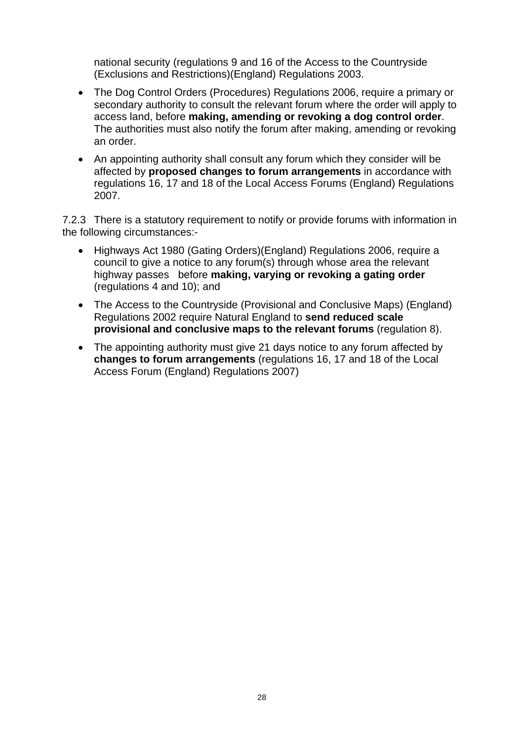national security (regulations 9 and 16 of the Access to the Countryside (Exclusions and Restrictions)(England) Regulations 2003.

- The Dog Control Orders (Procedures) Regulations 2006, require a primary or secondary authority to consult the relevant forum where the order will apply to access land, before **making, amending or revoking a dog control order**. The authorities must also notify the forum after making, amending or revoking an order.
- An appointing authority shall consult any forum which they consider will be affected by **proposed changes to forum arrangements** in accordance with regulations 16, 17 and 18 of the Local Access Forums (England) Regulations 2007.

7.2.3 There is a statutory requirement to notify or provide forums with information in the following circumstances:-

- Highways Act 1980 (Gating Orders)(England) Regulations 2006, require a council to give a notice to any forum(s) through whose area the relevant highway passes before **making, varying or revoking a gating order** (regulations 4 and 10); and
- The Access to the Countryside (Provisional and Conclusive Maps) (England) Regulations 2002 require Natural England to **send reduced scale provisional and conclusive maps to the relevant forums** (regulation 8).
- The appointing authority must give 21 days notice to any forum affected by **changes to forum arrangements** (regulations 16, 17 and 18 of the Local Access Forum (England) Regulations 2007)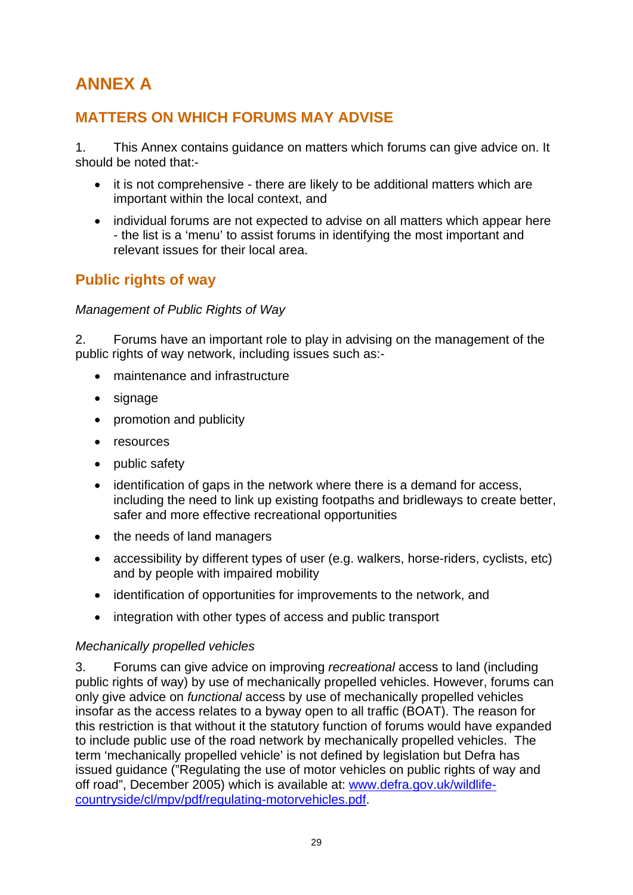# ANNEX A

## MATTERS ON WHICH FORUMS MAY ADVISE

1. This Annex contains guidance on matters which forums can give advice on. It should be noted that:-

- it is not comprehensive - there are likely to be additional matters which are important within the local context, and
- individual forums are not expected to advise on all matters which appear here - the list is a 'menu' to assist forums in identifying the most important and relevant issues for their local area.

## Public rights of way

*Management of Public Rights of Way*

2. Forums have an important role to play in advising on the management of the public rights of way network, including issues such as:-

- maintenance and infrastructure
- signage
- promotion and publicity
- resources
- public safety
- identification of gaps in the network where there is a demand for access, including the need to link up existing footpaths and bridleways to create better, safer and more effective recreational opportunities
- the needs of land managers
- accessibility by different types of user (e.g. walkers, horse-riders, cyclists, etc) and by people with impaired mobility
- identification of opportunities for improvements to the network, and
- integration with other types of access and public transport

*Mechanically propelled vehicles*

3. Forums can give advice on improving *recreational* access to land (including public rights of way) by use of mechanically propelled vehicles. However, forums can only give advice on *functional* access by use of mechanically propelled vehicles insofar as the access relates to a byway open to all traffic (BOAT). The reason for this restriction is that without it the statutory function of forums would have expanded to include public use of the road network by mechanically propelled vehicles. The term 'mechanically propelled vehicle' is not defined by legislation but Defra has issued guidance ("Regulating the use of motor vehicles on public rights of way and off road", December 2005) which is available at: [www.defra.gov.uk/wildlife-countryside/cl/mpv/pdf/regulating-motorvehicles.pdf](www.defra.gov.uk/wildlife-countryside/cl/mpv/pdf/regulating-motorvehicles.pdf).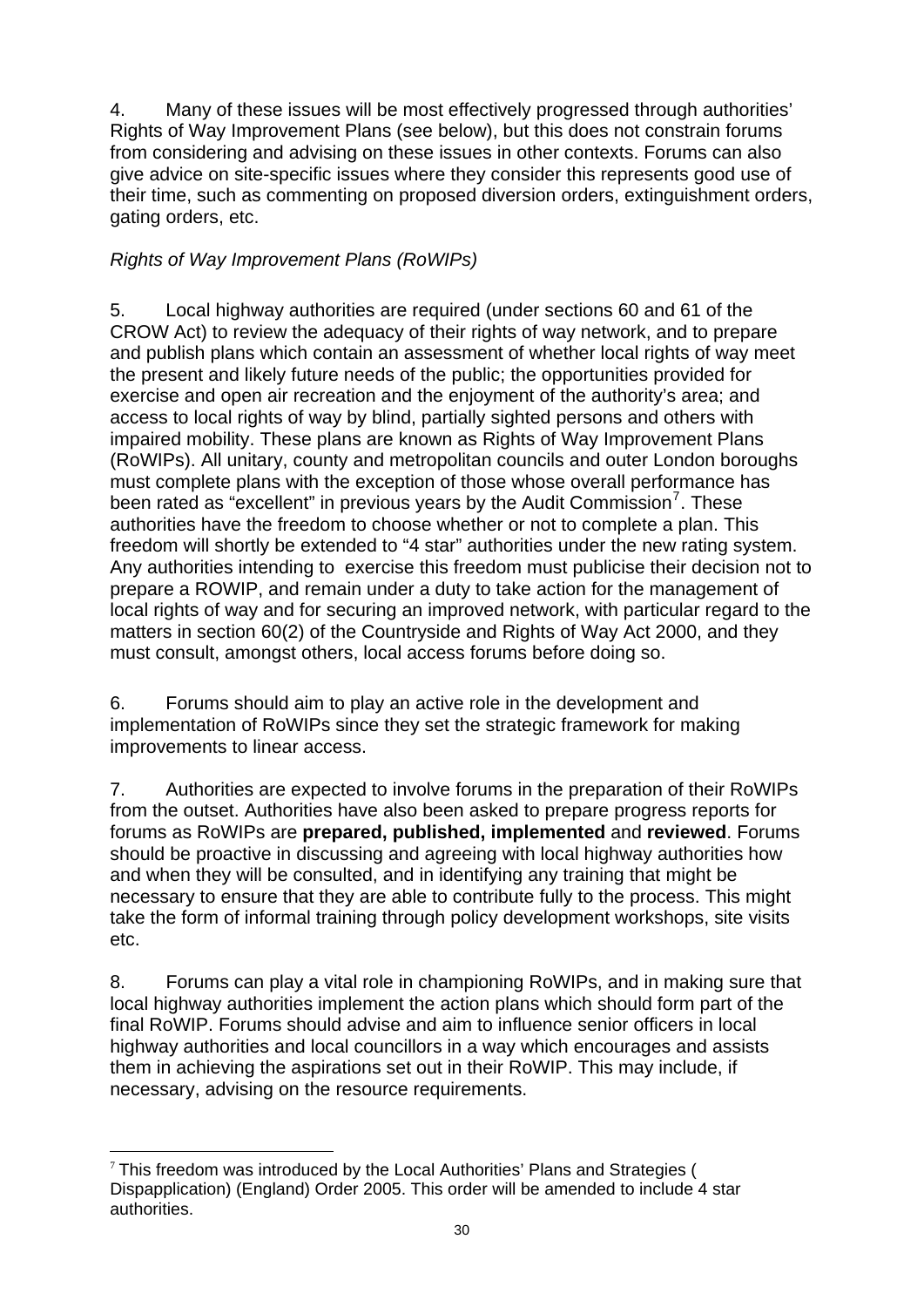4. Many of these issues will be most effectively progressed through authorities' Rights of Way Improvement Plans (see below), but this does not constrain forums from considering and advising on these issues in other contexts. Forums can also give advice on site-specific issues where they consider this represents good use of their time, such as commenting on proposed diversion orders, extinguishment orders, gating orders, etc.

*Rights of Way Improvement Plans (RoWIPs)*

5. Local highway authorities are required (under sections 60 and 61 of the CROW Act) to review the adequacy of their rights of way network, and to prepare and publish plans which contain an assessment of whether local rights of way meet the present and likely future needs of the public; the opportunities provided for exercise and open air recreation and the enjoyment of the authority's area; and access to local rights of way by blind, partially sighted persons and others with impaired mobility. These plans are known as Rights of Way Improvement Plans (RoWIPs). All unitary, county and metropolitan councils and outer London boroughs must complete plans with the exception of those whose overall performance has been rated as "excellent" in previous years by the Audit Commission[7]. These authorities have the freedom to choose whether or not to complete a plan. This freedom will shortly be extended to "4 star" authorities under the new rating system. Any authorities intending to exercise this freedom must publicise their decision not to prepare a ROWIP, and remain under a duty to take action for the management of local rights of way and for securing an improved network, with particular regard to the matters in section 60(2) of the Countryside and Rights of Way Act 2000, and they must consult, amongst others, local access forums before doing so.

6. Forums should aim to play an active role in the development and implementation of RoWIPs since they set the strategic framework for making improvements to linear access.

7. Authorities are expected to involve forums in the preparation of their RoWIPs from the outset. Authorities have also been asked to prepare progress reports for forums as RoWIPs are **prepared, published, implemented** and **reviewed**. Forums should be proactive in discussing and agreeing with local highway authorities how and when they will be consulted, and in identifying any training that might be necessary to ensure that they are able to contribute fully to the process. This might take the form of informal training through policy development workshops, site visits etc.

8. Forums can play a vital role in championing RoWIPs, and in making sure that local highway authorities implement the action plans which should form part of the final RoWIP. Forums should advise and aim to influence senior officers in local highway authorities and local councillors in a way which encourages and assists them in achieving the aspirations set out in their RoWIP. This may include, if necessary, advising on the resource requirements.

[7] This freedom was introduced by the Local Authorities' Plans and Strategies ( Dispapplication) (England) Order 2005. This order will be amended to include 4 star authorities.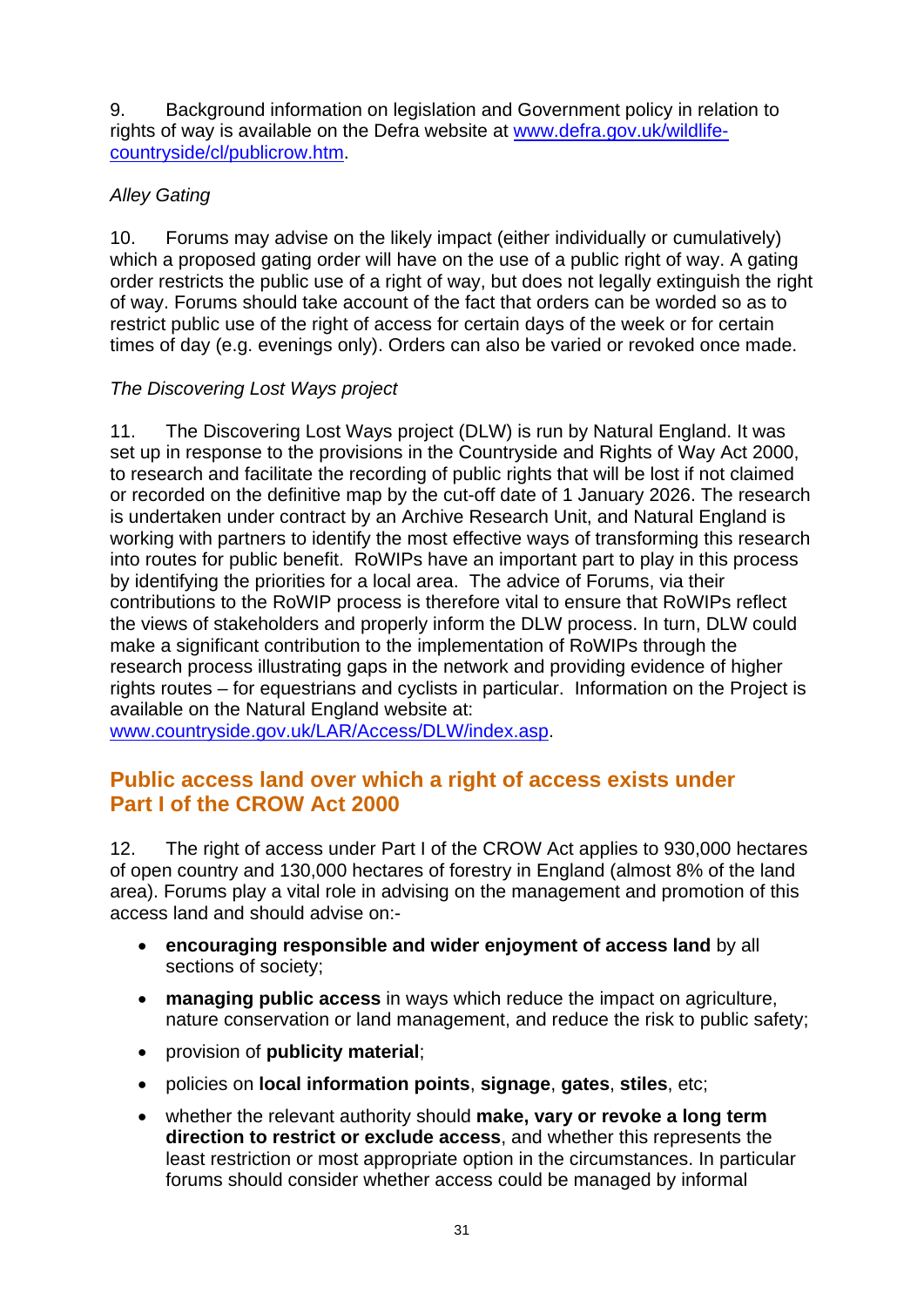9. Background information on legislation and Government policy in relation to rights of way is available on the Defra website at [www.defra.gov.uk/wildlife-countryside/cl/publicrow.htm](www.defra.gov.uk/wildlife-countryside/cl/publicrow.htm).

*Alley Gating*

10. Forums may advise on the likely impact (either individually or cumulatively) which a proposed gating order will have on the use of a public right of way. A gating order restricts the public use of a right of way, but does not legally extinguish the right of way. Forums should take account of the fact that orders can be worded so as to restrict public use of the right of access for certain days of the week or for certain times of day (e.g. evenings only). Orders can also be varied or revoked once made.

*The Discovering Lost Ways project*

11. The Discovering Lost Ways project (DLW) is run by Natural England. It was set up in response to the provisions in the Countryside and Rights of Way Act 2000, to research and facilitate the recording of public rights that will be lost if not claimed or recorded on the definitive map by the cut-off date of 1 January 2026. The research is undertaken under contract by an Archive Research Unit, and Natural England is working with partners to identify the most effective ways of transforming this research into routes for public benefit. RoWIPs have an important part to play in this process by identifying the priorities for a local area. The advice of Forums, via their contributions to the RoWIP process is therefore vital to ensure that RoWIPs reflect the views of stakeholders and properly inform the DLW process. In turn, DLW could make a significant contribution to the implementation of RoWIPs through the research process illustrating gaps in the network and providing evidence of higher rights routes – for equestrians and cyclists in particular. Information on the Project is available on the Natural England website at: [www.countryside.gov.uk/LAR/Access/DLW/index.asp](www.countryside.gov.uk/LAR/Access/DLW/index.asp).

## Public access land over which a right of access exists under Part I of the CROW Act 2000

12. The right of access under Part I of the CROW Act applies to 930,000 hectares of open country and 130,000 hectares of forestry in England (almost 8% of the land area). Forums play a vital role in advising on the management and promotion of this access land and should advise on:-

- **encouraging responsible and wider enjoyment of access land** by all sections of society;
- **managing public access** in ways which reduce the impact on agriculture, nature conservation or land management, and reduce the risk to public safety;
- provision of **publicity material**;
- policies on **local information points**, **signage**, **gates**, **stiles**, etc;
- whether the relevant authority should **make, vary or revoke a long term direction to restrict or exclude access**, and whether this represents the least restriction or most appropriate option in the circumstances. In particular forums should consider whether access could be managed by informal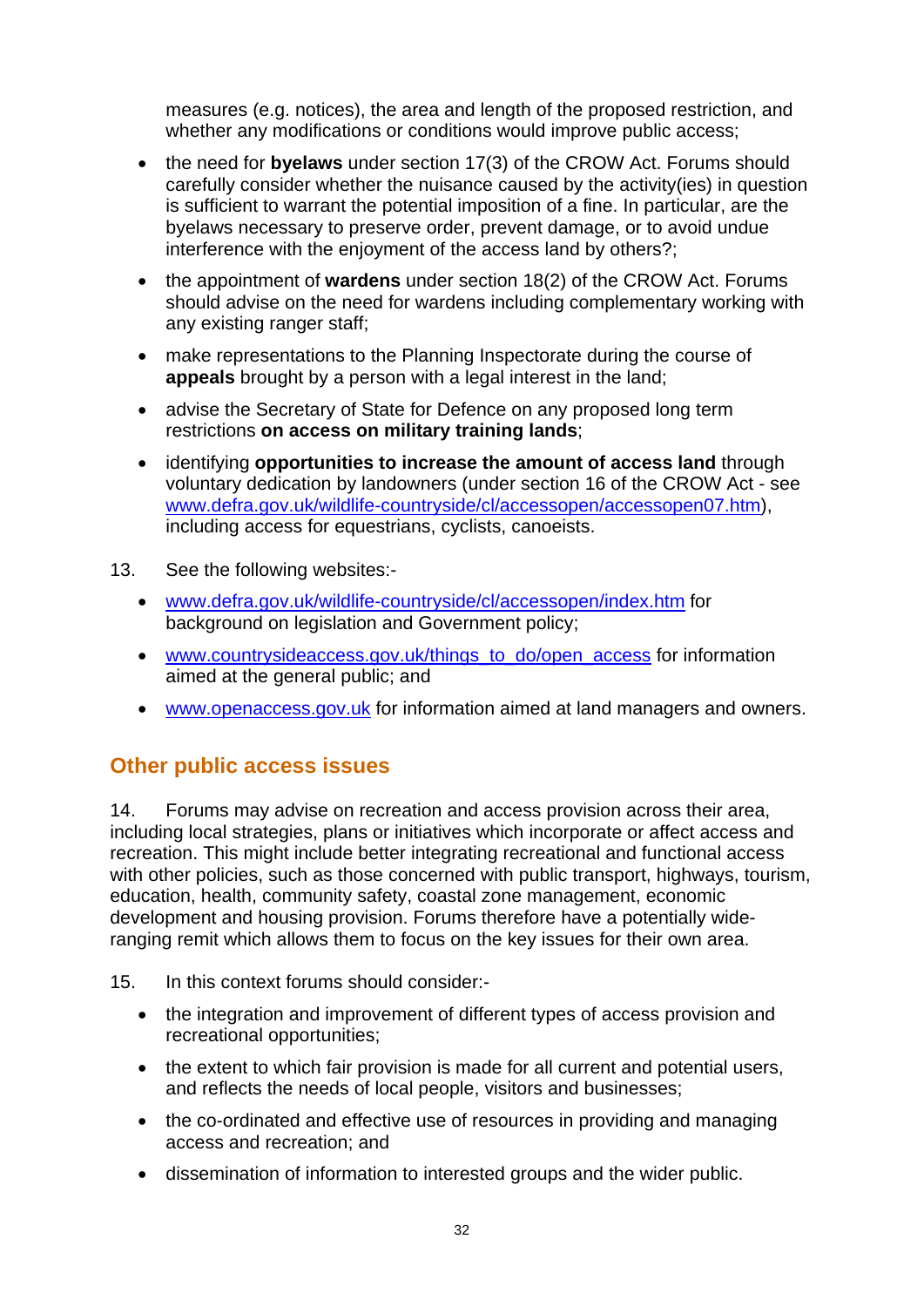measures (e.g. notices), the area and length of the proposed restriction, and whether any modifications or conditions would improve public access;

- the need for **byelaws** under section 17(3) of the CROW Act. Forums should carefully consider whether the nuisance caused by the activity(ies) in question is sufficient to warrant the potential imposition of a fine. In particular, are the byelaws necessary to preserve order, prevent damage, or to avoid undue interference with the enjoyment of the access land by others?;
- the appointment of **wardens** under section 18(2) of the CROW Act. Forums should advise on the need for wardens including complementary working with any existing ranger staff;
- make representations to the Planning Inspectorate during the course of **appeals** brought by a person with a legal interest in the land;
- advise the Secretary of State for Defence on any proposed long term restrictions **on access on military training lands**;
- identifying **opportunities to increase the amount of access land** through voluntary dedication by landowners (under section 16 of the CROW Act - see www.defra.gov.uk/wildlife-countryside/cl/accessopen/accessopen07.htm), including access for equestrians, cyclists, canoeists.

13. See the following websites:-

- www.defra.gov.uk/wildlife-countryside/cl/accessopen/index.htm for background on legislation and Government policy;
- www.countrysideaccess.gov.uk/things_to_do/open_access for information aimed at the general public; and
- www.openaccess.gov.uk for information aimed at land managers and owners.

## Other public access issues

14. Forums may advise on recreation and access provision across their area, including local strategies, plans or initiatives which incorporate or affect access and recreation. This might include better integrating recreational and functional access with other policies, such as those concerned with public transport, highways, tourism, education, health, community safety, coastal zone management, economic development and housing provision. Forums therefore have a potentially wide-ranging remit which allows them to focus on the key issues for their own area.

15. In this context forums should consider:-

- the integration and improvement of different types of access provision and recreational opportunities;
- the extent to which fair provision is made for all current and potential users, and reflects the needs of local people, visitors and businesses;
- the co-ordinated and effective use of resources in providing and managing access and recreation; and
- dissemination of information to interested groups and the wider public.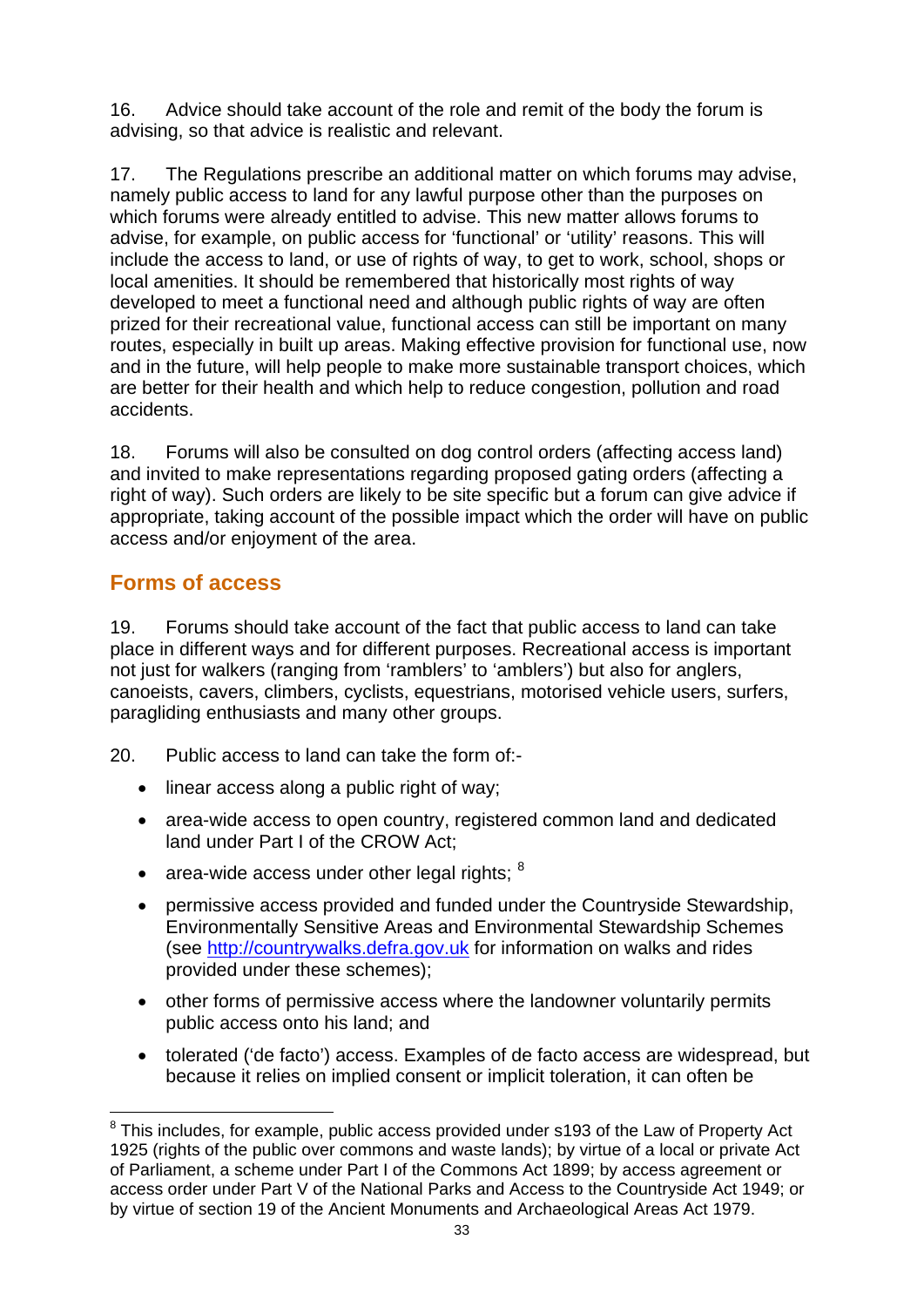16. Advice should take account of the role and remit of the body the forum is advising, so that advice is realistic and relevant.

17. The Regulations prescribe an additional matter on which forums may advise, namely public access to land for any lawful purpose other than the purposes on which forums were already entitled to advise. This new matter allows forums to advise, for example, on public access for 'functional' or 'utility' reasons. This will include the access to land, or use of rights of way, to get to work, school, shops or local amenities. It should be remembered that historically most rights of way developed to meet a functional need and although public rights of way are often prized for their recreational value, functional access can still be important on many routes, especially in built up areas. Making effective provision for functional use, now and in the future, will help people to make more sustainable transport choices, which are better for their health and which help to reduce congestion, pollution and road accidents.

18. Forums will also be consulted on dog control orders (affecting access land) and invited to make representations regarding proposed gating orders (affecting a right of way). Such orders are likely to be site specific but a forum can give advice if appropriate, taking account of the possible impact which the order will have on public access and/or enjoyment of the area.

## Forms of access

19. Forums should take account of the fact that public access to land can take place in different ways and for different purposes. Recreational access is important not just for walkers (ranging from 'ramblers' to 'amblers') but also for anglers, canoeists, cavers, climbers, cyclists, equestrians, motorised vehicle users, surfers, paragliding enthusiasts and many other groups.

20. Public access to land can take the form of:-

- linear access along a public right of way;
- area-wide access to open country, registered common land and dedicated land under Part I of the CROW Act;
- area-wide access under other legal rights; [8]
- permissive access provided and funded under the Countryside Stewardship, Environmentally Sensitive Areas and Environmental Stewardship Schemes (see http://countrywalks.defra.gov.uk for information on walks and rides provided under these schemes);
- other forms of permissive access where the landowner voluntarily permits public access onto his land; and
- tolerated ('de facto') access. Examples of de facto access are widespread, but because it relies on implied consent or implicit toleration, it can often be

---

[8] This includes, for example, public access provided under s193 of the Law of Property Act 1925 (rights of the public over commons and waste lands); by virtue of a local or private Act of Parliament, a scheme under Part I of the Commons Act 1899; by access agreement or access order under Part V of the National Parks and Access to the Countryside Act 1949; or by virtue of section 19 of the Ancient Monuments and Archaeological Areas Act 1979.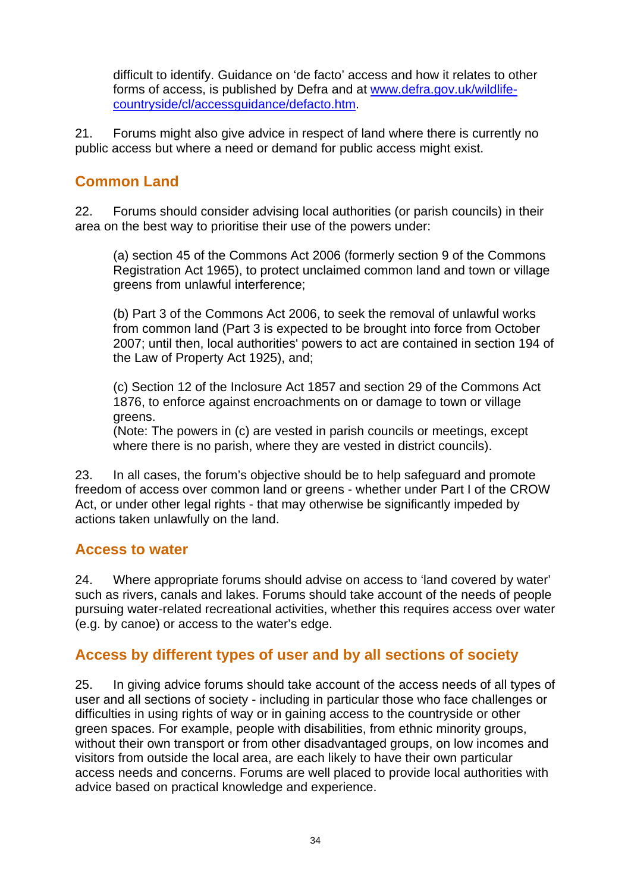difficult to identify. Guidance on 'de facto' access and how it relates to other forms of access, is published by Defra and at [www.defra.gov.uk/wildlife-countryside/cl/accessguidance/defacto.htm](www.defra.gov.uk/wildlife-countryside/cl/accessguidance/defacto.htm).

21. Forums might also give advice in respect of land where there is currently no public access but where a need or demand for public access might exist.

## Common Land

22. Forums should consider advising local authorities (or parish councils) in their area on the best way to prioritise their use of the powers under:

(a) section 45 of the Commons Act 2006 (formerly section 9 of the Commons Registration Act 1965), to protect unclaimed common land and town or village greens from unlawful interference;

(b) Part 3 of the Commons Act 2006, to seek the removal of unlawful works from common land (Part 3 is expected to be brought into force from October 2007; until then, local authorities' powers to act are contained in section 194 of the Law of Property Act 1925), and;

(c) Section 12 of the Inclosure Act 1857 and section 29 of the Commons Act 1876, to enforce against encroachments on or damage to town or village greens.
(Note: The powers in (c) are vested in parish councils or meetings, except where there is no parish, where they are vested in district councils).

23. In all cases, the forum's objective should be to help safeguard and promote freedom of access over common land or greens - whether under Part I of the CROW Act, or under other legal rights - that may otherwise be significantly impeded by actions taken unlawfully on the land.

## Access to water

24. Where appropriate forums should advise on access to 'land covered by water' such as rivers, canals and lakes. Forums should take account of the needs of people pursuing water-related recreational activities, whether this requires access over water (e.g. by canoe) or access to the water's edge.

## Access by different types of user and by all sections of society

25. In giving advice forums should take account of the access needs of all types of user and all sections of society - including in particular those who face challenges or difficulties in using rights of way or in gaining access to the countryside or other green spaces. For example, people with disabilities, from ethnic minority groups, without their own transport or from other disadvantaged groups, on low incomes and visitors from outside the local area, are each likely to have their own particular access needs and concerns. Forums are well placed to provide local authorities with advice based on practical knowledge and experience.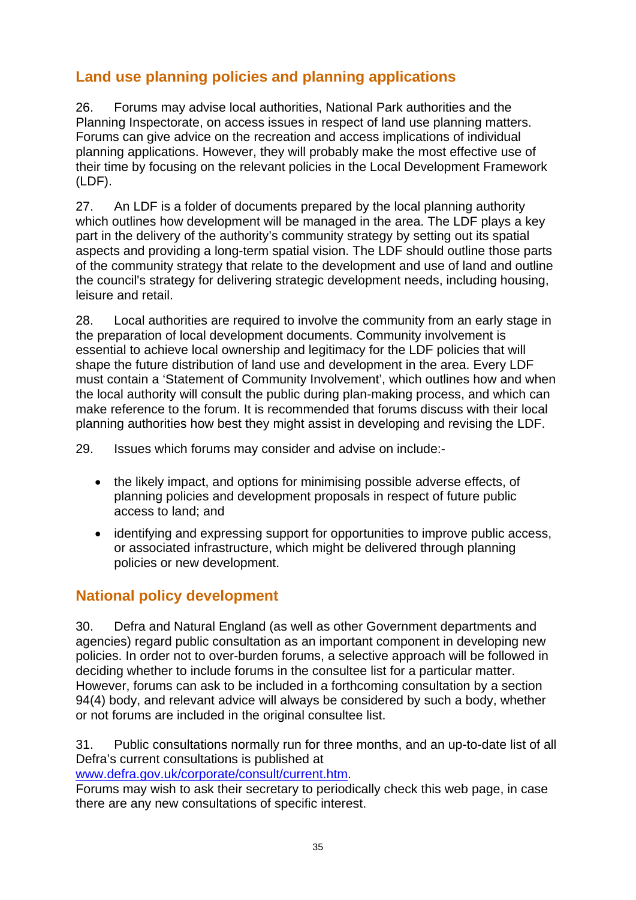## Land use planning policies and planning applications

26. Forums may advise local authorities, National Park authorities and the Planning Inspectorate, on access issues in respect of land use planning matters. Forums can give advice on the recreation and access implications of individual planning applications. However, they will probably make the most effective use of their time by focusing on the relevant policies in the Local Development Framework (LDF).

27. An LDF is a folder of documents prepared by the local planning authority which outlines how development will be managed in the area. The LDF plays a key part in the delivery of the authority's community strategy by setting out its spatial aspects and providing a long-term spatial vision. The LDF should outline those parts of the community strategy that relate to the development and use of land and outline the council's strategy for delivering strategic development needs, including housing, leisure and retail.

28. Local authorities are required to involve the community from an early stage in the preparation of local development documents. Community involvement is essential to achieve local ownership and legitimacy for the LDF policies that will shape the future distribution of land use and development in the area. Every LDF must contain a 'Statement of Community Involvement', which outlines how and when the local authority will consult the public during plan-making process, and which can make reference to the forum. It is recommended that forums discuss with their local planning authorities how best they might assist in developing and revising the LDF.

29. Issues which forums may consider and advise on include:-

- the likely impact, and options for minimising possible adverse effects, of planning policies and development proposals in respect of future public access to land; and
- identifying and expressing support for opportunities to improve public access, or associated infrastructure, which might be delivered through planning policies or new development.

## National policy development

30. Defra and Natural England (as well as other Government departments and agencies) regard public consultation as an important component in developing new policies. In order not to over-burden forums, a selective approach will be followed in deciding whether to include forums in the consultee list for a particular matter. However, forums can ask to be included in a forthcoming consultation by a section 94(4) body, and relevant advice will always be considered by such a body, whether or not forums are included in the original consultee list.

31. Public consultations normally run for three months, and an up-to-date list of all Defra's current consultations is published at [www.defra.gov.uk/corporate/consult/current.htm](http://www.defra.gov.uk/corporate/consult/current.htm).
Forums may wish to ask their secretary to periodically check this web page, in case there are any new consultations of specific interest.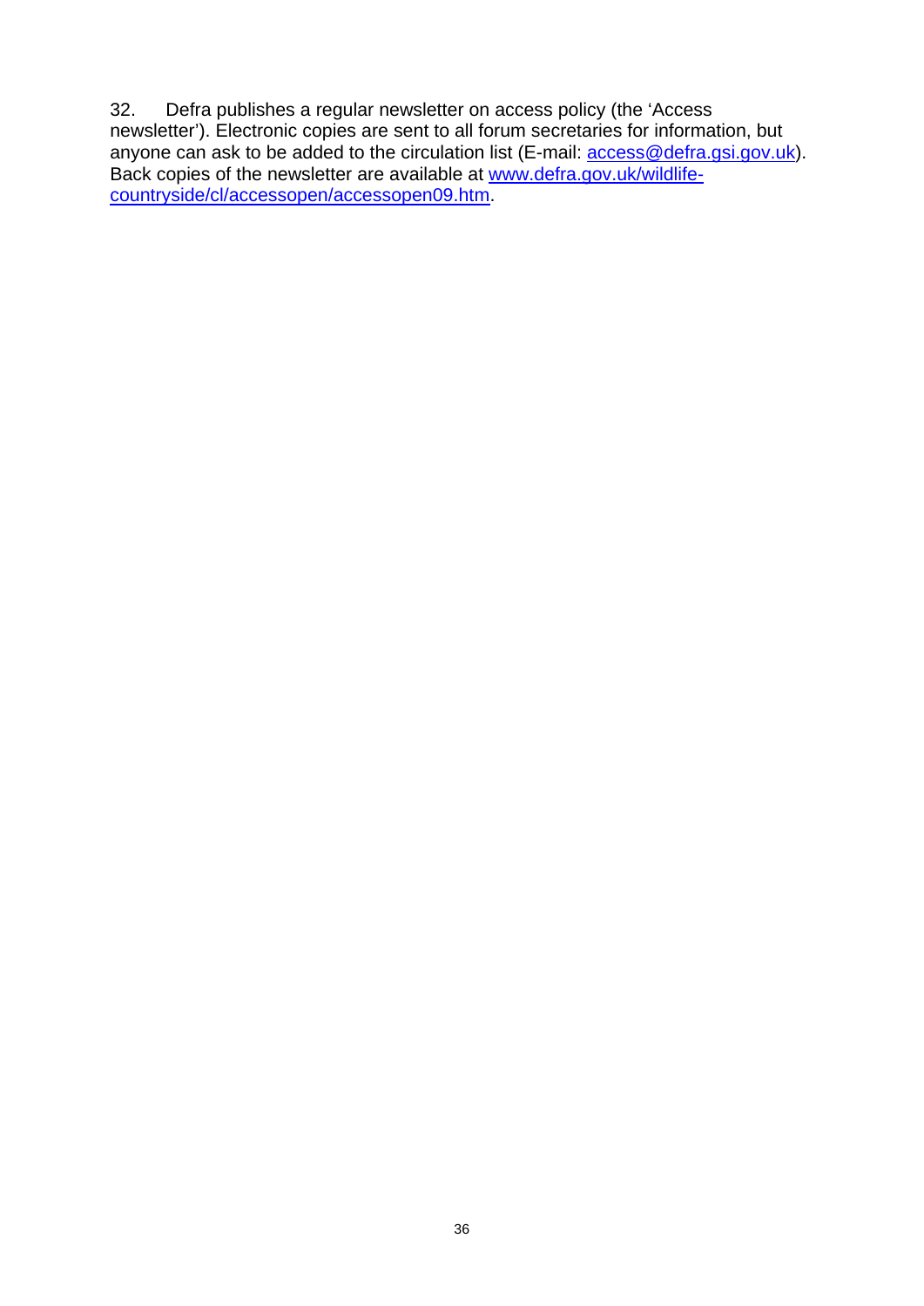32. Defra publishes a regular newsletter on access policy (the 'Access newsletter'). Electronic copies are sent to all forum secretaries for information, but anyone can ask to be added to the circulation list (E-mail: access@defra.gsi.gov.uk). Back copies of the newsletter are available at www.defra.gov.uk/wildlife-countryside/cl/accessopen/accessopen09.htm.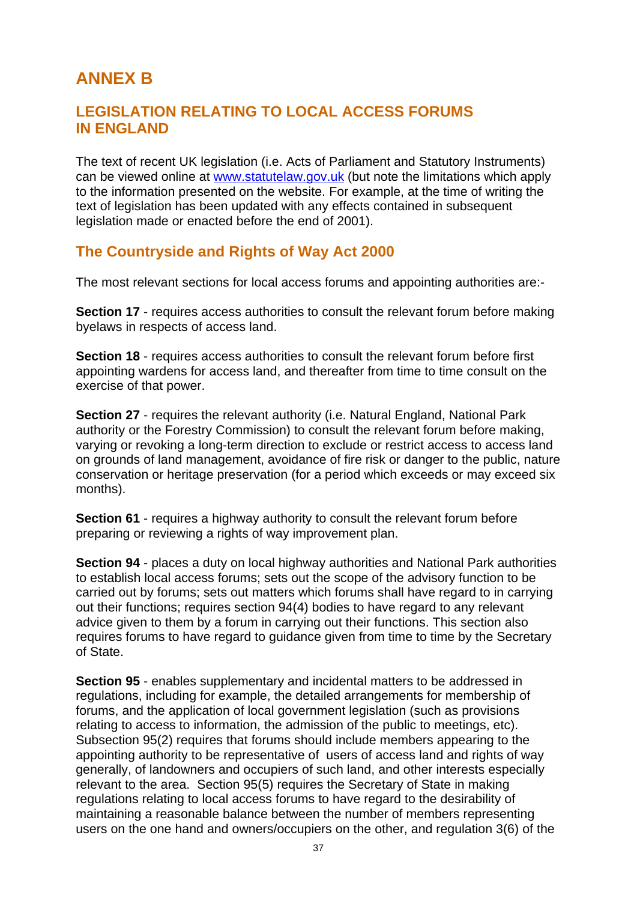# ANNEX B

## LEGISLATION RELATING TO LOCAL ACCESS FORUMS IN ENGLAND

The text of recent UK legislation (i.e. Acts of Parliament and Statutory Instruments) can be viewed online at www.statutelaw.gov.uk (but note the limitations which apply to the information presented on the website. For example, at the time of writing the text of legislation has been updated with any effects contained in subsequent legislation made or enacted before the end of 2001).

## The Countryside and Rights of Way Act 2000

The most relevant sections for local access forums and appointing authorities are:-

**Section 17** - requires access authorities to consult the relevant forum before making byelaws in respects of access land.

**Section 18** - requires access authorities to consult the relevant forum before first appointing wardens for access land, and thereafter from time to time consult on the exercise of that power.

**Section 27** - requires the relevant authority (i.e. Natural England, National Park authority or the Forestry Commission) to consult the relevant forum before making, varying or revoking a long-term direction to exclude or restrict access to access land on grounds of land management, avoidance of fire risk or danger to the public, nature conservation or heritage preservation (for a period which exceeds or may exceed six months).

**Section 61** - requires a highway authority to consult the relevant forum before preparing or reviewing a rights of way improvement plan.

**Section 94** - places a duty on local highway authorities and National Park authorities to establish local access forums; sets out the scope of the advisory function to be carried out by forums; sets out matters which forums shall have regard to in carrying out their functions; requires section 94(4) bodies to have regard to any relevant advice given to them by a forum in carrying out their functions. This section also requires forums to have regard to guidance given from time to time by the Secretary of State.

**Section 95** - enables supplementary and incidental matters to be addressed in regulations, including for example, the detailed arrangements for membership of forums, and the application of local government legislation (such as provisions relating to access to information, the admission of the public to meetings, etc). Subsection 95(2) requires that forums should include members appearing to the appointing authority to be representative of users of access land and rights of way generally, of landowners and occupiers of such land, and other interests especially relevant to the area. Section 95(5) requires the Secretary of State in making regulations relating to local access forums to have regard to the desirability of maintaining a reasonable balance between the number of members representing users on the one hand and owners/occupiers on the other, and regulation 3(6) of the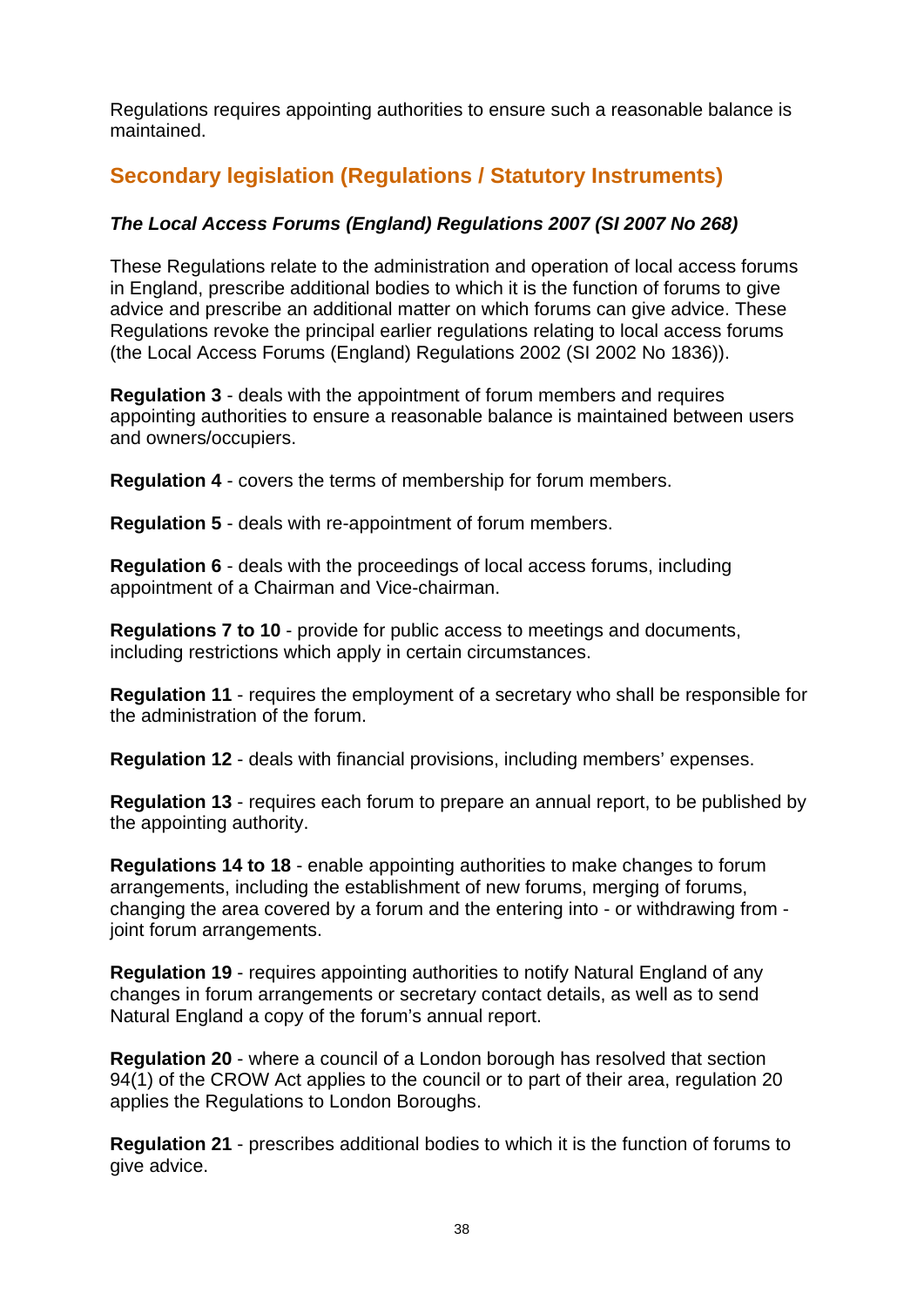Regulations requires appointing authorities to ensure such a reasonable balance is maintained.

## Secondary legislation (Regulations / Statutory Instruments)

### *The Local Access Forums (England) Regulations 2007 (SI 2007 No 268)*

These Regulations relate to the administration and operation of local access forums in England, prescribe additional bodies to which it is the function of forums to give advice and prescribe an additional matter on which forums can give advice. These Regulations revoke the principal earlier regulations relating to local access forums (the Local Access Forums (England) Regulations 2002 (SI 2002 No 1836)).

**Regulation 3** - deals with the appointment of forum members and requires appointing authorities to ensure a reasonable balance is maintained between users and owners/occupiers.

**Regulation 4** - covers the terms of membership for forum members.

**Regulation 5** - deals with re-appointment of forum members.

**Regulation 6** - deals with the proceedings of local access forums, including appointment of a Chairman and Vice-chairman.

**Regulations 7 to 10** - provide for public access to meetings and documents, including restrictions which apply in certain circumstances.

**Regulation 11** - requires the employment of a secretary who shall be responsible for the administration of the forum.

**Regulation 12** - deals with financial provisions, including members' expenses.

**Regulation 13** - requires each forum to prepare an annual report, to be published by the appointing authority.

**Regulations 14 to 18** - enable appointing authorities to make changes to forum arrangements, including the establishment of new forums, merging of forums, changing the area covered by a forum and the entering into - or withdrawing from - joint forum arrangements.

**Regulation 19** - requires appointing authorities to notify Natural England of any changes in forum arrangements or secretary contact details, as well as to send Natural England a copy of the forum's annual report.

**Regulation 20** - where a council of a London borough has resolved that section 94(1) of the CROW Act applies to the council or to part of their area, regulation 20 applies the Regulations to London Boroughs.

**Regulation 21** - prescribes additional bodies to which it is the function of forums to give advice.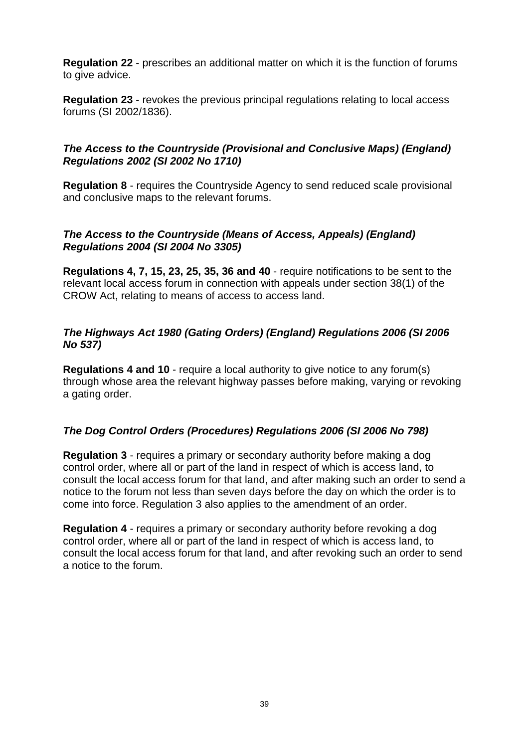**Regulation 22** - prescribes an additional matter on which it is the function of forums to give advice.

**Regulation 23** - revokes the previous principal regulations relating to local access forums (SI 2002/1836).

### ***The Access to the Countryside (Provisional and Conclusive Maps) (England) Regulations 2002 (SI 2002 No 1710)***

**Regulation 8** - requires the Countryside Agency to send reduced scale provisional and conclusive maps to the relevant forums.

### ***The Access to the Countryside (Means of Access, Appeals) (England) Regulations 2004 (SI 2004 No 3305)***

**Regulations 4, 7, 15, 23, 25, 35, 36 and 40** - require notifications to be sent to the relevant local access forum in connection with appeals under section 38(1) of the CROW Act, relating to means of access to access land.

### ***The Highways Act 1980 (Gating Orders) (England) Regulations 2006 (SI 2006 No 537)***

**Regulations 4 and 10** - require a local authority to give notice to any forum(s) through whose area the relevant highway passes before making, varying or revoking a gating order.

### ***The Dog Control Orders (Procedures) Regulations 2006 (SI 2006 No 798)***

**Regulation 3** - requires a primary or secondary authority before making a dog control order, where all or part of the land in respect of which is access land, to consult the local access forum for that land, and after making such an order to send a notice to the forum not less than seven days before the day on which the order is to come into force. Regulation 3 also applies to the amendment of an order.

**Regulation 4** - requires a primary or secondary authority before revoking a dog control order, where all or part of the land in respect of which is access land, to consult the local access forum for that land, and after revoking such an order to send a notice to the forum.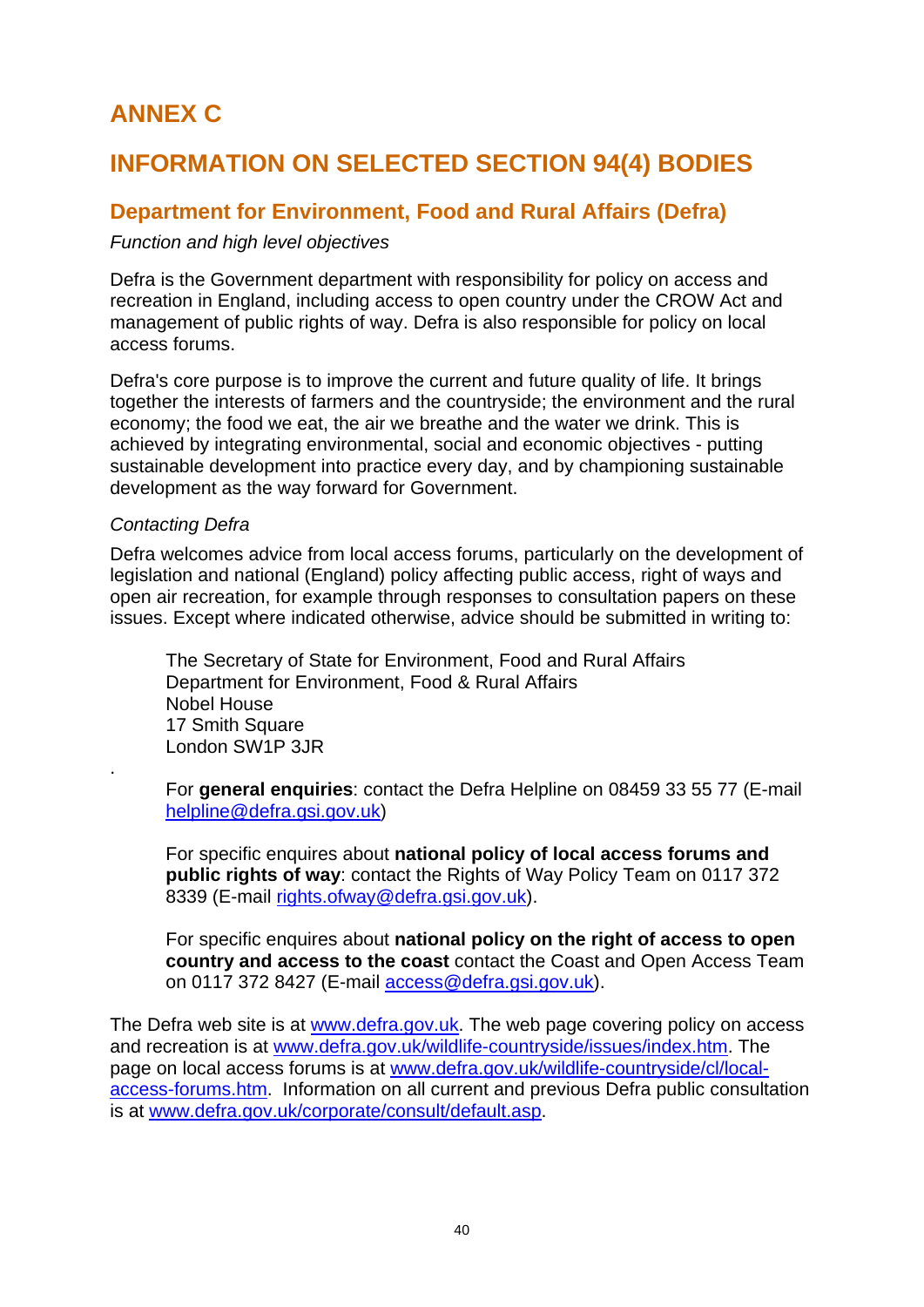# ANNEX C

# INFORMATION ON SELECTED SECTION 94(4) BODIES

## Department for Environment, Food and Rural Affairs (Defra)

*Function and high level objectives*

Defra is the Government department with responsibility for policy on access and recreation in England, including access to open country under the CROW Act and management of public rights of way. Defra is also responsible for policy on local access forums.

Defra's core purpose is to improve the current and future quality of life. It brings together the interests of farmers and the countryside; the environment and the rural economy; the food we eat, the air we breathe and the water we drink. This is achieved by integrating environmental, social and economic objectives - putting sustainable development into practice every day, and by championing sustainable development as the way forward for Government.

*Contacting Defra*

Defra welcomes advice from local access forums, particularly on the development of legislation and national (England) policy affecting public access, right of ways and open air recreation, for example through responses to consultation papers on these issues. Except where indicated otherwise, advice should be submitted in writing to:

> The Secretary of State for Environment, Food and Rural Affairs
> Department for Environment, Food & Rural Affairs
> Nobel House
> 17 Smith Square
> London SW1P 3JR

.

> For **general enquiries**: contact the Defra Helpline on 08459 33 55 77 (E-mail helpline@defra.gsi.gov.uk)
>
> For specific enquires about **national policy of local access forums and public rights of way**: contact the Rights of Way Policy Team on 0117 372 8339 (E-mail rights.ofway@defra.gsi.gov.uk).
>
> For specific enquires about **national policy on the right of access to open country and access to the coast** contact the Coast and Open Access Team on 0117 372 8427 (E-mail access@defra.gsi.gov.uk).

The Defra web site is at www.defra.gov.uk. The web page covering policy on access and recreation is at www.defra.gov.uk/wildlife-countryside/issues/index.htm. The page on local access forums is at www.defra.gov.uk/wildlife-countryside/cl/local-access-forums.htm. Information on all current and previous Defra public consultation is at www.defra.gov.uk/corporate/consult/default.asp.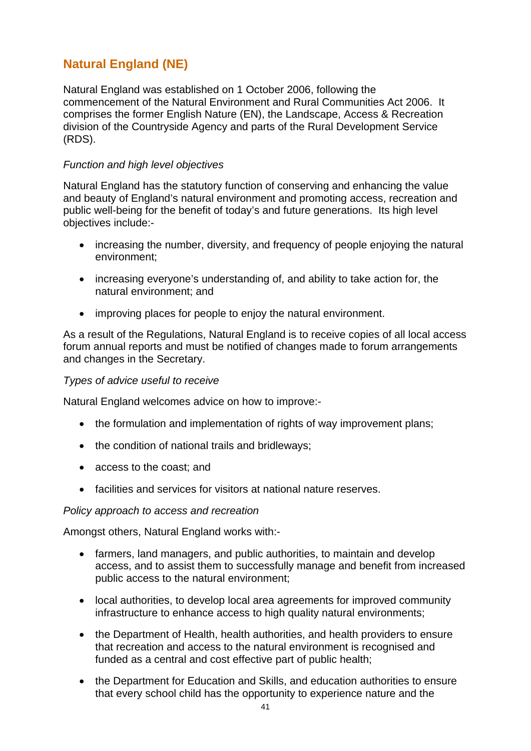## Natural England (NE)

Natural England was established on 1 October 2006, following the commencement of the Natural Environment and Rural Communities Act 2006. It comprises the former English Nature (EN), the Landscape, Access & Recreation division of the Countryside Agency and parts of the Rural Development Service (RDS).

*Function and high level objectives*

Natural England has the statutory function of conserving and enhancing the value and beauty of England's natural environment and promoting access, recreation and public well-being for the benefit of today's and future generations. Its high level objectives include:-

- increasing the number, diversity, and frequency of people enjoying the natural environment;
- increasing everyone's understanding of, and ability to take action for, the natural environment; and
- improving places for people to enjoy the natural environment.

As a result of the Regulations, Natural England is to receive copies of all local access forum annual reports and must be notified of changes made to forum arrangements and changes in the Secretary.

*Types of advice useful to receive*

Natural England welcomes advice on how to improve:-

- the formulation and implementation of rights of way improvement plans;
- the condition of national trails and bridleways;
- access to the coast; and
- facilities and services for visitors at national nature reserves.

*Policy approach to access and recreation*

Amongst others, Natural England works with:-

- farmers, land managers, and public authorities, to maintain and develop access, and to assist them to successfully manage and benefit from increased public access to the natural environment;
- local authorities, to develop local area agreements for improved community infrastructure to enhance access to high quality natural environments;
- the Department of Health, health authorities, and health providers to ensure that recreation and access to the natural environment is recognised and funded as a central and cost effective part of public health;
- the Department for Education and Skills, and education authorities to ensure that every school child has the opportunity to experience nature and the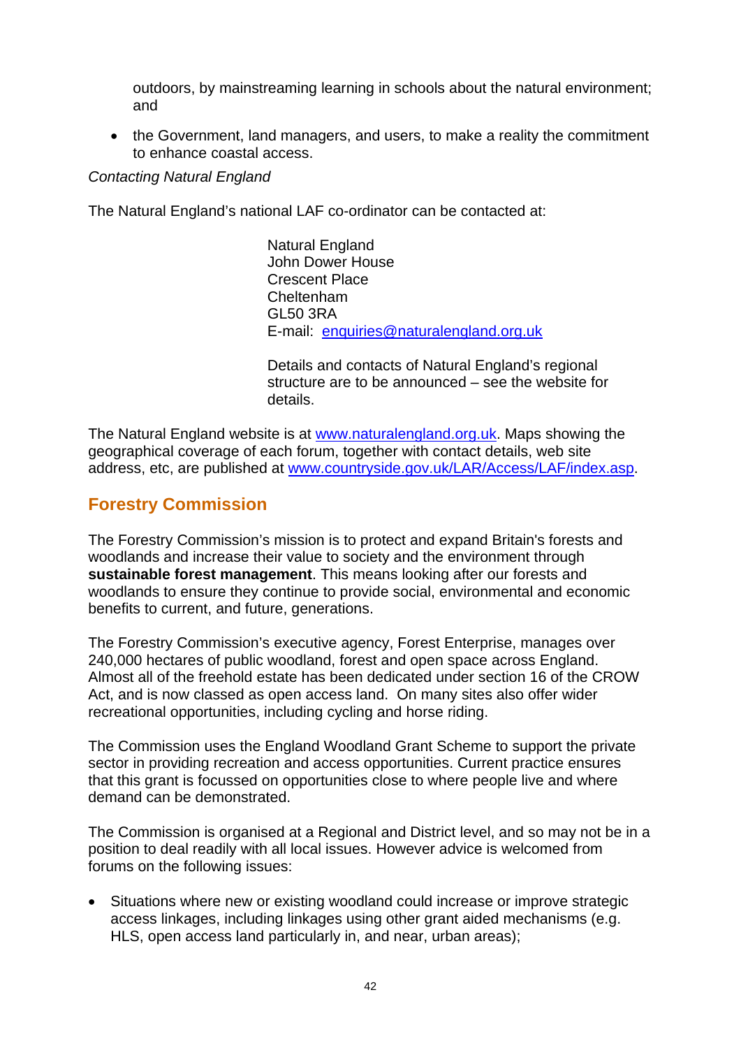outdoors, by mainstreaming learning in schools about the natural environment; and

- the Government, land managers, and users, to make a reality the commitment to enhance coastal access.

*Contacting Natural England*

The Natural England's national LAF co-ordinator can be contacted at:

Natural England
John Dower House
Crescent Place
Cheltenham
GL50 3RA
E-mail: enquiries@naturalengland.org.uk

Details and contacts of Natural England's regional structure are to be announced – see the website for details.

The Natural England website is at www.naturalengland.org.uk. Maps showing the geographical coverage of each forum, together with contact details, web site address, etc, are published at www.countryside.gov.uk/LAR/Access/LAF/index.asp.

## Forestry Commission

The Forestry Commission's mission is to protect and expand Britain's forests and woodlands and increase their value to society and the environment through **sustainable forest management**. This means looking after our forests and woodlands to ensure they continue to provide social, environmental and economic benefits to current, and future, generations.

The Forestry Commission's executive agency, Forest Enterprise, manages over 240,000 hectares of public woodland, forest and open space across England. Almost all of the freehold estate has been dedicated under section 16 of the CROW Act, and is now classed as open access land. On many sites also offer wider recreational opportunities, including cycling and horse riding.

The Commission uses the England Woodland Grant Scheme to support the private sector in providing recreation and access opportunities. Current practice ensures that this grant is focussed on opportunities close to where people live and where demand can be demonstrated.

The Commission is organised at a Regional and District level, and so may not be in a position to deal readily with all local issues. However advice is welcomed from forums on the following issues:

- Situations where new or existing woodland could increase or improve strategic access linkages, including linkages using other grant aided mechanisms (e.g. HLS, open access land particularly in, and near, urban areas);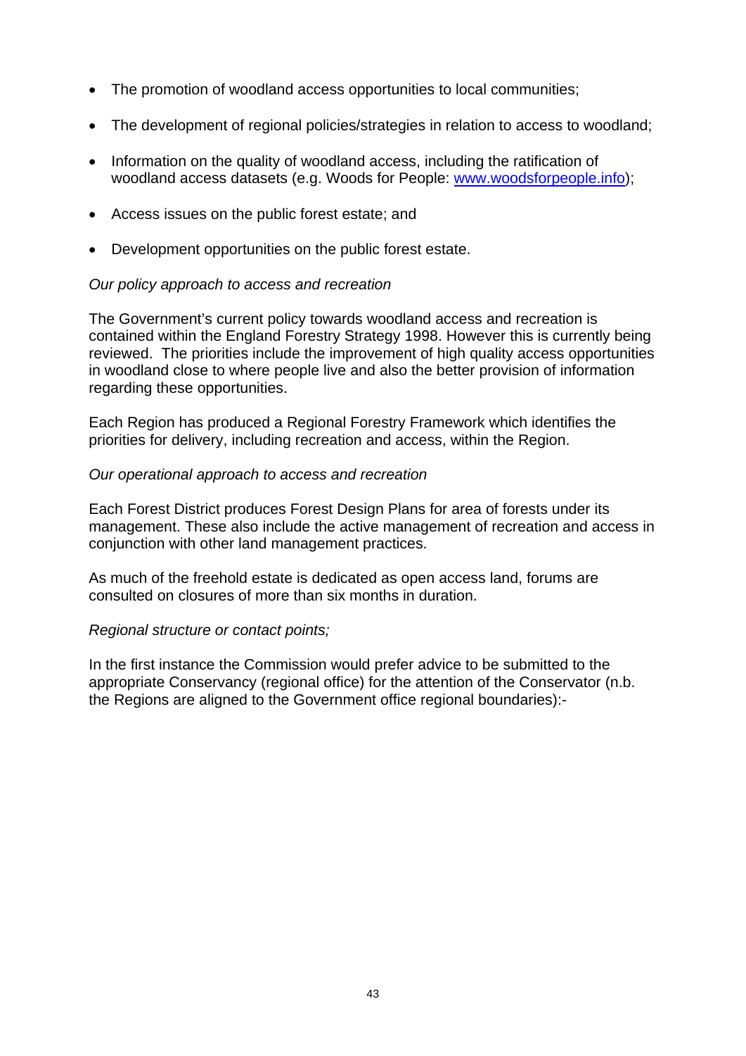- The promotion of woodland access opportunities to local communities;
- The development of regional policies/strategies in relation to access to woodland;
- Information on the quality of woodland access, including the ratification of woodland access datasets (e.g. Woods for People: [www.woodsforpeople.info](http://www.woodsforpeople.info));
- Access issues on the public forest estate; and
- Development opportunities on the public forest estate.

*Our policy approach to access and recreation*

The Government's current policy towards woodland access and recreation is contained within the England Forestry Strategy 1998. However this is currently being reviewed. The priorities include the improvement of high quality access opportunities in woodland close to where people live and also the better provision of information regarding these opportunities.

Each Region has produced a Regional Forestry Framework which identifies the priorities for delivery, including recreation and access, within the Region.

*Our operational approach to access and recreation*

Each Forest District produces Forest Design Plans for area of forests under its management. These also include the active management of recreation and access in conjunction with other land management practices.

As much of the freehold estate is dedicated as open access land, forums are consulted on closures of more than six months in duration.

*Regional structure or contact points;*

In the first instance the Commission would prefer advice to be submitted to the appropriate Conservancy (regional office) for the attention of the Conservator (n.b. the Regions are aligned to the Government office regional boundaries):-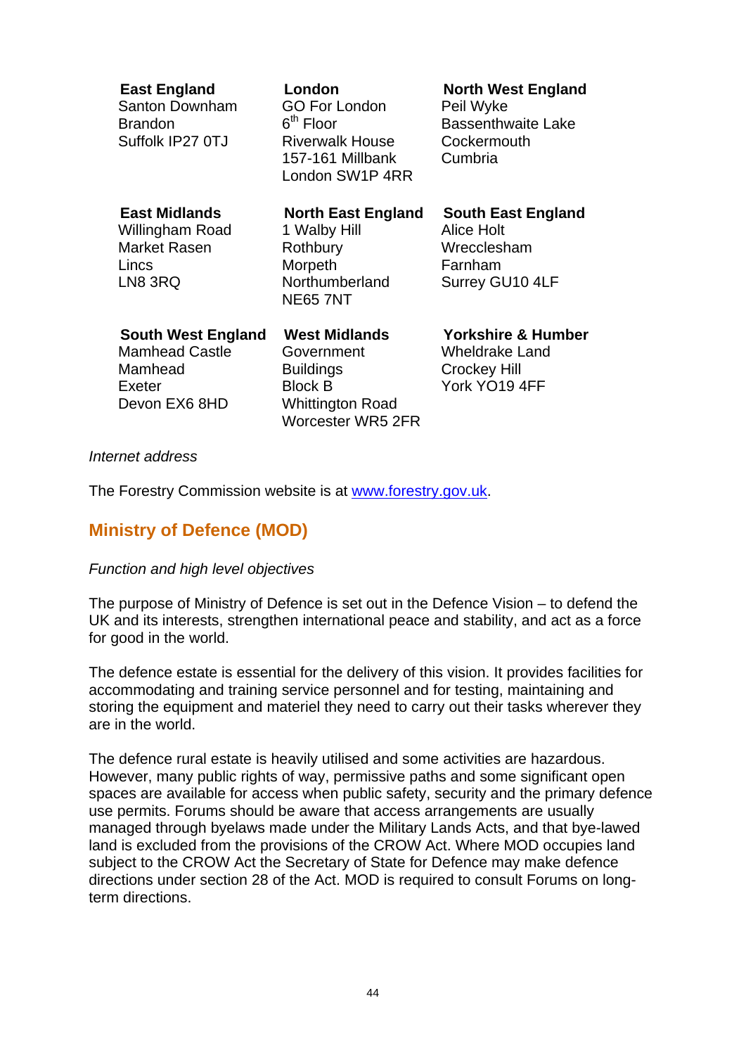**East England**
Santon Downham
Brandon
Suffolk IP27 0TJ

**London**
GO For London
6th Floor
Riverwalk House
157-161 Millbank
London SW1P 4RR

**North West England**
Peil Wyke
Bassenthwaite Lake
Cockermouth
Cumbria

**East Midlands**
Willingham Road
Market Rasen
Lincs
LN8 3RQ

**North East England**
1 Walby Hill
Rothbury
Morpeth
Northumberland
NE65 7NT

**South East England**
Alice Holt
Wrecclesham
Farnham
Surrey GU10 4LF

**South West England**
Mamhead Castle
Mamhead
Exeter
Devon EX6 8HD

**West Midlands**
Government
Buildings
Block B
Whittington Road
Worcester WR5 2FR

**Yorkshire & Humber**
Wheldrake Land
Crockey Hill
York YO19 4FF

*Internet address*

The Forestry Commission website is at www.forestry.gov.uk.

## Ministry of Defence (MOD)

*Function and high level objectives*

The purpose of Ministry of Defence is set out in the Defence Vision – to defend the UK and its interests, strengthen international peace and stability, and act as a force for good in the world.

The defence estate is essential for the delivery of this vision. It provides facilities for accommodating and training service personnel and for testing, maintaining and storing the equipment and materiel they need to carry out their tasks wherever they are in the world.

The defence rural estate is heavily utilised and some activities are hazardous. However, many public rights of way, permissive paths and some significant open spaces are available for access when public safety, security and the primary defence use permits. Forums should be aware that access arrangements are usually managed through byelaws made under the Military Lands Acts, and that bye-lawed land is excluded from the provisions of the CROW Act. Where MOD occupies land subject to the CROW Act the Secretary of State for Defence may make defence directions under section 28 of the Act. MOD is required to consult Forums on long-term directions.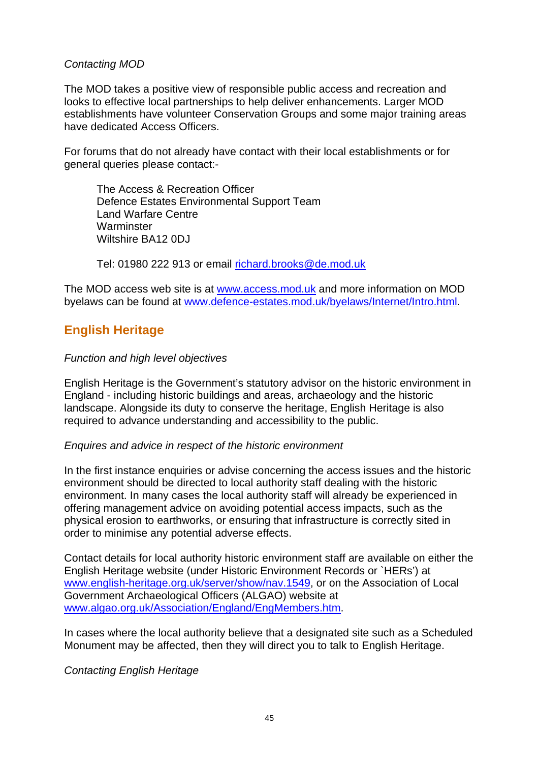*Contacting MOD*

The MOD takes a positive view of responsible public access and recreation and looks to effective local partnerships to help deliver enhancements. Larger MOD establishments have volunteer Conservation Groups and some major training areas have dedicated Access Officers.

For forums that do not already have contact with their local establishments or for general queries please contact:-

> The Access & Recreation Officer
> Defence Estates Environmental Support Team
> Land Warfare Centre
> Warminster
> Wiltshire BA12 0DJ
>
> Tel: 01980 222 913 or email richard.brooks@de.mod.uk

The MOD access web site is at www.access.mod.uk and more information on MOD byelaws can be found at www.defence-estates.mod.uk/byelaws/Internet/Intro.html.

## English Heritage

*Function and high level objectives*

English Heritage is the Government's statutory advisor on the historic environment in England - including historic buildings and areas, archaeology and the historic landscape. Alongside its duty to conserve the heritage, English Heritage is also required to advance understanding and accessibility to the public.

*Enquires and advice in respect of the historic environment*

In the first instance enquiries or advise concerning the access issues and the historic environment should be directed to local authority staff dealing with the historic environment. In many cases the local authority staff will already be experienced in offering management advice on avoiding potential access impacts, such as the physical erosion to earthworks, or ensuring that infrastructure is correctly sited in order to minimise any potential adverse effects.

Contact details for local authority historic environment staff are available on either the English Heritage website (under Historic Environment Records or `HERs') at www.english-heritage.org.uk/server/show/nav.1549, or on the Association of Local Government Archaeological Officers (ALGAO) website at www.algao.org.uk/Association/England/EngMembers.htm.

In cases where the local authority believe that a designated site such as a Scheduled Monument may be affected, then they will direct you to talk to English Heritage.

*Contacting English Heritage*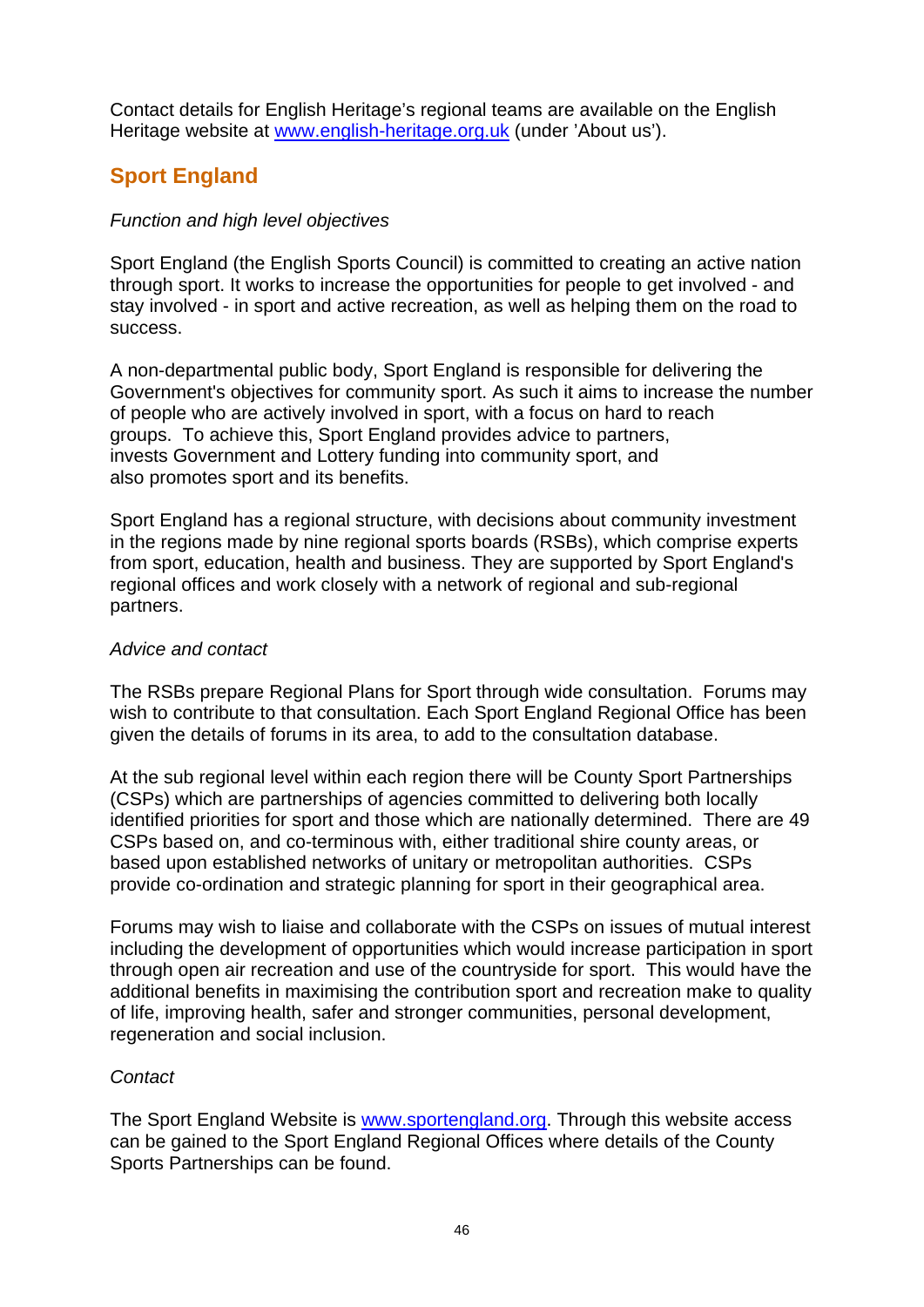Contact details for English Heritage's regional teams are available on the English Heritage website at www.english-heritage.org.uk (under 'About us').

## Sport England

*Function and high level objectives*

Sport England (the English Sports Council) is committed to creating an active nation through sport. It works to increase the opportunities for people to get involved - and stay involved - in sport and active recreation, as well as helping them on the road to success.

A non-departmental public body, Sport England is responsible for delivering the Government's objectives for community sport. As such it aims to increase the number of people who are actively involved in sport, with a focus on hard to reach groups. To achieve this, Sport England provides advice to partners, invests Government and Lottery funding into community sport, and also promotes sport and its benefits.

Sport England has a regional structure, with decisions about community investment in the regions made by nine regional sports boards (RSBs), which comprise experts from sport, education, health and business. They are supported by Sport England's regional offices and work closely with a network of regional and sub-regional partners.

*Advice and contact*

The RSBs prepare Regional Plans for Sport through wide consultation. Forums may wish to contribute to that consultation. Each Sport England Regional Office has been given the details of forums in its area, to add to the consultation database.

At the sub regional level within each region there will be County Sport Partnerships (CSPs) which are partnerships of agencies committed to delivering both locally identified priorities for sport and those which are nationally determined. There are 49 CSPs based on, and co-terminous with, either traditional shire county areas, or based upon established networks of unitary or metropolitan authorities. CSPs provide co-ordination and strategic planning for sport in their geographical area.

Forums may wish to liaise and collaborate with the CSPs on issues of mutual interest including the development of opportunities which would increase participation in sport through open air recreation and use of the countryside for sport. This would have the additional benefits in maximising the contribution sport and recreation make to quality of life, improving health, safer and stronger communities, personal development, regeneration and social inclusion.

*Contact*

The Sport England Website is www.sportengland.org. Through this website access can be gained to the Sport England Regional Offices where details of the County Sports Partnerships can be found.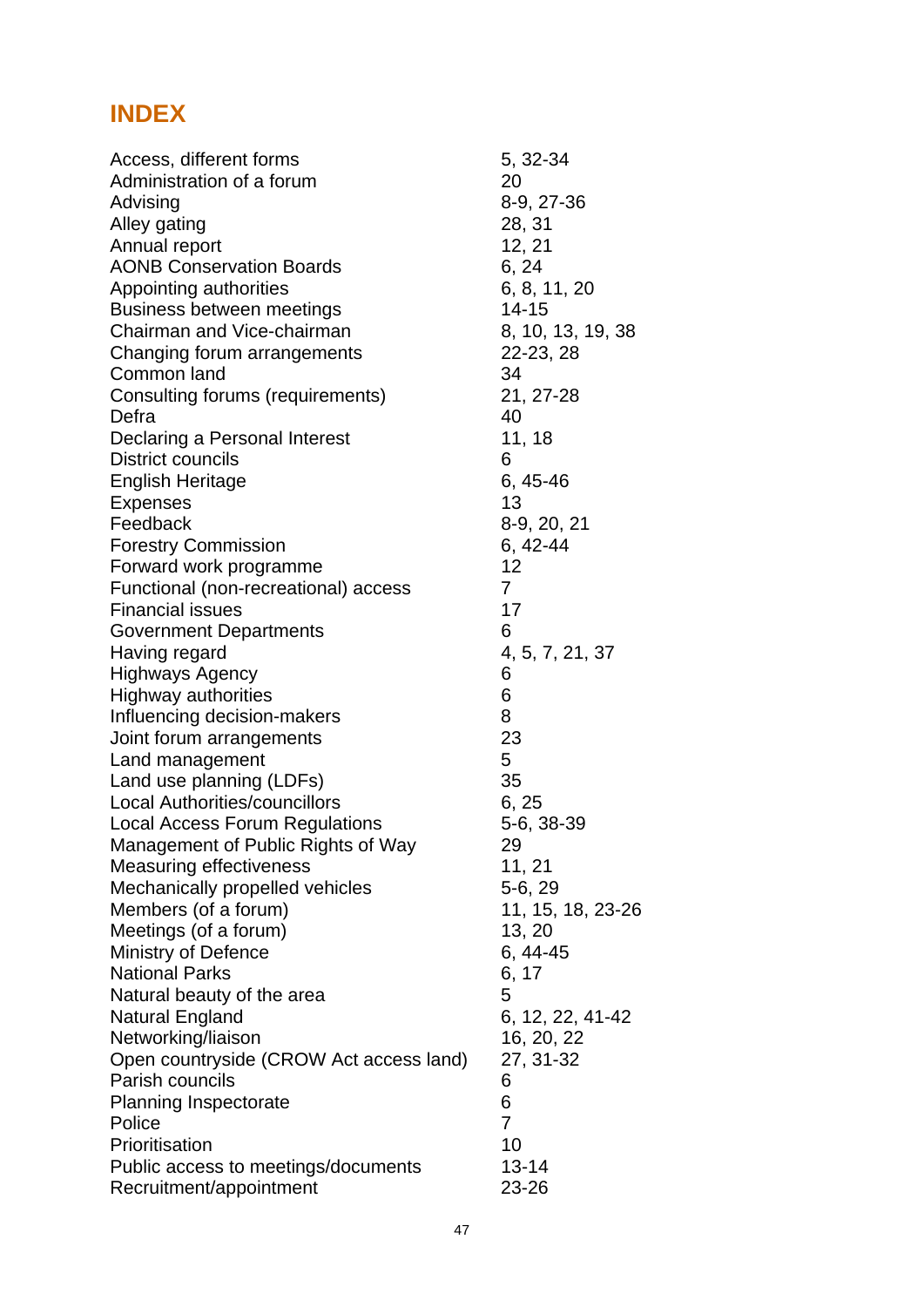## INDEX

| | |
|---|---|
| Access, different forms | 5, 32-34 |
| Administration of a forum | 20 |
| Advising | 8-9, 27-36 |
| Alley gating | 28, 31 |
| Annual report | 12, 21 |
| AONB Conservation Boards | 6, 24 |
| Appointing authorities | 6, 8, 11, 20 |
| Business between meetings | 14-15 |
| Chairman and Vice-chairman | 8, 10, 13, 19, 38 |
| Changing forum arrangements | 22-23, 28 |
| Common land | 34 |
| Consulting forums (requirements) | 21, 27-28 |
| Defra | 40 |
| Declaring a Personal Interest | 11, 18 |
| District councils | 6 |
| English Heritage | 6, 45-46 |
| Expenses | 13 |
| Feedback | 8-9, 20, 21 |
| Forestry Commission | 6, 42-44 |
| Forward work programme | 12 |
| Functional (non-recreational) access | 7 |
| Financial issues | 17 |
| Government Departments | 6 |
| Having regard | 4, 5, 7, 21, 37 |
| Highways Agency | 6 |
| Highway authorities | 6 |
| Influencing decision-makers | 8 |
| Joint forum arrangements | 23 |
| Land management | 5 |
| Land use planning (LDFs) | 35 |
| Local Authorities/councillors | 6, 25 |
| Local Access Forum Regulations | 5-6, 38-39 |
| Management of Public Rights of Way | 29 |
| Measuring effectiveness | 11, 21 |
| Mechanically propelled vehicles | 5-6, 29 |
| Members (of a forum) | 11, 15, 18, 23-26 |
| Meetings (of a forum) | 13, 20 |
| Ministry of Defence | 6, 44-45 |
| National Parks | 6, 17 |
| Natural beauty of the area | 5 |
| Natural England | 6, 12, 22, 41-42 |
| Networking/liaison | 16, 20, 22 |
| Open countryside (CROW Act access land) | 27, 31-32 |
| Parish councils | 6 |
| Planning Inspectorate | 6 |
| Police | 7 |
| Prioritisation | 10 |
| Public access to meetings/documents | 13-14 |
| Recruitment/appointment | 23-26 |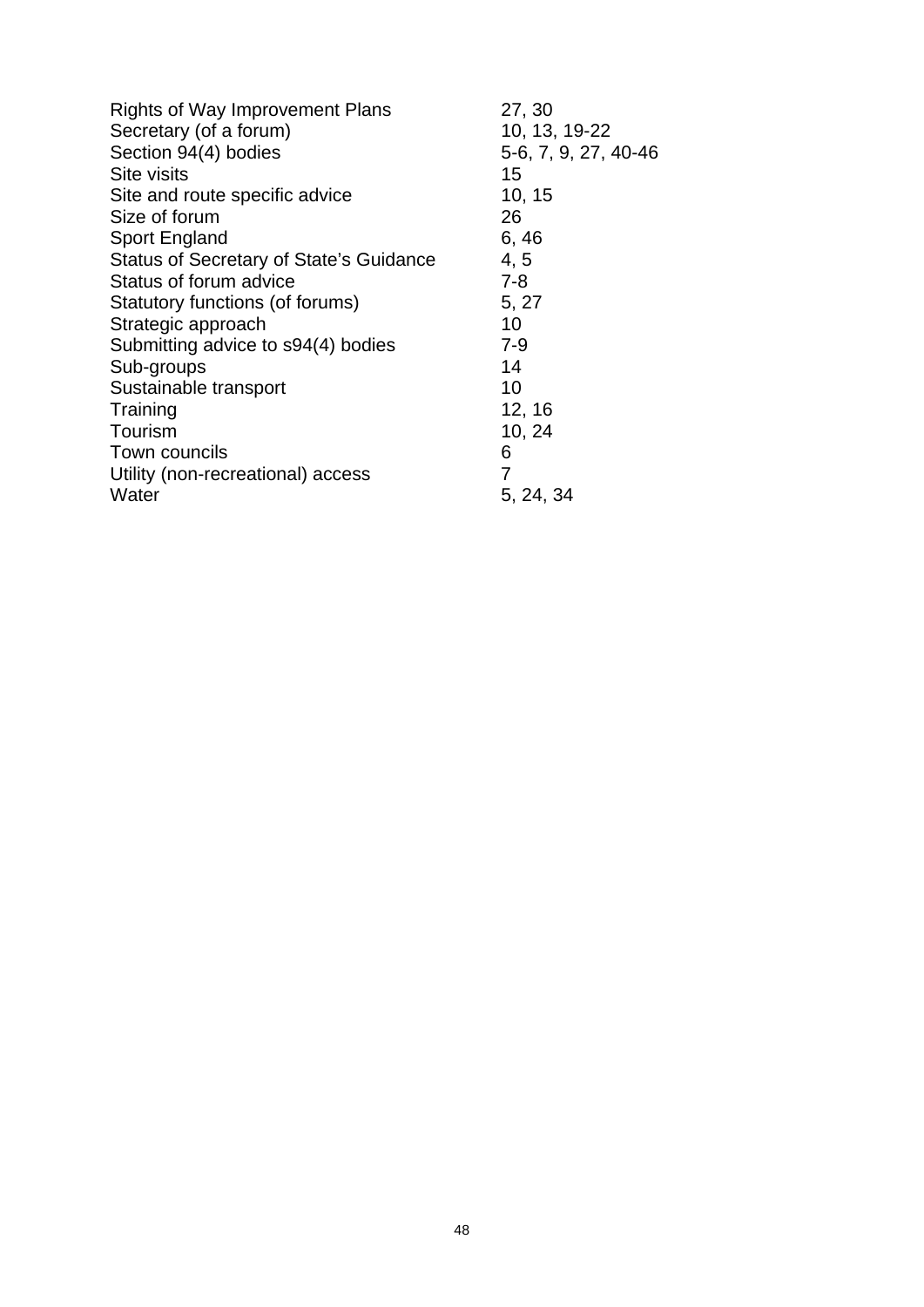| | |
|---|---|
| Rights of Way Improvement Plans | 27, 30 |
| Secretary (of a forum) | 10, 13, 19-22 |
| Section 94(4) bodies | 5-6, 7, 9, 27, 40-46 |
| Site visits | 15 |
| Site and route specific advice | 10, 15 |
| Size of forum | 26 |
| Sport England | 6, 46 |
| Status of Secretary of State's Guidance | 4, 5 |
| Status of forum advice | 7-8 |
| Statutory functions (of forums) | 5, 27 |
| Strategic approach | 10 |
| Submitting advice to s94(4) bodies | 7-9 |
| Sub-groups | 14 |
| Sustainable transport | 10 |
| Training | 12, 16 |
| Tourism | 10, 24 |
| Town councils | 6 |
| Utility (non-recreational) access | 7 |
| Water | 5, 24, 34 |